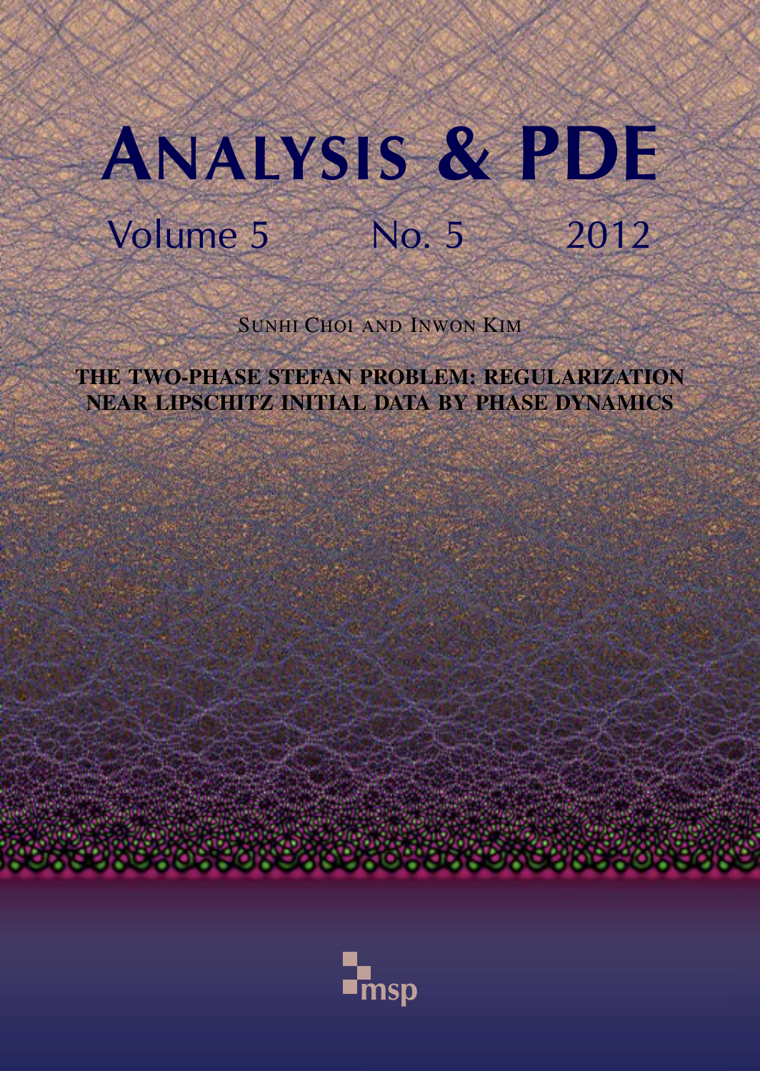# Analysis & PDE

Volume 5 No. 5 2012

SUNHI CHOI AND INWON KIM

**THE TWO-PHASE STEFAN PROBLEM: REGULARIZATION NEAR LIPSCHITZ INITIAL DATA BY PHASE DYNAMICS**

msp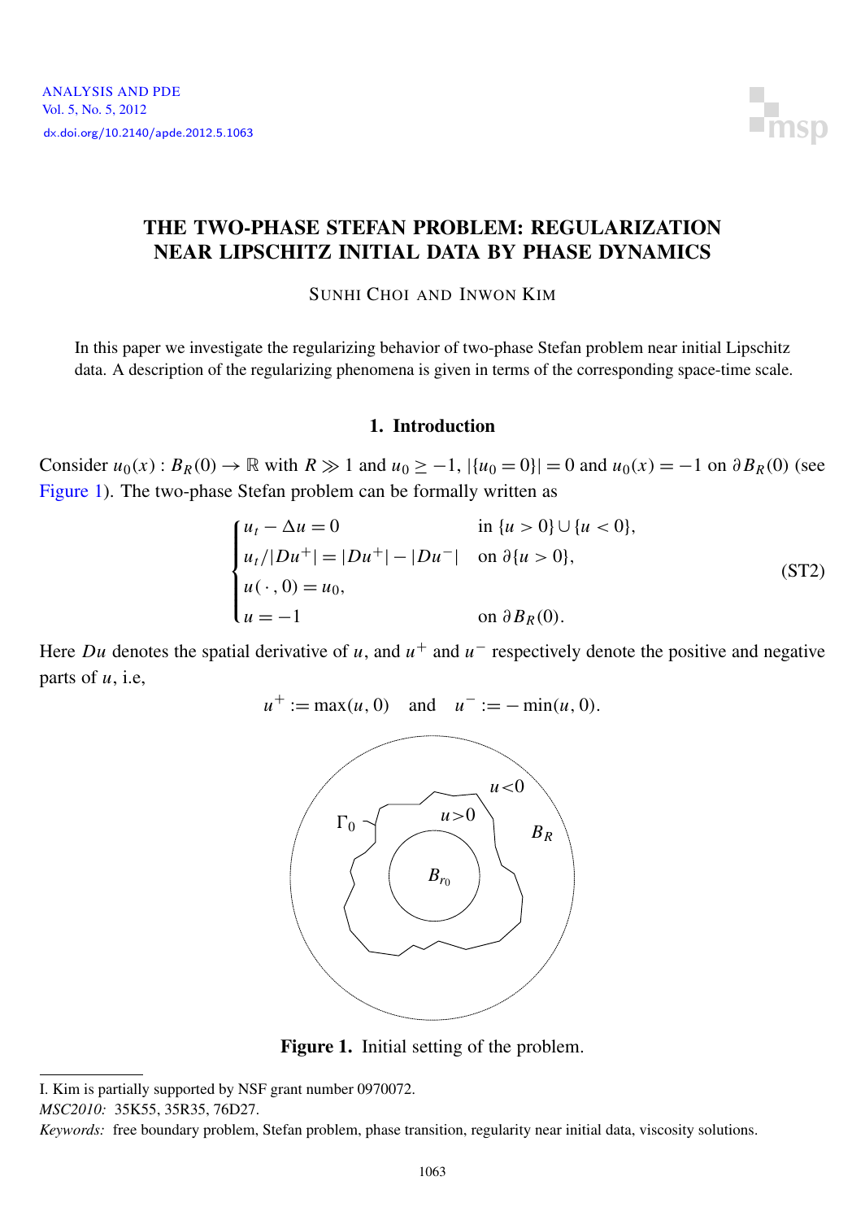# THE TWO-PHASE STEFAN PROBLEM: REGULARIZATION NEAR LIPSCHITZ INITIAL DATA BY PHASE DYNAMICS

SUNHI CHOI AND INWON KIM

In this paper we investigate the regularizing behavior of two-phase Stefan problem near initial Lipschitz data. A description of the regularizing phenomena is given in terms of the corresponding space-time scale.

## 1. Introduction

Consider $u_0(x) : B_R(0) \to \mathbb{R}$ with $R \gg 1$ and $u_0 \geq -1$, $|\{u_0 = 0\}| = 0$ and $u_0(x) = -1$ on $\partial B_R(0)$ (see Figure 1). The two-phase Stefan problem can be formally written as

$$
\begin{cases}
u_t - \Delta u = 0 & \text{in } \{u > 0\} \cup \{u < 0\}, \\
u_t / |Du^+| = |Du^+| - |Du^-| & \text{on } \partial\{u > 0\}, \\
u(\cdot, 0) = u_0, & \\
u = -1 & \text{on } \partial B_R(0).
\end{cases}
\tag{ST2}
$$

Here $Du$ denotes the spatial derivative of $u$, and $u^+$ and $u^-$ respectively denote the positive and negative parts of $u$, i.e,

$$
u^+ := \max(u, 0) \quad \text{and} \quad u^- := -\min(u, 0).
$$

**Figure 1.** Initial setting of the problem.

I. Kim is partially supported by NSF grant number 0970072.

*MSC2010:* 35K55, 35R35, 76D27.

*Keywords:* free boundary problem, Stefan problem, phase transition, regularity near initial data, viscosity solutions.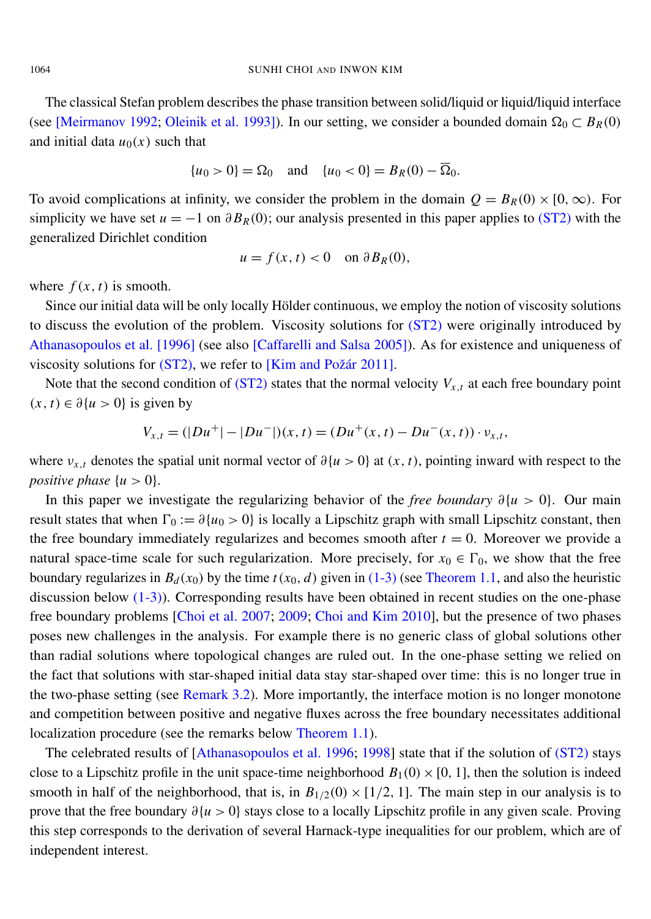The classical Stefan problem describes the phase transition between solid/liquid or liquid/liquid interface (see [Meirmanov 1992; Oleinik et al. 1993]). In our setting, we consider a bounded domain $\Omega_0 \subset B_R(0)$ and initial data $u_0(x)$ such that

$$\{u_0 > 0\} = \Omega_0 \quad \text{and} \quad \{u_0 < 0\} = B_R(0) - \overline{\Omega}_0.$$

To avoid complications at infinity, we consider the problem in the domain $Q = B_R(0) \times [0, \infty)$. For simplicity we have set $u = -1$ on $\partial B_R(0)$; our analysis presented in this paper applies to (ST2) with the generalized Dirichlet condition

$$u = f(x, t) < 0 \quad \text{on } \partial B_R(0),$$

where $f(x, t)$ is smooth.

Since our initial data will be only locally Hölder continuous, we employ the notion of viscosity solutions to discuss the evolution of the problem. Viscosity solutions for (ST2) were originally introduced by Athanasopoulos et al. [1996] (see also [Caffarelli and Salsa 2005]). As for existence and uniqueness of viscosity solutions for (ST2), we refer to [Kim and Požár 2011].

Note that the second condition of (ST2) states that the normal velocity $V_{x,t}$ at each free boundary point $(x, t) \in \partial\{u > 0\}$ is given by

$$V_{x,t} = (|Du^+| - |Du^-|)(x, t) = (Du^+(x, t) - Du^-(x, t)) \cdot \nu_{x,t},$$

where $\nu_{x,t}$ denotes the spatial unit normal vector of $\partial\{u > 0\}$ at $(x, t)$, pointing inward with respect to the *positive phase* $\{u > 0\}$.

In this paper we investigate the regularizing behavior of the *free boundary* $\partial\{u > 0\}$. Our main result states that when $\Gamma_0 := \partial\{u_0 > 0\}$ is locally a Lipschitz graph with small Lipschitz constant, then the free boundary immediately regularizes and becomes smooth after $t = 0$. Moreover we provide a natural space-time scale for such regularization. More precisely, for $x_0 \in \Gamma_0$, we show that the free boundary regularizes in $B_d(x_0)$ by the time $t(x_0, d)$ given in (1-3) (see Theorem 1.1, and also the heuristic discussion below (1-3)). Corresponding results have been obtained in recent studies on the one-phase free boundary problems [Choi et al. 2007; 2009; Choi and Kim 2010], but the presence of two phases poses new challenges in the analysis. For example there is no generic class of global solutions other than radial solutions where topological changes are ruled out. In the one-phase setting we relied on the fact that solutions with star-shaped initial data stay star-shaped over time: this is no longer true in the two-phase setting (see Remark 3.2). More importantly, the interface motion is no longer monotone and competition between positive and negative fluxes across the free boundary necessitates additional localization procedure (see the remarks below Theorem 1.1).

The celebrated results of [Athanasopoulos et al. 1996; 1998] state that if the solution of (ST2) stays close to a Lipschitz profile in the unit space-time neighborhood $B_1(0) \times [0, 1]$, then the solution is indeed smooth in half of the neighborhood, that is, in $B_{1/2}(0) \times [1/2, 1]$. The main step in our analysis is to prove that the free boundary $\partial\{u > 0\}$ stays close to a locally Lipschitz profile in any given scale. Proving this step corresponds to the derivation of several Harnack-type inequalities for our problem, which are of independent interest.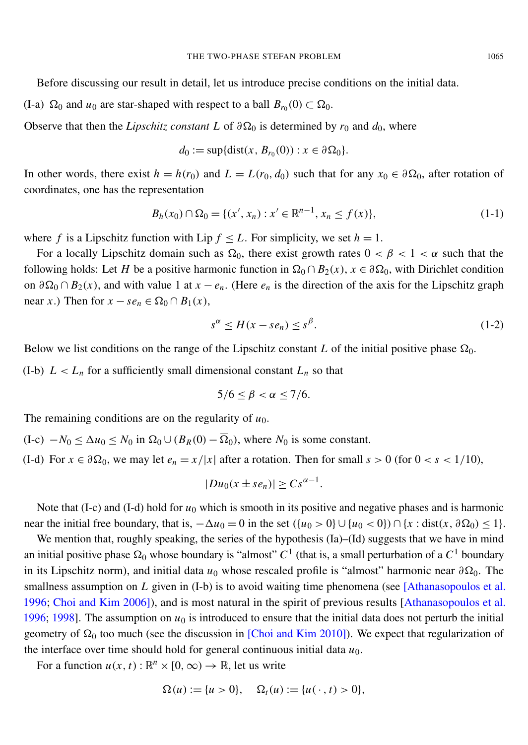Before discussing our result in detail, let us introduce precise conditions on the initial data.

(I-a) $\Omega_0$ and $u_0$ are star-shaped with respect to a ball $B_{r_0}(0) \subset \Omega_0$.

Observe that then the *Lipschitz constant* $L$ of $\partial\Omega_0$ is determined by $r_0$ and $d_0$, where

$$d_0 := \sup\{\text{dist}(x, B_{r_0}(0)) : x \in \partial\Omega_0\}.$$

In other words, there exist $h = h(r_0)$ and $L = L(r_0, d_0)$ such that for any $x_0 \in \partial\Omega_0$, after rotation of coordinates, one has the representation

$$B_h(x_0) \cap \Omega_0 = \{(x', x_n) : x' \in \mathbb{R}^{n-1}, x_n \leq f(x)\}, \tag{1-1}$$

where $f$ is a Lipschitz function with Lip $f \leq L$. For simplicity, we set $h = 1$.

For a locally Lipschitz domain such as $\Omega_0$, there exist growth rates $0 < \beta < 1 < \alpha$ such that the following holds: Let $H$ be a positive harmonic function in $\Omega_0 \cap B_2(x)$, $x \in \partial\Omega_0$, with Dirichlet condition on $\partial\Omega_0 \cap B_2(x)$, and with value 1 at $x - e_n$. (Here $e_n$ is the direction of the axis for the Lipschitz graph near $x$.) Then for $x - se_n \in \Omega_0 \cap B_1(x)$,

$$s^\alpha \leq H(x - se_n) \leq s^\beta. \tag{1-2}$$

Below we list conditions on the range of the Lipschitz constant $L$ of the initial positive phase $\Omega_0$.

(I-b) $L < L_n$ for a sufficiently small dimensional constant $L_n$ so that

$$5/6 \leq \beta < \alpha \leq 7/6.$$

The remaining conditions are on the regularity of $u_0$.

(I-c) $-N_0 \leq \Delta u_0 \leq N_0$ in $\Omega_0 \cup (B_R(0) - \overline{\Omega}_0)$, where $N_0$ is some constant.

(I-d) For $x \in \partial\Omega_0$, we may let $e_n = x/|x|$ after a rotation. Then for small $s > 0$ (for $0 < s < 1/10$),

$$|Du_0(x \pm se_n)| \geq Cs^{\alpha-1}.$$

Note that (I-c) and (I-d) hold for $u_0$ which is smooth in its positive and negative phases and is harmonic near the initial free boundary, that is, $-\Delta u_0 = 0$ in the set $(\{u_0 > 0\} \cup \{u_0 < 0\}) \cap \{x : \text{dist}(x, \partial\Omega_0) \leq 1\}$.

We mention that, roughly speaking, the series of the hypothesis (Ia)–(Id) suggests that we have in mind an initial positive phase $\Omega_0$ whose boundary is "almost" $C^1$ (that is, a small perturbation of a $C^1$ boundary in its Lipschitz norm), and initial data $u_0$ whose rescaled profile is "almost" harmonic near $\partial\Omega_0$. The smallness assumption on $L$ given in (I-b) is to avoid waiting time phenomena (see [Athanasopoulos et al. 1996; Choi and Kim 2006]), and is most natural in the spirit of previous results [Athanasopoulos et al. 1996; 1998]. The assumption on $u_0$ is introduced to ensure that the initial data does not perturb the initial geometry of $\Omega_0$ too much (see the discussion in [Choi and Kim 2010]). We expect that regularization of the interface over time should hold for general continuous initial data $u_0$.

For a function $u(x, t) : \mathbb{R}^n \times [0, \infty) \to \mathbb{R}$, let us write

$$\Omega(u) := \{u > 0\}, \quad \Omega_t(u) := \{u(\cdot, t) > 0\},$$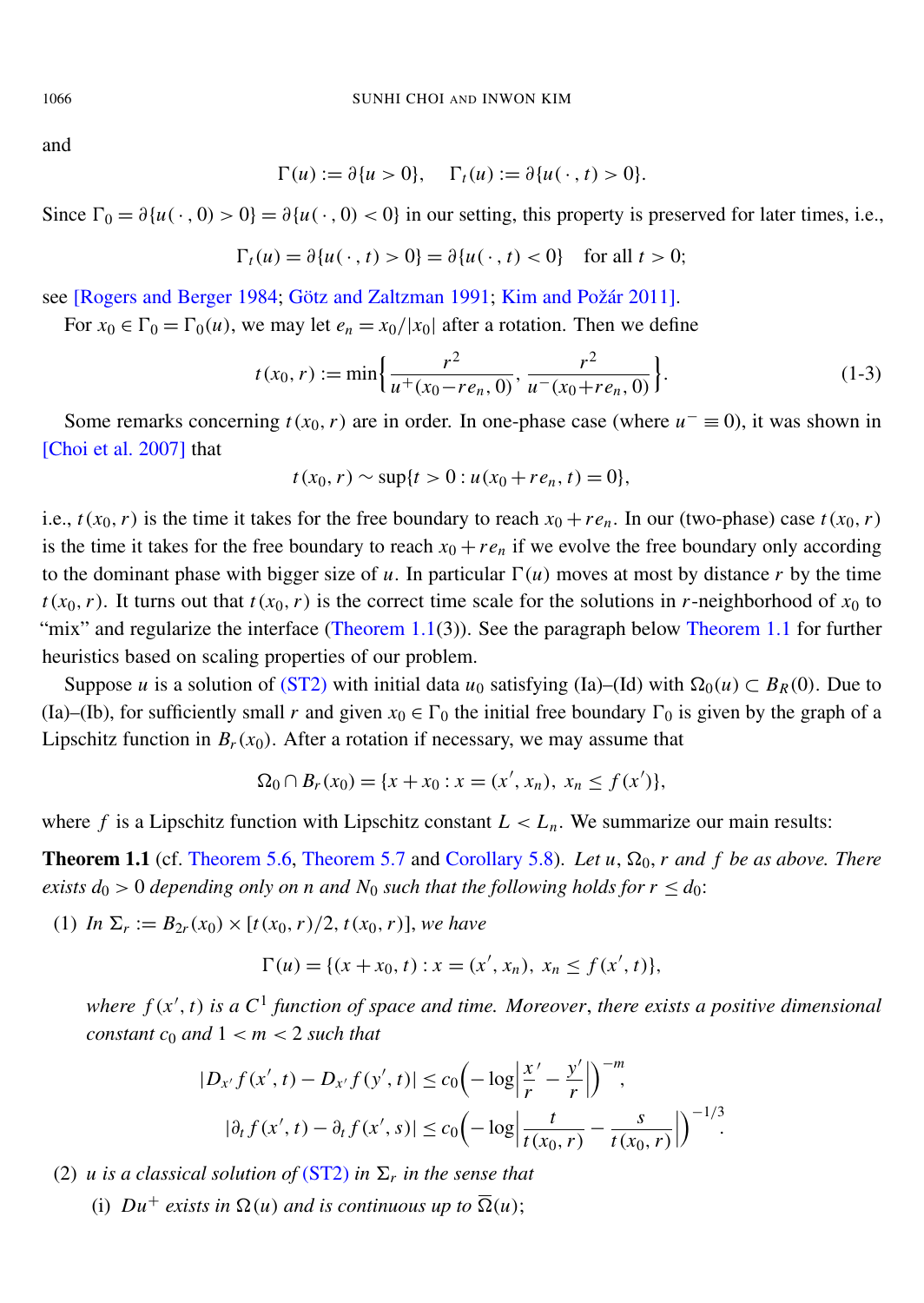and

$$\Gamma(u) := \partial\{u > 0\}, \quad \Gamma_t(u) := \partial\{u(\cdot, t) > 0\}.$$

Since $\Gamma_0 = \partial\{u(\cdot, 0) > 0\} = \partial\{u(\cdot, 0) < 0\}$ in our setting, this property is preserved for later times, i.e.,

$$\Gamma_t(u) = \partial\{u(\cdot, t) > 0\} = \partial\{u(\cdot, t) < 0\} \quad \text{for all } t > 0;$$

see [Rogers and Berger 1984; Götz and Zaltzman 1991; Kim and Požár 2011].

For $x_0 \in \Gamma_0 = \Gamma_0(u)$, we may let $e_n = x_0/|x_0|$ after a rotation. Then we define

$$t(x_0, r) := \min\left\{\frac{r^2}{u^+(x_0 - re_n, 0)}, \frac{r^2}{u^-(x_0 + re_n, 0)}\right\}. \tag{1-3}$$

Some remarks concerning $t(x_0, r)$ are in order. In one-phase case (where $u^- \equiv 0$), it was shown in [Choi et al. 2007] that

$$t(x_0, r) \sim \sup\{t > 0 : u(x_0 + re_n, t) = 0\},$$

i.e., $t(x_0, r)$ is the time it takes for the free boundary to reach $x_0 + re_n$. In our (two-phase) case $t(x_0, r)$ is the time it takes for the free boundary to reach $x_0 + re_n$ if we evolve the free boundary only according to the dominant phase with bigger size of $u$. In particular $\Gamma(u)$ moves at most by distance $r$ by the time $t(x_0, r)$. It turns out that $t(x_0, r)$ is the correct time scale for the solutions in $r$-neighborhood of $x_0$ to "mix" and regularize the interface (Theorem 1.1(3)). See the paragraph below Theorem 1.1 for further heuristics based on scaling properties of our problem.

Suppose $u$ is a solution of (ST2) with initial data $u_0$ satisfying (Ia)–(Id) with $\Omega_0(u) \subset B_R(0)$. Due to (Ia)–(Ib), for sufficiently small $r$ and given $x_0 \in \Gamma_0$ the initial free boundary $\Gamma_0$ is given by the graph of a Lipschitz function in $B_r(x_0)$. After a rotation if necessary, we may assume that

$$\Omega_0 \cap B_r(x_0) = \{x + x_0 : x = (x', x_n),\ x_n \le f(x')\},$$

where $f$ is a Lipschitz function with Lipschitz constant $L < L_n$. We summarize our main results:

**Theorem 1.1** (cf. Theorem 5.6, Theorem 5.7 and Corollary 5.8). *Let $u$, $\Omega_0$, $r$ and $f$ be as above. There exists $d_0 > 0$ depending only on $n$ and $N_0$ such that the following holds for $r \le d_0$:*

(1) *In $\Sigma_r := B_{2r}(x_0) \times [t(x_0, r)/2, t(x_0, r)]$, we have*

$$\Gamma(u) = \{(x + x_0, t) : x = (x', x_n),\ x_n \le f(x', t)\},$$

*where $f(x', t)$ is a $C^1$ function of space and time. Moreover, there exists a positive dimensional constant $c_0$ and $1 < m < 2$ such that*

$$|D_{x'} f(x', t) - D_{x'} f(y', t)| \le c_0\left(-\log\left|\frac{x'}{r} - \frac{y'}{r}\right|\right)^{-m},$$

$$|\partial_t f(x', t) - \partial_t f(x', s)| \le c_0\left(-\log\left|\frac{t}{t(x_0, r)} - \frac{s}{t(x_0, r)}\right|\right)^{-1/3}.$$

(2) *$u$ is a classical solution of (ST2) in $\Sigma_r$ in the sense that*

   (i) *$Du^+$ exists in $\Omega(u)$ and is continuous up to $\overline{\Omega}(u)$;*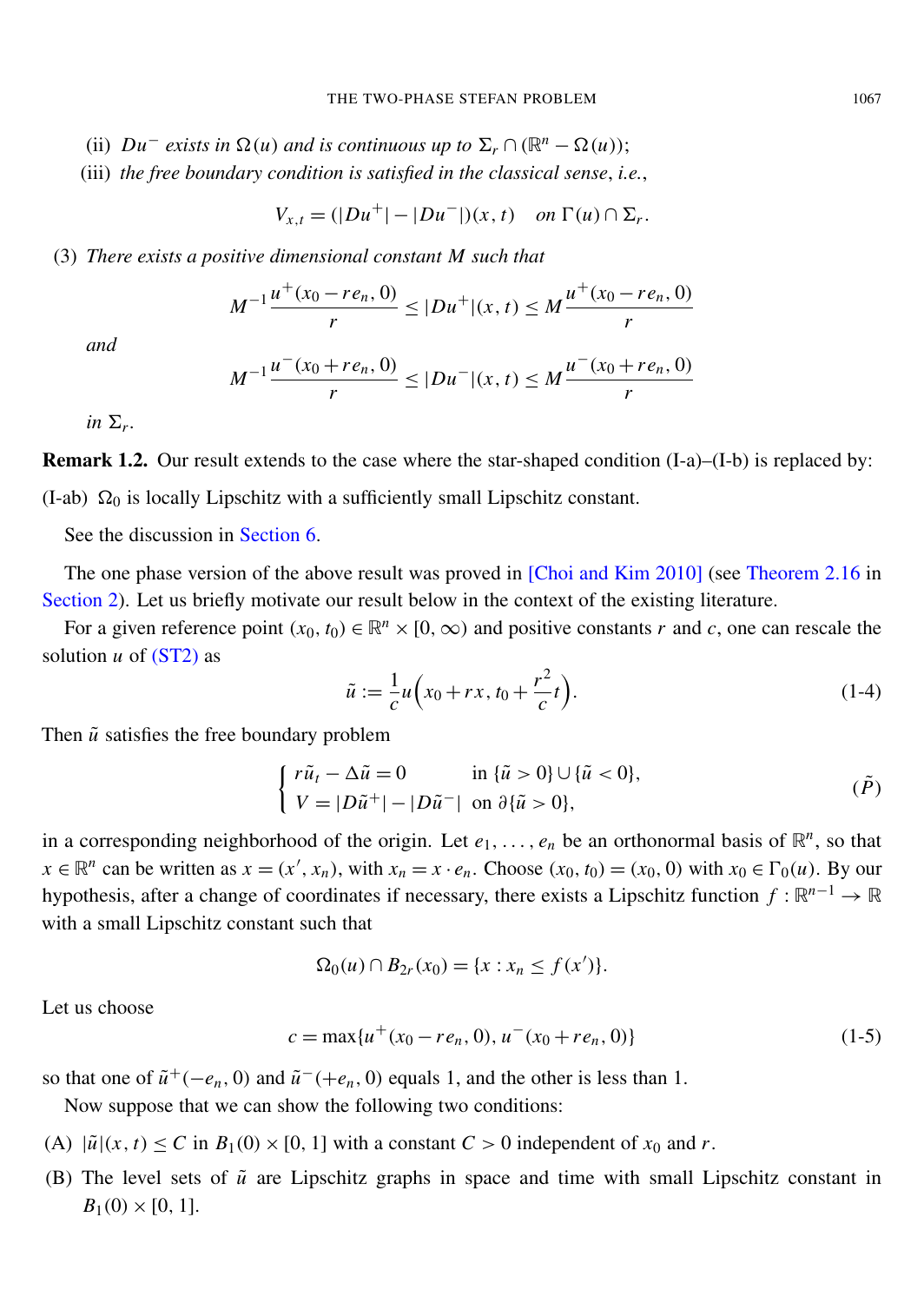(ii) *$Du^-$ exists in $\Omega(u)$ and is continuous up to $\Sigma_r \cap (\mathbb{R}^n - \Omega(u))$;*

(iii) *the free boundary condition is satisfied in the classical sense, i.e.,*

$$V_{x,t} = (|Du^+| - |Du^-|)(x,t) \quad \text{on } \Gamma(u) \cap \Sigma_r.$$

(3) *There exists a positive dimensional constant $M$ such that*

$$M^{-1}\frac{u^+(x_0 - re_n, 0)}{r} \le |Du^+|(x,t) \le M\frac{u^+(x_0 - re_n, 0)}{r}$$

*and*

$$M^{-1}\frac{u^-(x_0 + re_n, 0)}{r} \le |Du^-|(x,t) \le M\frac{u^-(x_0 + re_n, 0)}{r}$$

*in $\Sigma_r$.*

**Remark 1.2.** Our result extends to the case where the star-shaped condition (I-a)–(I-b) is replaced by:

(I-ab) $\Omega_0$ is locally Lipschitz with a sufficiently small Lipschitz constant.

See the discussion in Section 6.

The one phase version of the above result was proved in [Choi and Kim 2010] (see Theorem 2.16 in Section 2). Let us briefly motivate our result below in the context of the existing literature.

For a given reference point $(x_0, t_0) \in \mathbb{R}^n \times [0, \infty)$ and positive constants $r$ and $c$, one can rescale the solution $u$ of (ST2) as

$$\tilde{u} := \frac{1}{c} u\Big(x_0 + rx, t_0 + \frac{r^2}{c} t\Big). \tag{1-4}$$

Then $\tilde{u}$ satisfies the free boundary problem

$$\begin{cases} r\tilde{u}_t - \Delta\tilde{u} = 0 & \text{in } \{\tilde{u} > 0\} \cup \{\tilde{u} < 0\}, \\ V = |D\tilde{u}^+| - |D\tilde{u}^-| & \text{on } \partial\{\tilde{u} > 0\}, \end{cases} \tag{$\tilde{P}$}$$

in a corresponding neighborhood of the origin. Let $e_1, \dots, e_n$ be an orthonormal basis of $\mathbb{R}^n$, so that $x \in \mathbb{R}^n$ can be written as $x = (x', x_n)$, with $x_n = x \cdot e_n$. Choose $(x_0, t_0) = (x_0, 0)$ with $x_0 \in \Gamma_0(u)$. By our hypothesis, after a change of coordinates if necessary, there exists a Lipschitz function $f : \mathbb{R}^{n-1} \to \mathbb{R}$ with a small Lipschitz constant such that

$$\Omega_0(u) \cap B_{2r}(x_0) = \{x : x_n \le f(x')\}.$$

Let us choose

$$c = \max\{u^+(x_0 - re_n, 0), u^-(x_0 + re_n, 0)\} \tag{1-5}$$

so that one of $\tilde{u}^+(-e_n, 0)$ and $\tilde{u}^-(+e_n, 0)$ equals 1, and the other is less than 1.

Now suppose that we can show the following two conditions:

(A) $|\tilde{u}|(x,t) \le C$ in $B_1(0) \times [0, 1]$ with a constant $C > 0$ independent of $x_0$ and $r$.

(B) The level sets of $\tilde{u}$ are Lipschitz graphs in space and time with small Lipschitz constant in $B_1(0) \times [0, 1]$.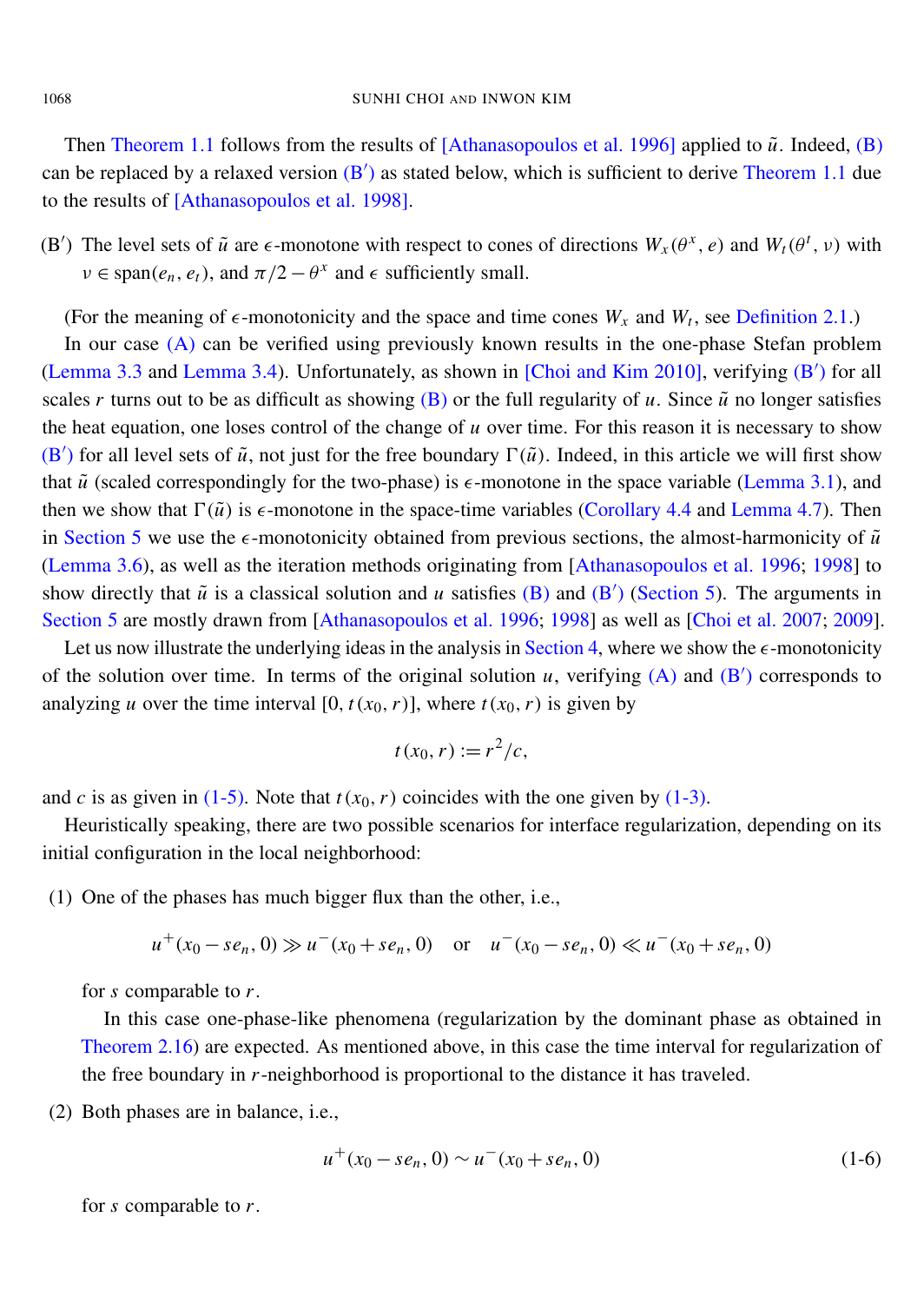Then Theorem 1.1 follows from the results of [Athanasopoulos et al. 1996] applied to $\tilde{u}$. Indeed, (B) can be replaced by a relaxed version (B′) as stated below, which is sufficient to derive Theorem 1.1 due to the results of [Athanasopoulos et al. 1998].

(B′) The level sets of $\tilde{u}$ are $\epsilon$-monotone with respect to cones of directions $W_x(\theta^x, e)$ and $W_t(\theta^t, \nu)$ with $\nu \in \operatorname{span}(e_n, e_t)$, and $\pi/2 - \theta^x$ and $\epsilon$ sufficiently small.

(For the meaning of $\epsilon$-monotonicity and the space and time cones $W_x$ and $W_t$, see Definition 2.1.)

In our case (A) can be verified using previously known results in the one-phase Stefan problem (Lemma 3.3 and Lemma 3.4). Unfortunately, as shown in [Choi and Kim 2010], verifying (B′) for all scales $r$ turns out to be as difficult as showing (B) or the full regularity of $u$. Since $\tilde{u}$ no longer satisfies the heat equation, one loses control of the change of $u$ over time. For this reason it is necessary to show (B′) for all level sets of $\tilde{u}$, not just for the free boundary $\Gamma(\tilde{u})$. Indeed, in this article we will first show that $\tilde{u}$ (scaled correspondingly for the two-phase) is $\epsilon$-monotone in the space variable (Lemma 3.1), and then we show that $\Gamma(\tilde{u})$ is $\epsilon$-monotone in the space-time variables (Corollary 4.4 and Lemma 4.7). Then in Section 5 we use the $\epsilon$-monotonicity obtained from previous sections, the almost-harmonicity of $\tilde{u}$ (Lemma 3.6), as well as the iteration methods originating from [Athanasopoulos et al. 1996; 1998] to show directly that $\tilde{u}$ is a classical solution and $u$ satisfies (B) and (B′) (Section 5). The arguments in Section 5 are mostly drawn from [Athanasopoulos et al. 1996; 1998] as well as [Choi et al. 2007; 2009].

Let us now illustrate the underlying ideas in the analysis in Section 4, where we show the $\epsilon$-monotonicity of the solution over time. In terms of the original solution $u$, verifying (A) and (B′) corresponds to analyzing $u$ over the time interval $[0, t(x_0, r)]$, where $t(x_0, r)$ is given by

$$t(x_0, r) := r^2/c,$$

and $c$ is as given in (1-5). Note that $t(x_0, r)$ coincides with the one given by (1-3).

Heuristically speaking, there are two possible scenarios for interface regularization, depending on its initial configuration in the local neighborhood:

(1) One of the phases has much bigger flux than the other, i.e.,

$$u^+(x_0 - se_n, 0) \gg u^-(x_0 + se_n, 0) \quad \text{or} \quad u^-(x_0 - se_n, 0) \ll u^-(x_0 + se_n, 0)$$

for $s$ comparable to $r$.

In this case one-phase-like phenomena (regularization by the dominant phase as obtained in Theorem 2.16) are expected. As mentioned above, in this case the time interval for regularization of the free boundary in $r$-neighborhood is proportional to the distance it has traveled.

(2) Both phases are in balance, i.e.,

$$u^+(x_0 - se_n, 0) \sim u^-(x_0 + se_n, 0) \tag{1-6}$$

for $s$ comparable to $r$.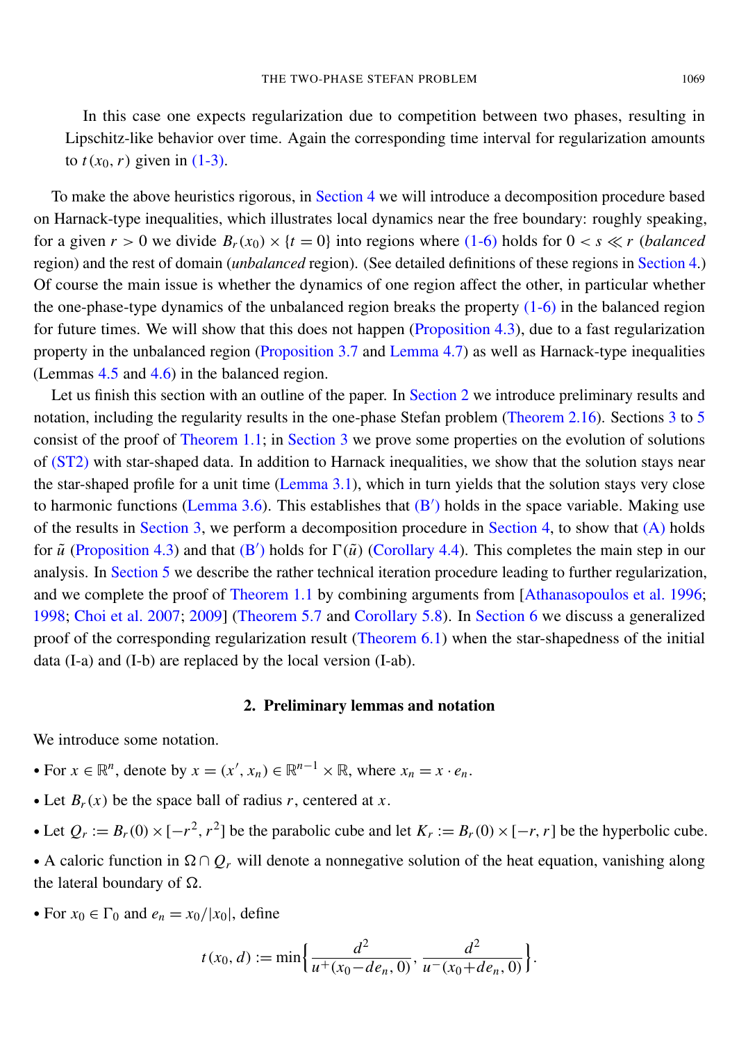In this case one expects regularization due to competition between two phases, resulting in Lipschitz-like behavior over time. Again the corresponding time interval for regularization amounts to $t(x_0, r)$ given in (1-3).

To make the above heuristics rigorous, in Section 4 we will introduce a decomposition procedure based on Harnack-type inequalities, which illustrates local dynamics near the free boundary: roughly speaking, for a given $r > 0$ we divide $B_r(x_0) \times \{t = 0\}$ into regions where (1-6) holds for $0 < s \ll r$ (*balanced* region) and the rest of domain (*unbalanced* region). (See detailed definitions of these regions in Section 4.) Of course the main issue is whether the dynamics of one region affect the other, in particular whether the one-phase-type dynamics of the unbalanced region breaks the property (1-6) in the balanced region for future times. We will show that this does not happen (Proposition 4.3), due to a fast regularization property in the unbalanced region (Proposition 3.7 and Lemma 4.7) as well as Harnack-type inequalities (Lemmas 4.5 and 4.6) in the balanced region.

Let us finish this section with an outline of the paper. In Section 2 we introduce preliminary results and notation, including the regularity results in the one-phase Stefan problem (Theorem 2.16). Sections 3 to 5 consist of the proof of Theorem 1.1; in Section 3 we prove some properties on the evolution of solutions of (ST2) with star-shaped data. In addition to Harnack inequalities, we show that the solution stays near the star-shaped profile for a unit time (Lemma 3.1), which in turn yields that the solution stays very close to harmonic functions (Lemma 3.6). This establishes that (B′) holds in the space variable. Making use of the results in Section 3, we perform a decomposition procedure in Section 4, to show that (A) holds for $\tilde{u}$ (Proposition 4.3) and that (B′) holds for $\Gamma(\tilde{u})$ (Corollary 4.4). This completes the main step in our analysis. In Section 5 we describe the rather technical iteration procedure leading to further regularization, and we complete the proof of Theorem 1.1 by combining arguments from [Athanasopoulos et al. 1996; 1998; Choi et al. 2007; 2009] (Theorem 5.7 and Corollary 5.8). In Section 6 we discuss a generalized proof of the corresponding regularization result (Theorem 6.1) when the star-shapedness of the initial data (I-a) and (I-b) are replaced by the local version (I-ab).

## 2. Preliminary lemmas and notation

We introduce some notation.

- For $x \in \mathbb{R}^n$, denote by $x = (x', x_n) \in \mathbb{R}^{n-1} \times \mathbb{R}$, where $x_n = x \cdot e_n$.
- Let $B_r(x)$ be the space ball of radius $r$, centered at $x$.
- Let $Q_r := B_r(0) \times [-r^2, r^2]$ be the parabolic cube and let $K_r := B_r(0) \times [-r, r]$ be the hyperbolic cube.
- A caloric function in $\Omega \cap Q_r$ will denote a nonnegative solution of the heat equation, vanishing along the lateral boundary of $\Omega$.
- For $x_0 \in \Gamma_0$ and $e_n = x_0/|x_0|$, define

$$t(x_0, d) := \min\left\{\frac{d^2}{u^+(x_0 - de_n, 0)}, \frac{d^2}{u^-(x_0 + de_n, 0)}\right\}.$$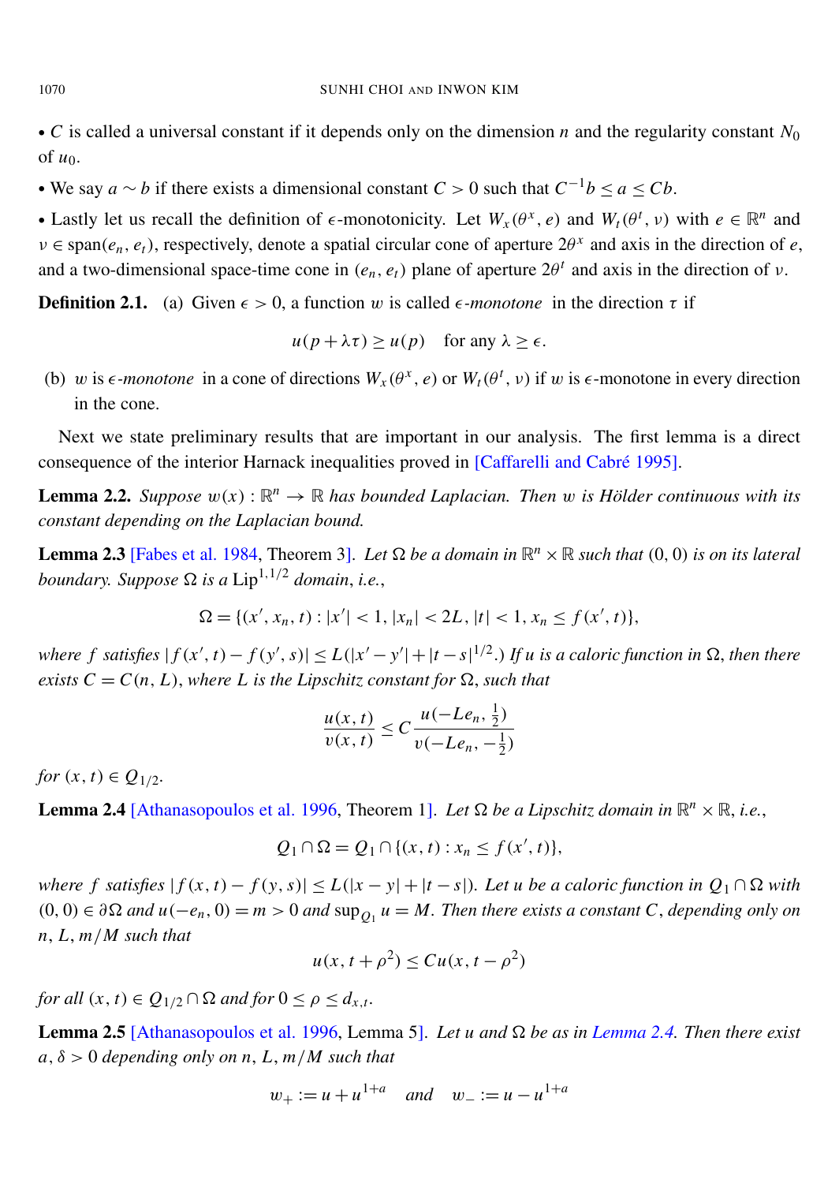• $C$ is called a universal constant if it depends only on the dimension $n$ and the regularity constant $N_0$ of $u_0$.

• We say $a \sim b$ if there exists a dimensional constant $C > 0$ such that $C^{-1}b \leq a \leq Cb$.

• Lastly let us recall the definition of $\epsilon$-monotonicity. Let $W_x(\theta^x, e)$ and $W_t(\theta^t, \nu)$ with $e \in \mathbb{R}^n$ and $\nu \in \text{span}(e_n, e_t)$, respectively, denote a spatial circular cone of aperture $2\theta^x$ and axis in the direction of $e$, and a two-dimensional space-time cone in $(e_n, e_t)$ plane of aperture $2\theta^t$ and axis in the direction of $\nu$.

**Definition 2.1.** (a) Given $\epsilon > 0$, a function $w$ is called *$\epsilon$-monotone* in the direction $\tau$ if

$$u(p + \lambda\tau) \geq u(p) \quad \text{for any } \lambda \geq \epsilon.$$

(b) $w$ is *$\epsilon$-monotone* in a cone of directions $W_x(\theta^x, e)$ or $W_t(\theta^t, \nu)$ if $w$ is $\epsilon$-monotone in every direction in the cone.

Next we state preliminary results that are important in our analysis. The first lemma is a direct consequence of the interior Harnack inequalities proved in [Caffarelli and Cabré 1995].

**Lemma 2.2.** *Suppose $w(x) : \mathbb{R}^n \to \mathbb{R}$ has bounded Laplacian. Then $w$ is Hölder continuous with its constant depending on the Laplacian bound.*

**Lemma 2.3** [Fabes et al. 1984, Theorem 3]. *Let $\Omega$ be a domain in $\mathbb{R}^n \times \mathbb{R}$ such that $(0, 0)$ is on its lateral boundary. Suppose $\Omega$ is a $\text{Lip}^{1,1/2}$ domain, i.e.,*

$$\Omega = \{(x', x_n, t) : |x'| < 1, |x_n| < 2L, |t| < 1, x_n \leq f(x', t)\},$$

*where $f$ satisfies $|f(x', t) - f(y', s)| \leq L(|x' - y'| + |t - s|^{1/2}.)$ If $u$ is a caloric function in $\Omega$, then there exists $C = C(n, L)$, where $L$ is the Lipschitz constant for $\Omega$, such that*

$$\frac{u(x, t)}{v(x, t)} \leq C \frac{u(-Le_n, \frac{1}{2})}{v(-Le_n, -\frac{1}{2})}$$

*for $(x, t) \in Q_{1/2}$.*

**Lemma 2.4** [Athanasopoulos et al. 1996, Theorem 1]. *Let $\Omega$ be a Lipschitz domain in $\mathbb{R}^n \times \mathbb{R}$, i.e.,*

$$Q_1 \cap \Omega = Q_1 \cap \{(x, t) : x_n \leq f(x', t)\},$$

*where $f$ satisfies $|f(x, t) - f(y, s)| \leq L(|x - y| + |t - s|)$. Let $u$ be a caloric function in $Q_1 \cap \Omega$ with $(0, 0) \in \partial\Omega$ and $u(-e_n, 0) = m > 0$ and $\sup_{Q_1} u = M$. Then there exists a constant $C$, depending only on $n$, $L$, $m/M$ such that*

$$u(x, t + \rho^2) \leq Cu(x, t - \rho^2)$$

*for all $(x, t) \in Q_{1/2} \cap \Omega$ and for $0 \leq \rho \leq d_{x,t}$.*

**Lemma 2.5** [Athanasopoulos et al. 1996, Lemma 5]. *Let $u$ and $\Omega$ be as in Lemma 2.4. Then there exist $a, \delta > 0$ depending only on $n$, $L$, $m/M$ such that*

$$w_+ := u + u^{1+a} \quad \text{and} \quad w_- := u - u^{1+a}$$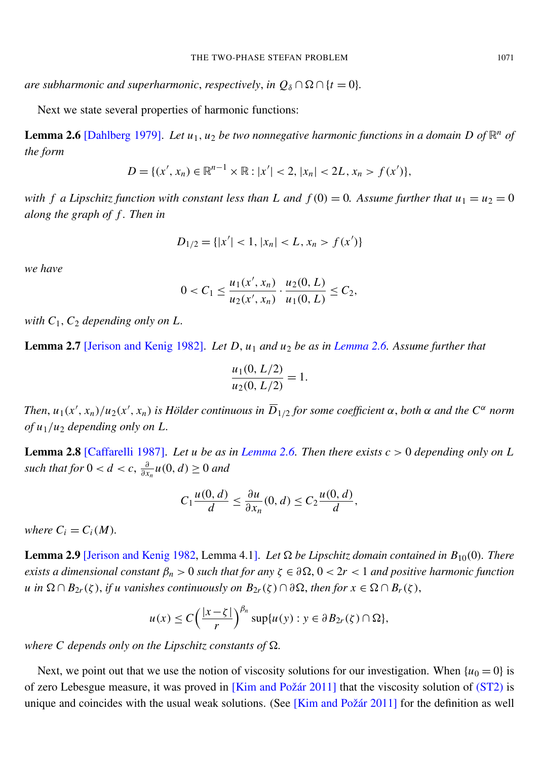*are subharmonic and superharmonic*, *respectively*, *in* $Q_\delta \cap \Omega \cap \{t = 0\}$.

Next we state several properties of harmonic functions:

**Lemma 2.6** [Dahlberg 1979]. *Let* $u_1, u_2$ *be two nonnegative harmonic functions in a domain* $D$ *of* $\mathbb{R}^n$ *of the form*

$$D = \{(x', x_n) \in \mathbb{R}^{n-1} \times \mathbb{R} : |x'| < 2, |x_n| < 2L, x_n > f(x')\},$$

*with* $f$ *a Lipschitz function with constant less than* $L$ *and* $f(0) = 0$. *Assume further that* $u_1 = u_2 = 0$ *along the graph of* $f$. *Then in*

$$D_{1/2} = \{|x'| < 1, |x_n| < L, x_n > f(x')\}$$

*we have*

$$0 < C_1 \leq \frac{u_1(x', x_n)}{u_2(x', x_n)} \cdot \frac{u_2(0, L)}{u_1(0, L)} \leq C_2,$$

*with* $C_1, C_2$ *depending only on* $L$.

**Lemma 2.7** [Jerison and Kenig 1982]. *Let* $D$, $u_1$ *and* $u_2$ *be as in Lemma 2.6. Assume further that*

$$\frac{u_1(0, L/2)}{u_2(0, L/2)} = 1.$$

*Then*, $u_1(x', x_n)/u_2(x', x_n)$ *is Hölder continuous in* $\overline{D}_{1/2}$ *for some coefficient* $\alpha$, *both* $\alpha$ *and the* $C^\alpha$ *norm of* $u_1/u_2$ *depending only on* $L$.

**Lemma 2.8** [Caffarelli 1987]. *Let* $u$ *be as in Lemma 2.6. Then there exists* $c > 0$ *depending only on* $L$ *such that for* $0 < d < c$, $\frac{\partial}{\partial x_n} u(0, d) \geq 0$ *and*

$$C_1 \frac{u(0, d)}{d} \leq \frac{\partial u}{\partial x_n}(0, d) \leq C_2 \frac{u(0, d)}{d},$$

*where* $C_i = C_i(M)$.

**Lemma 2.9** [Jerison and Kenig 1982, Lemma 4.1]. *Let* $\Omega$ *be Lipschitz domain contained in* $B_{10}(0)$. *There exists a dimensional constant* $\beta_n > 0$ *such that for any* $\zeta \in \partial\Omega$, $0 < 2r < 1$ *and positive harmonic function* $u$ *in* $\Omega \cap B_{2r}(\zeta)$, *if* $u$ *vanishes continuously on* $B_{2r}(\zeta) \cap \partial\Omega$, *then for* $x \in \Omega \cap B_r(\zeta)$,

$$u(x) \leq C\left(\frac{|x - \zeta|}{r}\right)^{\beta_n} \sup\{u(y) : y \in \partial B_{2r}(\zeta) \cap \Omega\},$$

*where* $C$ *depends only on the Lipschitz constants of* $\Omega$.

Next, we point out that we use the notion of viscosity solutions for our investigation. When $\{u_0 = 0\}$ is of zero Lebesgue measure, it was proved in [Kim and Požár 2011] that the viscosity solution of (ST2) is unique and coincides with the usual weak solutions. (See [Kim and Požár 2011] for the definition as well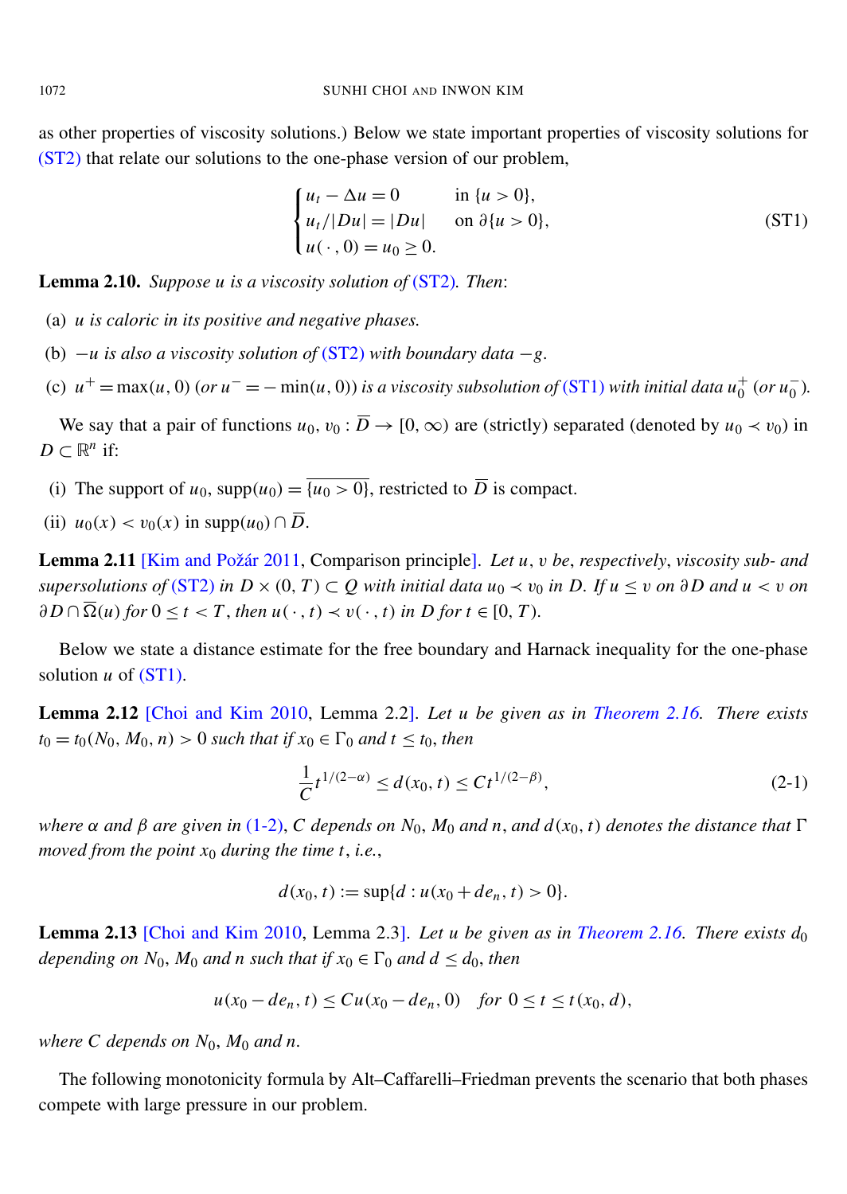as other properties of viscosity solutions.) Below we state important properties of viscosity solutions for (ST2) that relate our solutions to the one-phase version of our problem,

$$\begin{cases} u_t - \Delta u = 0 & \text{in } \{u > 0\}, \\ u_t/|Du| = |Du| & \text{on } \partial\{u > 0\}, \\ u(\cdot, 0) = u_0 \geq 0. \end{cases} \tag{ST1}$$

**Lemma 2.10.** *Suppose $u$ is a viscosity solution of (ST2). Then*:

(a) *$u$ is caloric in its positive and negative phases.*

(b) *$-u$ is also a viscosity solution of (ST2) with boundary data $-g$.*

(c) *$u^+ = \max(u, 0)$ (or $u^- = -\min(u, 0)$) is a viscosity subsolution of (ST1) with initial data $u_0^+$ (or $u_0^-$).*

We say that a pair of functions $u_0, v_0 : \overline{D} \to [0, \infty)$ are (strictly) separated (denoted by $u_0 \prec v_0$) in $D \subset \mathbb{R}^n$ if:

(i) The support of $u_0$, $\text{supp}(u_0) = \overline{\{u_0 > 0\}}$, restricted to $\overline{D}$ is compact.

(ii) $u_0(x) < v_0(x)$ in $\text{supp}(u_0) \cap \overline{D}$.

**Lemma 2.11** [Kim and Požár 2011, Comparison principle]. *Let $u$, $v$ be, respectively, viscosity sub- and supersolutions of (ST2) in $D \times (0, T) \subset Q$ with initial data $u_0 \prec v_0$ in $D$. If $u \leq v$ on $\partial D$ and $u < v$ on $\partial D \cap \overline{\Omega}(u)$ for $0 \leq t < T$, then $u(\cdot, t) \prec v(\cdot, t)$ in $D$ for $t \in [0, T)$.*

Below we state a distance estimate for the free boundary and Harnack inequality for the one-phase solution $u$ of (ST1).

**Lemma 2.12** [Choi and Kim 2010, Lemma 2.2]. *Let $u$ be given as in Theorem 2.16. There exists $t_0 = t_0(N_0, M_0, n) > 0$ such that if $x_0 \in \Gamma_0$ and $t \leq t_0$, then*

$$\frac{1}{C} t^{1/(2-\alpha)} \leq d(x_0, t) \leq C t^{1/(2-\beta)}, \tag{2-1}$$

*where $\alpha$ and $\beta$ are given in (1-2), $C$ depends on $N_0$, $M_0$ and $n$, and $d(x_0, t)$ denotes the distance that $\Gamma$ moved from the point $x_0$ during the time $t$, i.e.,*

$$d(x_0, t) := \sup\{d : u(x_0 + de_n, t) > 0\}.$$

**Lemma 2.13** [Choi and Kim 2010, Lemma 2.3]. *Let $u$ be given as in Theorem 2.16. There exists $d_0$ depending on $N_0$, $M_0$ and $n$ such that if $x_0 \in \Gamma_0$ and $d \leq d_0$, then*

$$u(x_0 - de_n, t) \leq Cu(x_0 - de_n, 0) \quad \text{for } 0 \leq t \leq t(x_0, d),$$

*where $C$ depends on $N_0$, $M_0$ and $n$.*

The following monotonicity formula by Alt–Caffarelli–Friedman prevents the scenario that both phases compete with large pressure in our problem.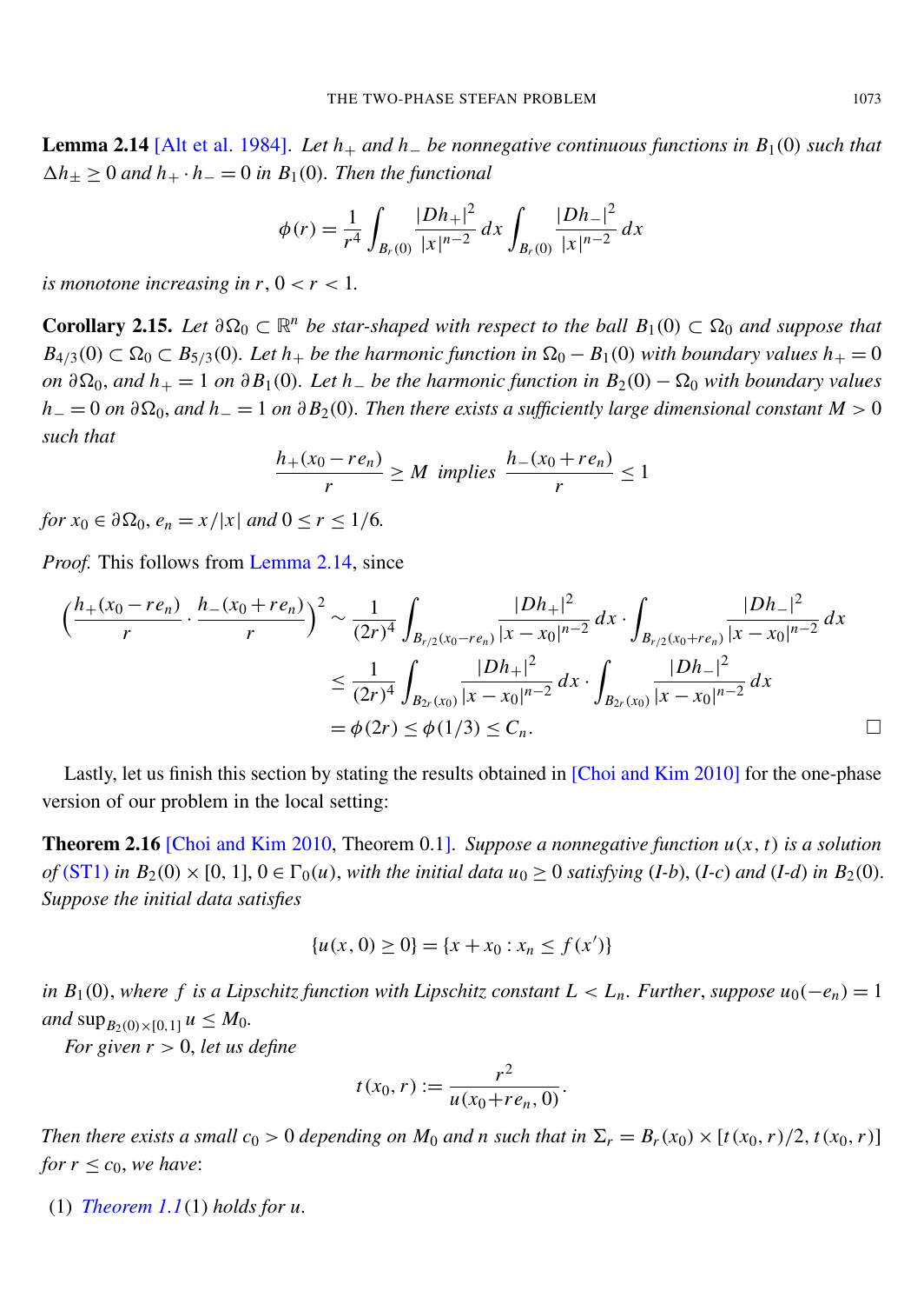**Lemma 2.14** [Alt et al. 1984]. *Let $h_+$ and $h_-$ be nonnegative continuous functions in $B_1(0)$ such that $\Delta h_\pm \geq 0$ and $h_+ \cdot h_- = 0$ in $B_1(0)$. Then the functional*

$$\phi(r) = \frac{1}{r^4} \int_{B_r(0)} \frac{|Dh_+|^2}{|x|^{n-2}}\, dx \int_{B_r(0)} \frac{|Dh_-|^2}{|x|^{n-2}}\, dx$$

*is monotone increasing in $r$, $0 < r < 1$.*

**Corollary 2.15.** *Let $\partial\Omega_0 \subset \mathbb{R}^n$ be star-shaped with respect to the ball $B_1(0) \subset \Omega_0$ and suppose that $B_{4/3}(0) \subset \Omega_0 \subset B_{5/3}(0)$. Let $h_+$ be the harmonic function in $\Omega_0 - B_1(0)$ with boundary values $h_+ = 0$ on $\partial\Omega_0$, and $h_+ = 1$ on $\partial B_1(0)$. Let $h_-$ be the harmonic function in $B_2(0) - \Omega_0$ with boundary values $h_- = 0$ on $\partial\Omega_0$, and $h_- = 1$ on $\partial B_2(0)$. Then there exists a sufficiently large dimensional constant $M > 0$ such that*

$$\frac{h_+(x_0 - re_n)}{r} \geq M \;\text{ implies }\; \frac{h_-(x_0 + re_n)}{r} \leq 1$$

*for $x_0 \in \partial\Omega_0$, $e_n = x/|x|$ and $0 \leq r \leq 1/6$.*

*Proof.* This follows from Lemma 2.14, since

$$\begin{aligned}
\Big(\frac{h_+(x_0 - re_n)}{r} \cdot \frac{h_-(x_0 + re_n)}{r}\Big)^2 &\sim \frac{1}{(2r)^4} \int_{B_{r/2}(x_0 - re_n)} \frac{|Dh_+|^2}{|x - x_0|^{n-2}}\, dx \cdot \int_{B_{r/2}(x_0 + re_n)} \frac{|Dh_-|^2}{|x - x_0|^{n-2}}\, dx \\
&\leq \frac{1}{(2r)^4} \int_{B_{2r}(x_0)} \frac{|Dh_+|^2}{|x - x_0|^{n-2}}\, dx \cdot \int_{B_{2r}(x_0)} \frac{|Dh_-|^2}{|x - x_0|^{n-2}}\, dx \\
&= \phi(2r) \leq \phi(1/3) \leq C_n. 
\end{aligned}$$

□

Lastly, let us finish this section by stating the results obtained in [Choi and Kim 2010] for the one-phase version of our problem in the local setting:

**Theorem 2.16** [Choi and Kim 2010, Theorem 0.1]. *Suppose a nonnegative function $u(x, t)$ is a solution of (ST1) in $B_2(0) \times [0, 1]$, $0 \in \Gamma_0(u)$, with the initial data $u_0 \geq 0$ satisfying (I-b), (I-c) and (I-d) in $B_2(0)$. Suppose the initial data satisfies*

$$\{u(x, 0) \geq 0\} = \{x + x_0 : x_n \leq f(x')\}$$

*in $B_1(0)$, where $f$ is a Lipschitz function with Lipschitz constant $L < L_n$. Further, suppose $u_0(-e_n) = 1$ and $\sup_{B_2(0)\times[0,1]} u \leq M_0$.*

*For given $r > 0$, let us define*

$$t(x_0, r) := \frac{r^2}{u(x_0 + re_n, 0)}.$$

*Then there exists a small $c_0 > 0$ depending on $M_0$ and $n$ such that in $\Sigma_r = B_r(x_0) \times [t(x_0, r)/2, t(x_0, r)]$ for $r \leq c_0$, we have:*

(1) *Theorem 1.1(1) holds for $u$.*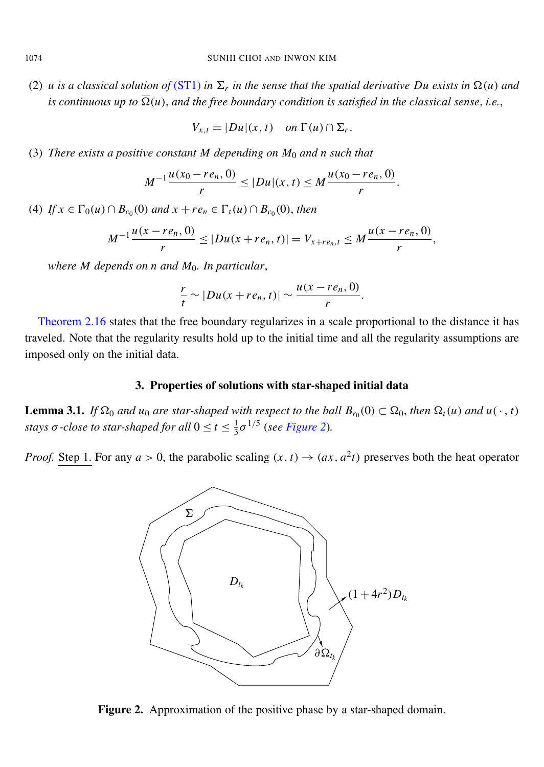(2) *$u$ is a classical solution of* (ST1) *in $\Sigma_r$ in the sense that the spatial derivative $Du$ exists in $\Omega(u)$ and is continuous up to $\overline{\Omega}(u)$, and the free boundary condition is satisfied in the classical sense, i.e.,*

$$V_{x,t} = |Du|(x,t) \quad \text{on } \Gamma(u) \cap \Sigma_r.$$

(3) *There exists a positive constant $M$ depending on $M_0$ and $n$ such that*

$$M^{-1} \frac{u(x_0 - re_n, 0)}{r} \leq |Du|(x,t) \leq M \frac{u(x_0 - re_n, 0)}{r}.$$

(4) *If $x \in \Gamma_0(u) \cap B_{c_0}(0)$ and $x + re_n \in \Gamma_t(u) \cap B_{c_0}(0)$, then*

$$M^{-1} \frac{u(x - re_n, 0)}{r} \leq |Du(x + re_n, t)| = V_{x+re_n,t} \leq M \frac{u(x - re_n, 0)}{r},$$

*where $M$ depends on $n$ and $M_0$. In particular,*

$$\frac{r}{t} \sim |Du(x + re_n, t)| \sim \frac{u(x - re_n, 0)}{r}.$$

Theorem 2.16 states that the free boundary regularizes in a scale proportional to the distance it has traveled. Note that the regularity results hold up to the initial time and all the regularity assumptions are imposed only on the initial data.

## 3. Properties of solutions with star-shaped initial data

**Lemma 3.1.** *If $\Omega_0$ and $u_0$ are star-shaped with respect to the ball $B_{r_0}(0) \subset \Omega_0$, then $\Omega_t(u)$ and $u(\cdot, t)$ stays $\sigma$-close to star-shaped for all $0 \leq t \leq \frac{1}{3}\sigma^{1/5}$ (see Figure 2).*

*Proof.* Step 1. For any $a > 0$, the parabolic scaling $(x, t) \to (ax, a^2 t)$ preserves both the heat operator

Figure 2. Approximation of the positive phase by a star-shaped domain.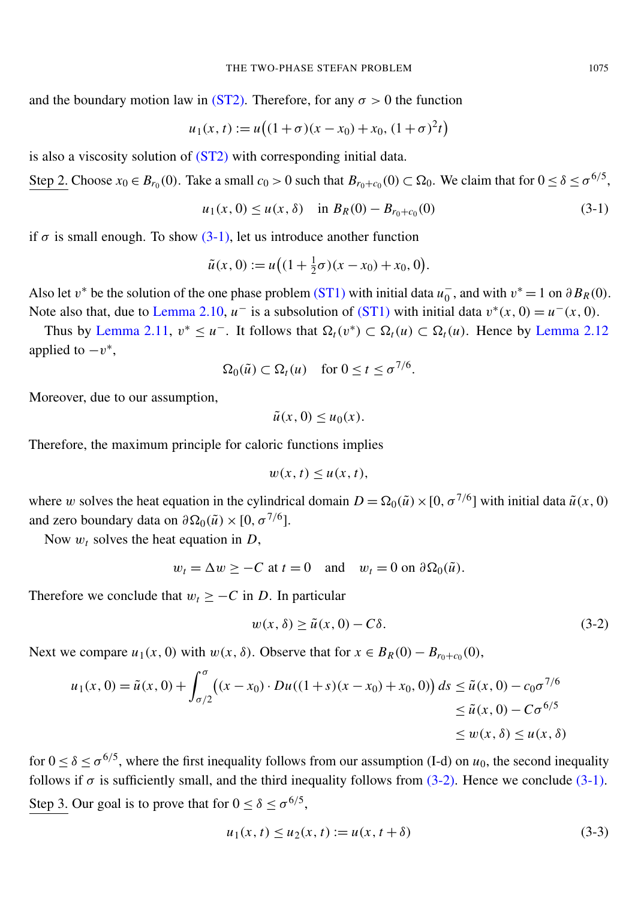and the boundary motion law in (ST2). Therefore, for any $\sigma > 0$ the function

$$u_1(x,t) := u\big((1+\sigma)(x-x_0)+x_0,\,(1+\sigma)^2 t\big)$$

is also a viscosity solution of (ST2) with corresponding initial data.

Step 2. Choose $x_0 \in B_{r_0}(0)$. Take a small $c_0 > 0$ such that $B_{r_0+c_0}(0) \subset \Omega_0$. We claim that for $0 \le \delta \le \sigma^{6/5}$,

$$u_1(x,0) \le u(x,\delta) \quad \text{in } B_R(0) - B_{r_0+c_0}(0) \tag{3-1}$$

if $\sigma$ is small enough. To show (3-1), let us introduce another function

$$\tilde{u}(x,0) := u\big((1+\tfrac{1}{2}\sigma)(x-x_0)+x_0,\,0\big).$$

Also let $v^*$ be the solution of the one phase problem (ST1) with initial data $u_0^-$, and with $v^* = 1$ on $\partial B_R(0)$. Note also that, due to Lemma 2.10, $u^-$ is a subsolution of (ST1) with initial data $v^*(x,0) = u^-(x,0)$.

Thus by Lemma 2.11, $v^* \le u^-$. It follows that $\Omega_t(v^*) \subset \Omega_t(u) \subset \Omega_t(u)$. Hence by Lemma 2.12 applied to $-v^*$,

$$\Omega_0(\tilde{u}) \subset \Omega_t(u) \quad \text{for } 0 \le t \le \sigma^{7/6}.$$

Moreover, due to our assumption,

$$\tilde{u}(x,0) \le u_0(x).$$

Therefore, the maximum principle for caloric functions implies

$$w(x,t) \le u(x,t),$$

where $w$ solves the heat equation in the cylindrical domain $D = \Omega_0(\tilde{u}) \times [0, \sigma^{7/6}]$ with initial data $\tilde{u}(x,0)$ and zero boundary data on $\partial\Omega_0(\tilde{u}) \times [0, \sigma^{7/6}]$.

Now $w_t$ solves the heat equation in $D$,

$$w_t = \Delta w \ge -C \text{ at } t = 0 \quad \text{and} \quad w_t = 0 \text{ on } \partial\Omega_0(\tilde{u}).$$

Therefore we conclude that $w_t \ge -C$ in $D$. In particular

$$w(x,\delta) \ge \tilde{u}(x,0) - C\delta. \tag{3-2}$$

Next we compare $u_1(x,0)$ with $w(x,\delta)$. Observe that for $x \in B_R(0) - B_{r_0+c_0}(0)$,

$$\begin{aligned} u_1(x,0) = \tilde{u}(x,0) + \int_{\sigma/2}^{\sigma} \big((x-x_0)\cdot Du((1+s)(x-x_0)+x_0,0)\big)\,ds &\le \tilde{u}(x,0) - c_0\sigma^{7/6} \\ &\le \tilde{u}(x,0) - C\sigma^{6/5} \\ &\le w(x,\delta) \le u(x,\delta) \end{aligned}$$

for $0 \le \delta \le \sigma^{6/5}$, where the first inequality follows from our assumption (I-d) on $u_0$, the second inequality follows if $\sigma$ is sufficiently small, and the third inequality follows from (3-2). Hence we conclude (3-1).

Step 3. Our goal is to prove that for $0 \le \delta \le \sigma^{6/5}$,

$$u_1(x,t) \le u_2(x,t) := u(x,t+\delta) \tag{3-3}$$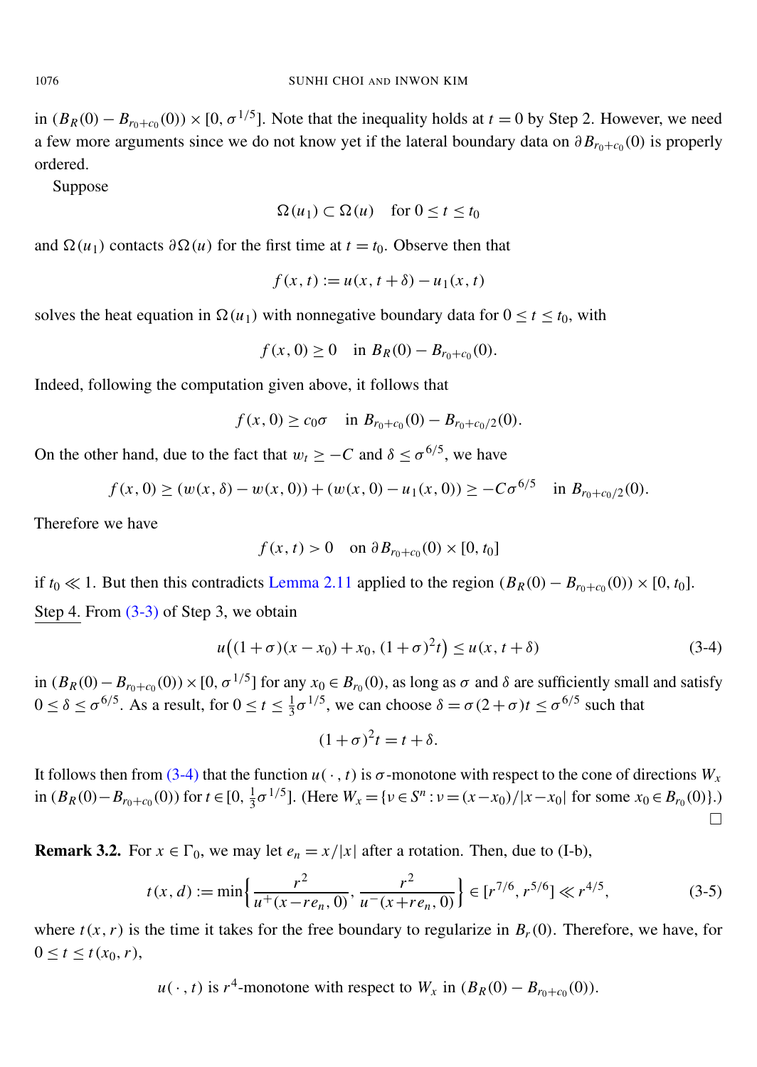in $(B_R(0) - B_{r_0+c_0}(0)) \times [0, \sigma^{1/5}]$. Note that the inequality holds at $t = 0$ by Step 2. However, we need a few more arguments since we do not know yet if the lateral boundary data on $\partial B_{r_0+c_0}(0)$ is properly ordered.

Suppose

$$\Omega(u_1) \subset \Omega(u) \quad \text{for } 0 \leq t \leq t_0$$

and $\Omega(u_1)$ contacts $\partial\Omega(u)$ for the first time at $t = t_0$. Observe then that

$$f(x,t) := u(x, t+\delta) - u_1(x,t)$$

solves the heat equation in $\Omega(u_1)$ with nonnegative boundary data for $0 \leq t \leq t_0$, with

$$f(x, 0) \geq 0 \quad \text{in } B_R(0) - B_{r_0+c_0}(0).$$

Indeed, following the computation given above, it follows that

$$f(x, 0) \geq c_0\sigma \quad \text{in } B_{r_0+c_0}(0) - B_{r_0+c_0/2}(0).$$

On the other hand, due to the fact that $w_t \geq -C$ and $\delta \leq \sigma^{6/5}$, we have

$$f(x, 0) \geq (w(x,\delta) - w(x, 0)) + (w(x, 0) - u_1(x, 0)) \geq -C\sigma^{6/5} \quad \text{in } B_{r_0+c_0/2}(0).$$

Therefore we have

$$f(x,t) > 0 \quad \text{on } \partial B_{r_0+c_0}(0) \times [0, t_0]$$

if $t_0 \ll 1$. But then this contradicts Lemma 2.11 applied to the region $(B_R(0) - B_{r_0+c_0}(0)) \times [0, t_0]$.

Step 4. From (3-3) of Step 3, we obtain

$$u\big((1+\sigma)(x - x_0) + x_0,\, (1+\sigma)^2 t\big) \leq u(x, t+\delta) \tag{3-4}$$

in $(B_R(0) - B_{r_0+c_0}(0)) \times [0, \sigma^{1/5}]$ for any $x_0 \in B_{r_0}(0)$, as long as $\sigma$ and $\delta$ are sufficiently small and satisfy $0 \leq \delta \leq \sigma^{6/5}$. As a result, for $0 \leq t \leq \frac{1}{3}\sigma^{1/5}$, we can choose $\delta = \sigma(2+\sigma)t \leq \sigma^{6/5}$ such that

$$(1+\sigma)^2 t = t + \delta.$$

It follows then from (3-4) that the function $u(\cdot, t)$ is $\sigma$-monotone with respect to the cone of directions $W_x$ in $(B_R(0) - B_{r_0+c_0}(0))$ for $t \in [0, \frac{1}{3}\sigma^{1/5}]$. (Here $W_x = \{\nu \in S^n : \nu = (x - x_0)/|x - x_0| \text{ for some } x_0 \in B_{r_0}(0)\}$.) □

**Remark 3.2.** For $x \in \Gamma_0$, we may let $e_n = x/|x|$ after a rotation. Then, due to (I-b),

$$t(x,d) := \min\left\{\frac{r^2}{u^+(x - re_n, 0)}, \frac{r^2}{u^-(x + re_n, 0)}\right\} \in [r^{7/6}, r^{5/6}] \ll r^{4/5}, \tag{3-5}$$

where $t(x,r)$ is the time it takes for the free boundary to regularize in $B_r(0)$. Therefore, we have, for $0 \leq t \leq t(x_0, r)$,

$$u(\cdot, t) \text{ is } r^4\text{-monotone with respect to } W_x \text{ in } (B_R(0) - B_{r_0+c_0}(0)).$$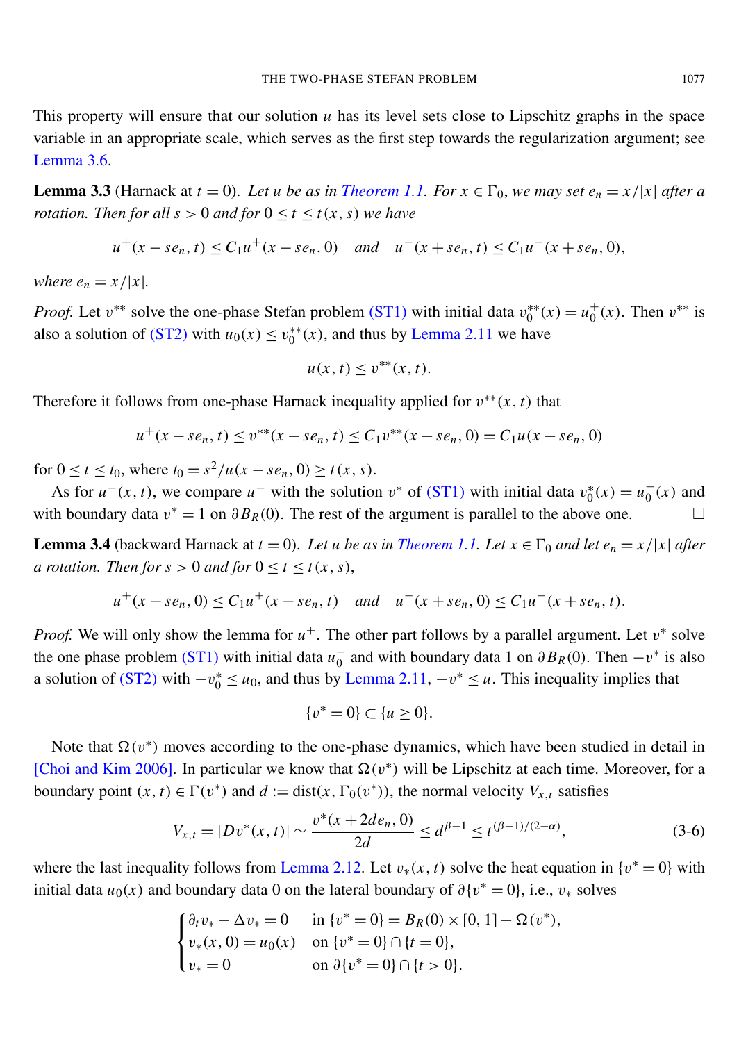This property will ensure that our solution $u$ has its level sets close to Lipschitz graphs in the space variable in an appropriate scale, which serves as the first step towards the regularization argument; see Lemma 3.6.

**Lemma 3.3** (Harnack at $t = 0$). *Let $u$ be as in Theorem 1.1. For $x \in \Gamma_0$, we may set $e_n = x/|x|$ after a rotation. Then for all $s > 0$ and for $0 \le t \le t(x, s)$ we have*

$$u^+(x - se_n, t) \le C_1 u^+(x - se_n, 0) \quad \text{and} \quad u^-(x + se_n, t) \le C_1 u^-(x + se_n, 0),$$

*where $e_n = x/|x|$.*

*Proof.* Let $v^{**}$ solve the one-phase Stefan problem (ST1) with initial data $v_0^{**}(x) = u_0^+(x)$. Then $v^{**}$ is also a solution of (ST2) with $u_0(x) \le v_0^{**}(x)$, and thus by Lemma 2.11 we have

$$u(x, t) \le v^{**}(x, t).$$

Therefore it follows from one-phase Harnack inequality applied for $v^{**}(x, t)$ that

$$u^+(x - se_n, t) \le v^{**}(x - se_n, t) \le C_1 v^{**}(x - se_n, 0) = C_1 u(x - se_n, 0)$$

for $0 \le t \le t_0$, where $t_0 = s^2/u(x - se_n, 0) \ge t(x, s)$.

As for $u^-(x, t)$, we compare $u^-$ with the solution $v^*$ of (ST1) with initial data $v_0^*(x) = u_0^-(x)$ and with boundary data $v^* = 1$ on $\partial B_R(0)$. The rest of the argument is parallel to the above one. □

**Lemma 3.4** (backward Harnack at $t = 0$). *Let $u$ be as in Theorem 1.1. Let $x \in \Gamma_0$ and let $e_n = x/|x|$ after a rotation. Then for $s > 0$ and for $0 \le t \le t(x, s)$,*

$$u^+(x - se_n, 0) \le C_1 u^+(x - se_n, t) \quad \text{and} \quad u^-(x + se_n, 0) \le C_1 u^-(x + se_n, t).$$

*Proof.* We will only show the lemma for $u^+$. The other part follows by a parallel argument. Let $v^*$ solve the one phase problem (ST1) with initial data $u_0^-$ and with boundary data 1 on $\partial B_R(0)$. Then $-v^*$ is also a solution of (ST2) with $-v_0^* \le u_0$, and thus by Lemma 2.11, $-v^* \le u$. This inequality implies that

$$\{v^* = 0\} \subset \{u \ge 0\}.$$

Note that $\Omega(v^*)$ moves according to the one-phase dynamics, which have been studied in detail in [Choi and Kim 2006]. In particular we know that $\Omega(v^*)$ will be Lipschitz at each time. Moreover, for a boundary point $(x, t) \in \Gamma(v^*)$ and $d := \operatorname{dist}(x, \Gamma_0(v^*))$, the normal velocity $V_{x,t}$ satisfies

$$V_{x,t} = |Dv^*(x, t)| \sim \frac{v^*(x + 2de_n, 0)}{2d} \le d^{\beta - 1} \le t^{(\beta - 1)/(2 - \alpha)}, \tag{3-6}$$

where the last inequality follows from Lemma 2.12. Let $v_*(x, t)$ solve the heat equation in $\{v^* = 0\}$ with initial data $u_0(x)$ and boundary data 0 on the lateral boundary of $\partial\{v^* = 0\}$, i.e., $v_*$ solves

$$\begin{cases} \partial_t v_* - \Delta v_* = 0 & \text{in } \{v^* = 0\} = B_R(0) \times [0, 1] - \Omega(v^*), \\ v_*(x, 0) = u_0(x) & \text{on } \{v^* = 0\} \cap \{t = 0\}, \\ v_* = 0 & \text{on } \partial\{v^* = 0\} \cap \{t > 0\}. \end{cases}$$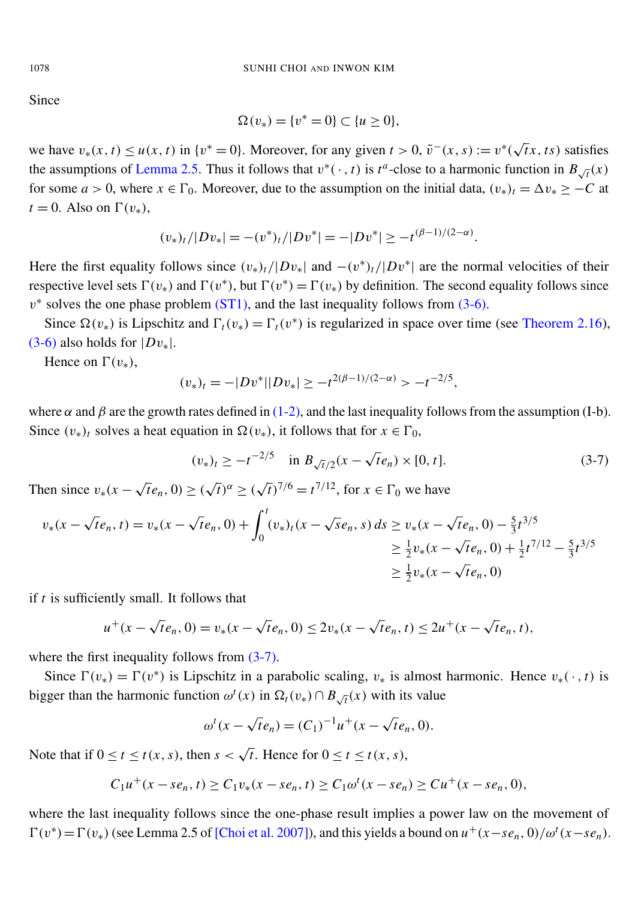Since

$$\Omega(v_*) = \{v^* = 0\} \subset \{u \geq 0\},$$

we have $v_*(x,t) \leq u(x,t)$ in $\{v^* = 0\}$. Moreover, for any given $t > 0$, $\tilde{v}^-(x,s) := v^*(\sqrt{t}x, ts)$ satisfies the assumptions of Lemma 2.5. Thus it follows that $v^*(\cdot, t)$ is $t^a$-close to a harmonic function in $B_{\sqrt{t}}(x)$ for some $a > 0$, where $x \in \Gamma_0$. Moreover, due to the assumption on the initial data, $(v_*)_t = \Delta v_* \geq -C$ at $t = 0$. Also on $\Gamma(v_*)$,

$$(v_*)_t/|Dv_*| = -(v^*)_t/|Dv^*| = -|Dv^*| \geq -t^{(\beta-1)/(2-\alpha)}.$$

Here the first equality follows since $(v_*)_t/|Dv_*|$ and $-(v^*)_t/|Dv^*|$ are the normal velocities of their respective level sets $\Gamma(v_*)$ and $\Gamma(v^*)$, but $\Gamma(v^*) = \Gamma(v_*)$ by definition. The second equality follows since $v^*$ solves the one phase problem (ST1), and the last inequality follows from (3-6).

Since $\Omega(v_*)$ is Lipschitz and $\Gamma_t(v_*) = \Gamma_t(v^*)$ is regularized in space over time (see Theorem 2.16), (3-6) also holds for $|Dv_*|$.

Hence on $\Gamma(v_*)$,

$$(v_*)_t = -|Dv^*||Dv_*| \geq -t^{2(\beta-1)/(2-\alpha)} > -t^{-2/5},$$

where $\alpha$ and $\beta$ are the growth rates defined in (1-2), and the last inequality follows from the assumption (I-b). Since $(v_*)_t$ solves a heat equation in $\Omega(v_*)$, it follows that for $x \in \Gamma_0$,

$$(v_*)_t \geq -t^{-2/5} \quad \text{in } B_{\sqrt{t}/2}(x - \sqrt{t}e_n) \times [0, t]. \tag{3-7}$$

Then since $v_*(x - \sqrt{t}e_n, 0) \geq (\sqrt{t})^\alpha \geq (\sqrt{t})^{7/6} = t^{7/12}$, for $x \in \Gamma_0$ we have

$$\begin{aligned} v_*(x - \sqrt{t}e_n, t) = v_*(x - \sqrt{t}e_n, 0) + \int_0^t (v_*)_t(x - \sqrt{s}e_n, s)\, ds &\geq v_*(x - \sqrt{t}e_n, 0) - \tfrac{5}{3}t^{3/5} \\ &\geq \tfrac{1}{2}v_*(x - \sqrt{t}e_n, 0) + \tfrac{1}{2}t^{7/12} - \tfrac{5}{3}t^{3/5} \\ &\geq \tfrac{1}{2}v_*(x - \sqrt{t}e_n, 0) \end{aligned}$$

if $t$ is sufficiently small. It follows that

$$u^+(x - \sqrt{t}e_n, 0) = v_*(x - \sqrt{t}e_n, 0) \leq 2v_*(x - \sqrt{t}e_n, t) \leq 2u^+(x - \sqrt{t}e_n, t),$$

where the first inequality follows from (3-7).

Since $\Gamma(v_*) = \Gamma(v^*)$ is Lipschitz in a parabolic scaling, $v_*$ is almost harmonic. Hence $v_*(\cdot, t)$ is bigger than the harmonic function $\omega^t(x)$ in $\Omega_t(v_*) \cap B_{\sqrt{t}}(x)$ with its value

$$\omega^t(x - \sqrt{t}e_n) = (C_1)^{-1}u^+(x - \sqrt{t}e_n, 0).$$

Note that if $0 \leq t \leq t(x,s)$, then $s < \sqrt{t}$. Hence for $0 \leq t \leq t(x,s)$,

$$C_1u^+(x - se_n, t) \geq C_1v_*(x - se_n, t) \geq C_1\omega^t(x - se_n) \geq Cu^+(x - se_n, 0),$$

where the last inequality follows since the one-phase result implies a power law on the movement of $\Gamma(v^*) = \Gamma(v_*)$ (see Lemma 2.5 of [Choi et al. 2007]), and this yields a bound on $u^+(x - se_n, 0)/\omega^t(x - se_n)$.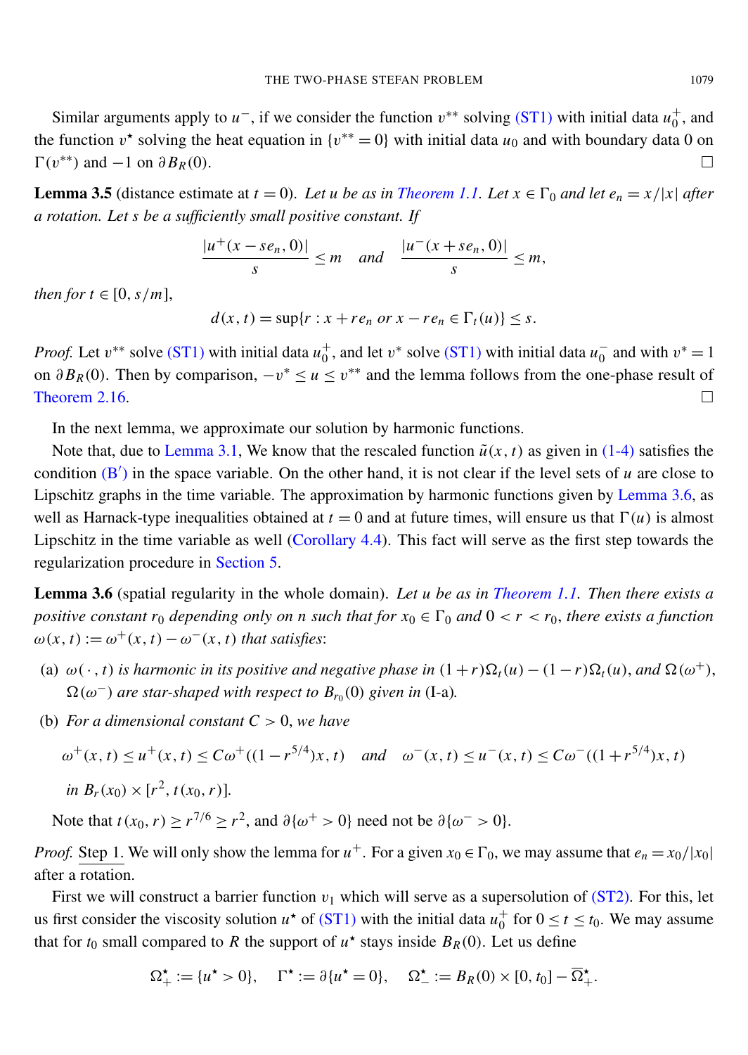Similar arguments apply to $u^-$, if we consider the function $v^{**}$ solving (ST1) with initial data $u_0^+$, and the function $v^\star$ solving the heat equation in $\{v^{**}=0\}$ with initial data $u_0$ and with boundary data 0 on $\Gamma(v^{**})$ and $-1$ on $\partial B_R(0)$. $\square$

**Lemma 3.5** (distance estimate at $t=0$). *Let $u$ be as in Theorem 1.1. Let $x \in \Gamma_0$ and let $e_n = x/|x|$ after a rotation. Let $s$ be a sufficiently small positive constant. If*

$$\frac{|u^+(x - se_n, 0)|}{s} \leq m \quad \text{and} \quad \frac{|u^-(x + se_n, 0)|}{s} \leq m,$$

*then for $t \in [0, s/m]$,*

$$d(x,t) = \sup\{r : x + re_n \text{ or } x - re_n \in \Gamma_t(u)\} \leq s.$$

*Proof.* Let $v^{**}$ solve (ST1) with initial data $u_0^+$, and let $v^*$ solve (ST1) with initial data $u_0^-$ and with $v^* = 1$ on $\partial B_R(0)$. Then by comparison, $-v^* \leq u \leq v^{**}$ and the lemma follows from the one-phase result of Theorem 2.16. $\square$

In the next lemma, we approximate our solution by harmonic functions.

Note that, due to Lemma 3.1, We know that the rescaled function $\tilde{u}(x,t)$ as given in (1-4) satisfies the condition (B$'$) in the space variable. On the other hand, it is not clear if the level sets of $u$ are close to Lipschitz graphs in the time variable. The approximation by harmonic functions given by Lemma 3.6, as well as Harnack-type inequalities obtained at $t=0$ and at future times, will ensure us that $\Gamma(u)$ is almost Lipschitz in the time variable as well (Corollary 4.4). This fact will serve as the first step towards the regularization procedure in Section 5.

**Lemma 3.6** (spatial regularity in the whole domain). *Let $u$ be as in Theorem 1.1. Then there exists a positive constant $r_0$ depending only on $n$ such that for $x_0 \in \Gamma_0$ and $0 < r < r_0$, there exists a function $\omega(x,t) := \omega^+(x,t) - \omega^-(x,t)$ that satisfies*:

(a) *$\omega(\cdot, t)$ is harmonic in its positive and negative phase in $(1+r)\Omega_t(u) - (1-r)\Omega_t(u)$, and $\Omega(\omega^+)$, $\Omega(\omega^-)$ are star-shaped with respect to $B_{r_0}(0)$ given in* (I-a)*.*

(b) *For a dimensional constant $C > 0$, we have*

$$\omega^+(x,t) \leq u^+(x,t) \leq C\omega^+((1-r^{5/4})x, t) \quad \text{and} \quad \omega^-(x,t) \leq u^-(x,t) \leq C\omega^-((1+r^{5/4})x, t)$$

*in $B_r(x_0) \times [r^2, t(x_0, r)]$.*

Note that $t(x_0, r) \geq r^{7/6} \geq r^2$, and $\partial\{\omega^+ > 0\}$ need not be $\partial\{\omega^- > 0\}$.

*Proof.* Step 1. We will only show the lemma for $u^+$. For a given $x_0 \in \Gamma_0$, we may assume that $e_n = x_0/|x_0|$ after a rotation.

First we will construct a barrier function $v_1$ which will serve as a supersolution of (ST2). For this, let us first consider the viscosity solution $u^\star$ of (ST1) with the initial data $u_0^+$ for $0 \leq t \leq t_0$. We may assume that for $t_0$ small compared to $R$ the support of $u^\star$ stays inside $B_R(0)$. Let us define

$$\Omega_+^\star := \{u^\star > 0\}, \quad \Gamma^\star := \partial\{u^\star = 0\}, \quad \Omega_-^\star := B_R(0) \times [0, t_0] - \overline{\Omega}_+^\star.$$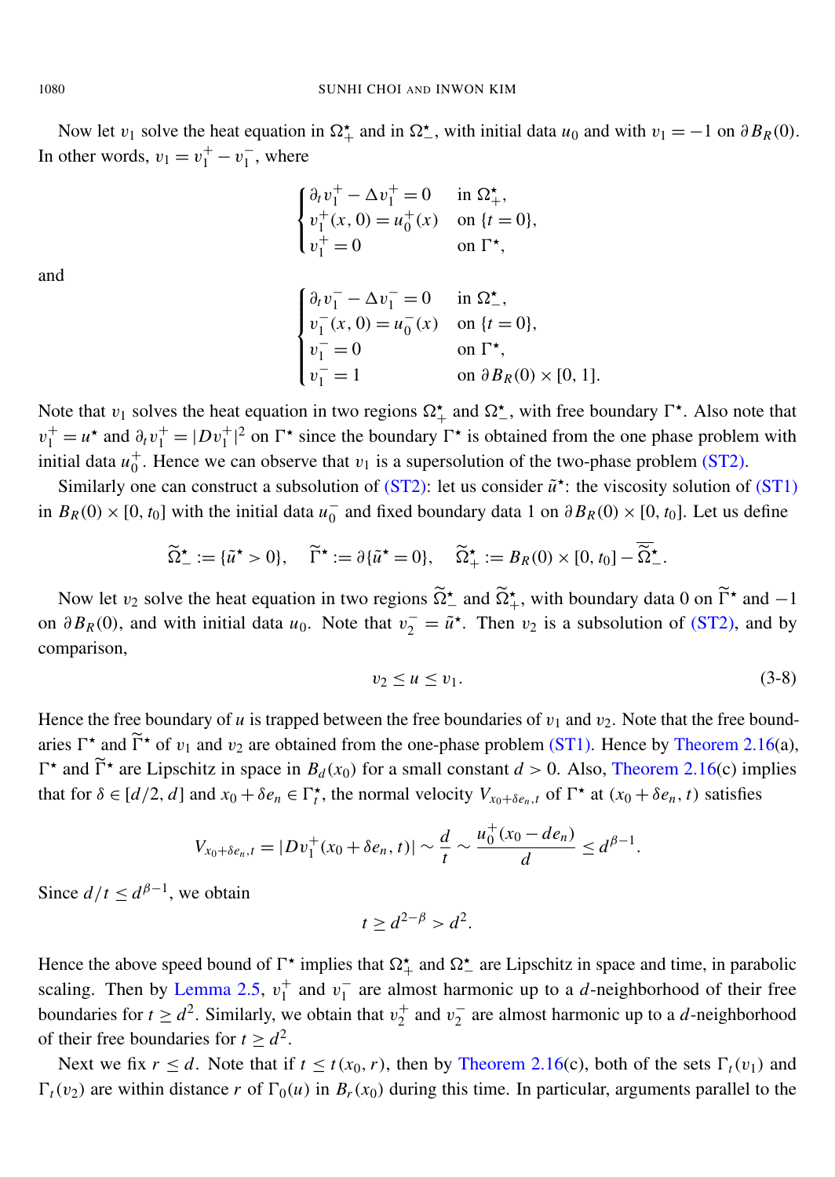Now let $v_1$ solve the heat equation in $\Omega^\star_+$ and in $\Omega^\star_-$, with initial data $u_0$ and with $v_1 = -1$ on $\partial B_R(0)$. In other words, $v_1 = v_1^+ - v_1^-$, where

$$\begin{cases} \partial_t v_1^+ - \Delta v_1^+ = 0 & \text{in } \Omega^\star_+, \\ v_1^+(x,0) = u_0^+(x) & \text{on } \{t=0\}, \\ v_1^+ = 0 & \text{on } \Gamma^\star, \end{cases}$$

and

$$\begin{cases} \partial_t v_1^- - \Delta v_1^- = 0 & \text{in } \Omega^\star_-, \\ v_1^-(x,0) = u_0^-(x) & \text{on } \{t=0\}, \\ v_1^- = 0 & \text{on } \Gamma^\star, \\ v_1^- = 1 & \text{on } \partial B_R(0) \times [0,1]. \end{cases}$$

Note that $v_1$ solves the heat equation in two regions $\Omega^\star_+$ and $\Omega^\star_-$, with free boundary $\Gamma^\star$. Also note that $v_1^+ = u^\star$ and $\partial_t v_1^+ = |Dv_1^+|^2$ on $\Gamma^\star$ since the boundary $\Gamma^\star$ is obtained from the one phase problem with initial data $u_0^+$. Hence we can observe that $v_1$ is a supersolution of the two-phase problem (ST2).

Similarly one can construct a subsolution of (ST2): let us consider $\tilde{u}^\star$: the viscosity solution of (ST1) in $B_R(0) \times [0, t_0]$ with the initial data $u_0^-$ and fixed boundary data 1 on $\partial B_R(0) \times [0, t_0]$. Let us define

$$\widetilde{\Omega}^\star_- := \{\tilde{u}^\star > 0\}, \quad \widetilde{\Gamma}^\star := \partial\{\tilde{u}^\star = 0\}, \quad \widetilde{\Omega}^\star_+ := B_R(0) \times [0, t_0] - \overline{\widetilde{\Omega}^\star_-}.$$

Now let $v_2$ solve the heat equation in two regions $\widetilde{\Omega}^\star_-$ and $\widetilde{\Omega}^\star_+$, with boundary data 0 on $\widetilde{\Gamma}^\star$ and $-1$ on $\partial B_R(0)$, and with initial data $u_0$. Note that $v_2^- = \tilde{u}^\star$. Then $v_2$ is a subsolution of (ST2), and by comparison,

$$v_2 \le u \le v_1. \tag{3-8}$$

Hence the free boundary of $u$ is trapped between the free boundaries of $v_1$ and $v_2$. Note that the free boundaries $\Gamma^\star$ and $\widetilde{\Gamma}^\star$ of $v_1$ and $v_2$ are obtained from the one-phase problem (ST1). Hence by Theorem 2.16(a), $\Gamma^\star$ and $\widetilde{\Gamma}^\star$ are Lipschitz in space in $B_d(x_0)$ for a small constant $d > 0$. Also, Theorem 2.16(c) implies that for $\delta \in [d/2, d]$ and $x_0 + \delta e_n \in \Gamma^\star_t$, the normal velocity $V_{x_0+\delta e_n, t}$ of $\Gamma^\star$ at $(x_0 + \delta e_n, t)$ satisfies

$$V_{x_0+\delta e_n, t} = |Dv_1^+(x_0 + \delta e_n, t)| \sim \frac{d}{t} \sim \frac{u_0^+(x_0 - d e_n)}{d} \le d^{\beta - 1}.$$

Since $d/t \le d^{\beta-1}$, we obtain

$$t \ge d^{2-\beta} > d^2.$$

Hence the above speed bound of $\Gamma^\star$ implies that $\Omega^\star_+$ and $\Omega^\star_-$ are Lipschitz in space and time, in parabolic scaling. Then by Lemma 2.5, $v_1^+$ and $v_1^-$ are almost harmonic up to a $d$-neighborhood of their free boundaries for $t \ge d^2$. Similarly, we obtain that $v_2^+$ and $v_2^-$ are almost harmonic up to a $d$-neighborhood of their free boundaries for $t \ge d^2$.

Next we fix $r \le d$. Note that if $t \le t(x_0, r)$, then by Theorem 2.16(c), both of the sets $\Gamma_t(v_1)$ and $\Gamma_t(v_2)$ are within distance $r$ of $\Gamma_0(u)$ in $B_r(x_0)$ during this time. In particular, arguments parallel to the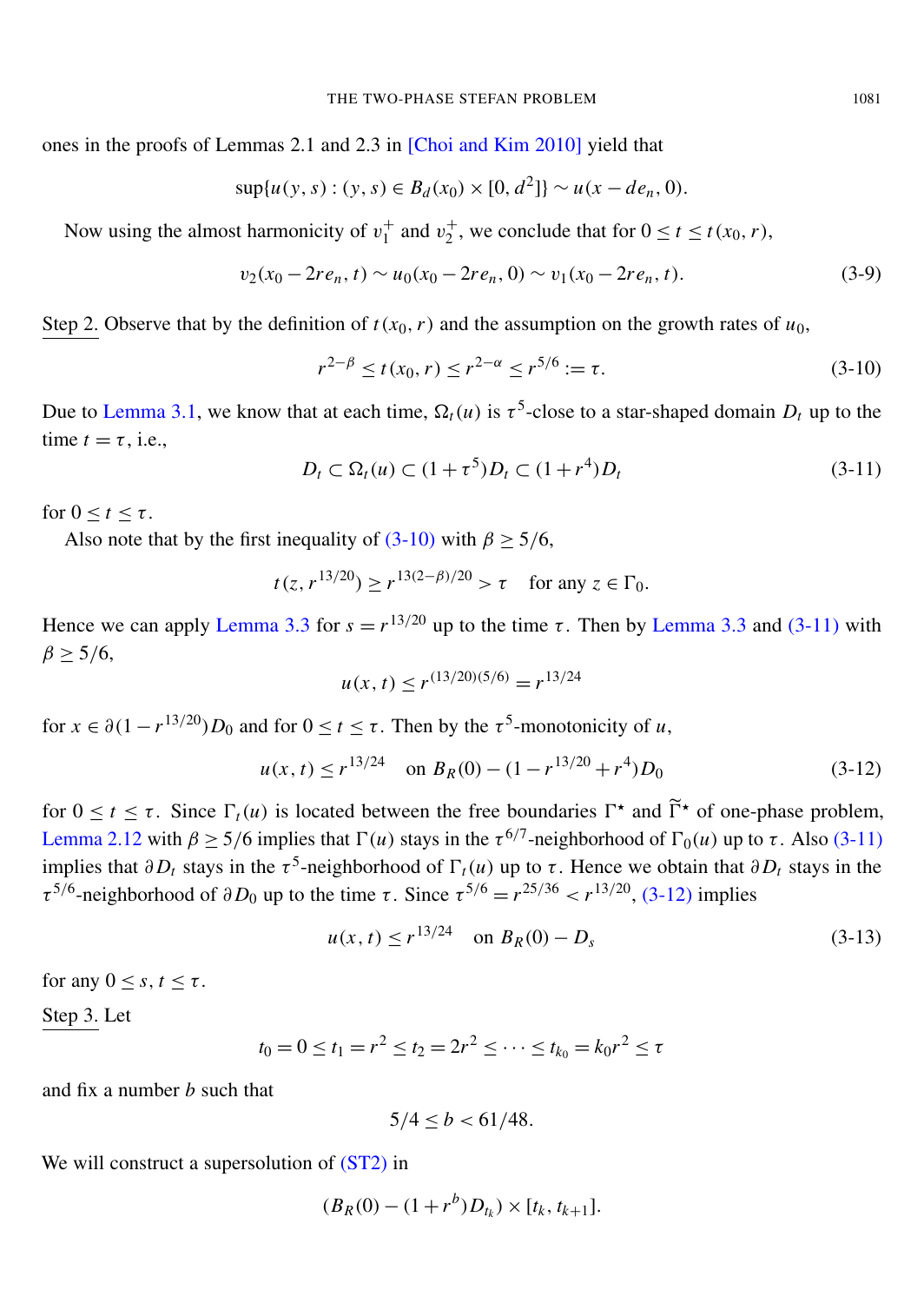ones in the proofs of Lemmas 2.1 and 2.3 in [Choi and Kim 2010] yield that

$$\sup\{u(y,s) : (y,s) \in B_d(x_0) \times [0, d^2]\} \sim u(x - de_n, 0).$$

Now using the almost harmonicity of $v_1^+$ and $v_2^+$, we conclude that for $0 \le t \le t(x_0, r)$,

$$v_2(x_0 - 2re_n, t) \sim u_0(x_0 - 2re_n, 0) \sim v_1(x_0 - 2re_n, t). \tag{3-9}$$

Step 2. Observe that by the definition of $t(x_0, r)$ and the assumption on the growth rates of $u_0$,

$$r^{2-\beta} \le t(x_0, r) \le r^{2-\alpha} \le r^{5/6} := \tau. \tag{3-10}$$

Due to Lemma 3.1, we know that at each time, $\Omega_t(u)$ is $\tau^5$-close to a star-shaped domain $D_t$ up to the time $t = \tau$, i.e.,

$$D_t \subset \Omega_t(u) \subset (1+\tau^5)D_t \subset (1+r^4)D_t \tag{3-11}$$

for $0 \le t \le \tau$.

Also note that by the first inequality of (3-10) with $\beta \ge 5/6$,

$$t(z, r^{13/20}) \ge r^{13(2-\beta)/20} > \tau \quad \text{for any } z \in \Gamma_0.$$

Hence we can apply Lemma 3.3 for $s = r^{13/20}$ up to the time $\tau$. Then by Lemma 3.3 and (3-11) with $\beta \ge 5/6$,

$$u(x,t) \le r^{(13/20)(5/6)} = r^{13/24}$$

for $x \in \partial(1 - r^{13/20})D_0$ and for $0 \le t \le \tau$. Then by the $\tau^5$-monotonicity of $u$,

$$u(x,t) \le r^{13/24} \quad \text{on } B_R(0) - (1 - r^{13/20} + r^4)D_0 \tag{3-12}$$

for $0 \le t \le \tau$. Since $\Gamma_t(u)$ is located between the free boundaries $\Gamma^\star$ and $\widetilde{\Gamma}^\star$ of one-phase problem, Lemma 2.12 with $\beta \ge 5/6$ implies that $\Gamma(u)$ stays in the $\tau^{6/7}$-neighborhood of $\Gamma_0(u)$ up to $\tau$. Also (3-11) implies that $\partial D_t$ stays in the $\tau^5$-neighborhood of $\Gamma_t(u)$ up to $\tau$. Hence we obtain that $\partial D_t$ stays in the $\tau^{5/6}$-neighborhood of $\partial D_0$ up to the time $\tau$. Since $\tau^{5/6} = r^{25/36} < r^{13/20}$, (3-12) implies

$$u(x,t) \le r^{13/24} \quad \text{on } B_R(0) - D_s \tag{3-13}$$

for any $0 \le s, t \le \tau$.

Step 3. Let

$$t_0 = 0 \le t_1 = r^2 \le t_2 = 2r^2 \le \cdots \le t_{k_0} = k_0 r^2 \le \tau$$

and fix a number $b$ such that

$$5/4 \le b < 61/48.$$

We will construct a supersolution of (ST2) in

$$(B_R(0) - (1+r^b)D_{t_k}) \times [t_k, t_{k+1}].$$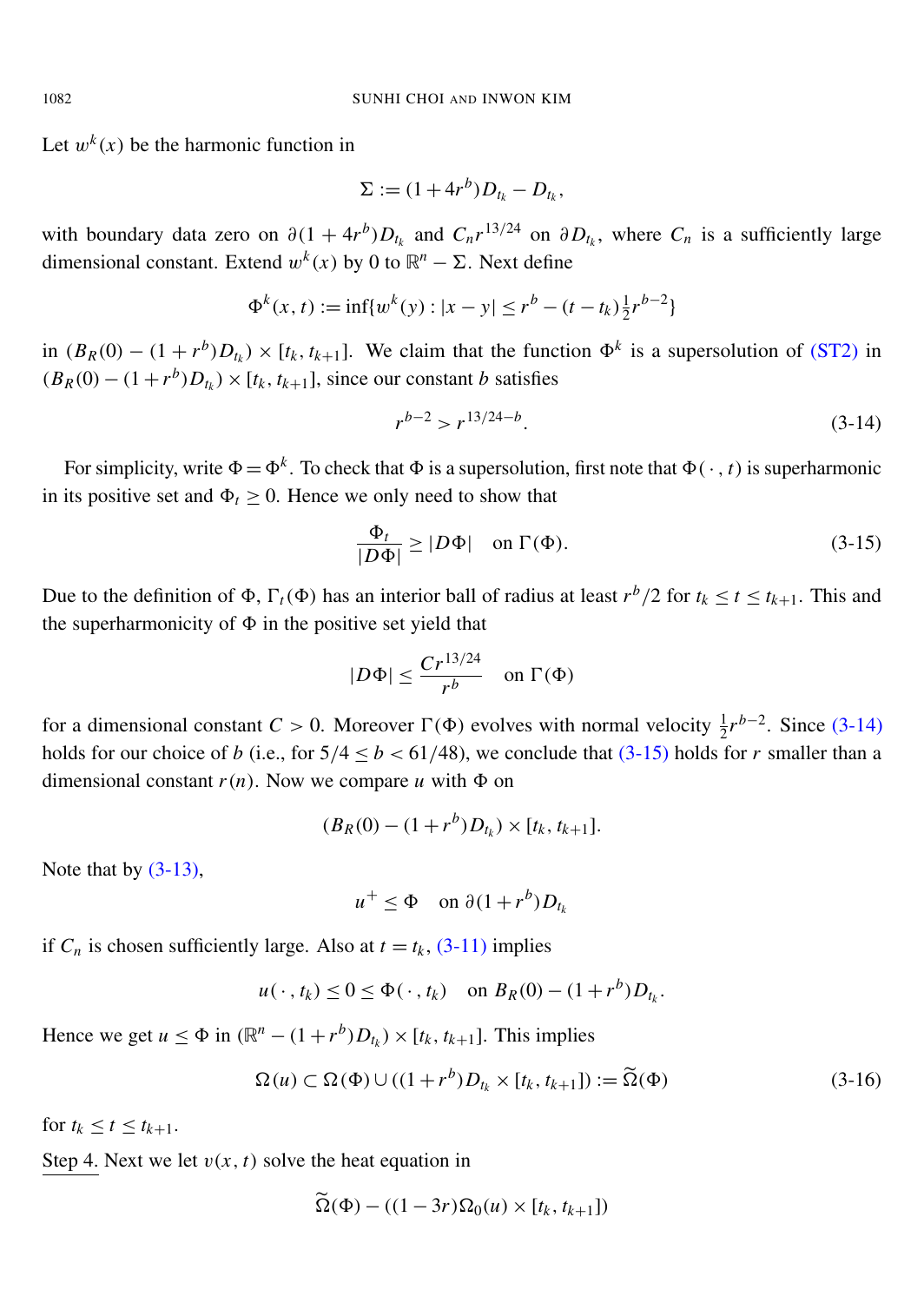Let $w^k(x)$ be the harmonic function in

$$\Sigma := (1+4r^b)D_{t_k} - D_{t_k},$$

with boundary data zero on $\partial(1+4r^b)D_{t_k}$ and $C_n r^{13/24}$ on $\partial D_{t_k}$, where $C_n$ is a sufficiently large dimensional constant. Extend $w^k(x)$ by 0 to $\mathbb{R}^n - \Sigma$. Next define

$$\Phi^k(x,t) := \inf\{w^k(y) : |x-y| \le r^b - (t-t_k)\tfrac{1}{2}r^{b-2}\}$$

in $(B_R(0) - (1+r^b)D_{t_k}) \times [t_k, t_{k+1}]$. We claim that the function $\Phi^k$ is a supersolution of (ST2) in $(B_R(0) - (1+r^b)D_{t_k}) \times [t_k, t_{k+1}]$, since our constant $b$ satisfies

$$r^{b-2} > r^{13/24-b}. \tag{3-14}$$

For simplicity, write $\Phi = \Phi^k$. To check that $\Phi$ is a supersolution, first note that $\Phi(\cdot, t)$ is superharmonic in its positive set and $\Phi_t \ge 0$. Hence we only need to show that

$$\frac{\Phi_t}{|D\Phi|} \ge |D\Phi| \quad \text{on } \Gamma(\Phi). \tag{3-15}$$

Due to the definition of $\Phi$, $\Gamma_t(\Phi)$ has an interior ball of radius at least $r^b/2$ for $t_k \le t \le t_{k+1}$. This and the superharmonicity of $\Phi$ in the positive set yield that

$$|D\Phi| \le \frac{Cr^{13/24}}{r^b} \quad \text{on } \Gamma(\Phi)$$

for a dimensional constant $C > 0$. Moreover $\Gamma(\Phi)$ evolves with normal velocity $\frac{1}{2}r^{b-2}$. Since (3-14) holds for our choice of $b$ (i.e., for $5/4 \le b < 61/48$), we conclude that (3-15) holds for $r$ smaller than a dimensional constant $r(n)$. Now we compare $u$ with $\Phi$ on

$$(B_R(0) - (1+r^b)D_{t_k}) \times [t_k, t_{k+1}].$$

Note that by (3-13),

$$u^+ \le \Phi \quad \text{on } \partial(1+r^b)D_{t_k}$$

if $C_n$ is chosen sufficiently large. Also at $t = t_k$, (3-11) implies

$$u(\cdot, t_k) \le 0 \le \Phi(\cdot, t_k) \quad \text{on } B_R(0) - (1+r^b)D_{t_k}.$$

Hence we get $u \le \Phi$ in $(\mathbb{R}^n - (1+r^b)D_{t_k}) \times [t_k, t_{k+1}]$. This implies

$$\Omega(u) \subset \Omega(\Phi) \cup ((1+r^b)D_{t_k} \times [t_k, t_{k+1}]) := \widetilde{\Omega}(\Phi) \tag{3-16}$$

for $t_k \le t \le t_{k+1}$.

<u>Step 4</u>. Next we let $v(x,t)$ solve the heat equation in

$$\widetilde{\Omega}(\Phi) - ((1-3r)\Omega_0(u) \times [t_k, t_{k+1}])$$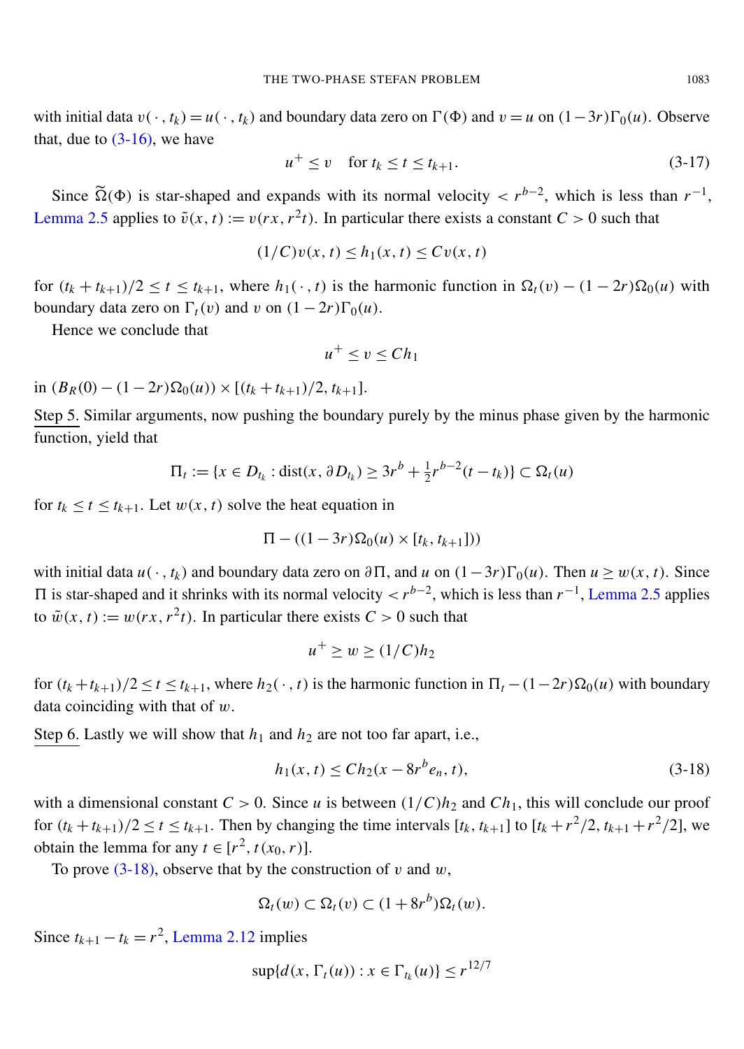with initial data $v(\cdot, t_k) = u(\cdot, t_k)$ and boundary data zero on $\Gamma(\Phi)$ and $v = u$ on $(1-3r)\Gamma_0(u)$. Observe that, due to (3-16), we have

$$u^+ \leq v \quad \text{for } t_k \leq t \leq t_{k+1}. \tag{3-17}$$

Since $\widetilde{\Omega}(\Phi)$ is star-shaped and expands with its normal velocity $< r^{b-2}$, which is less than $r^{-1}$, Lemma 2.5 applies to $\tilde{v}(x,t) := v(rx, r^2 t)$. In particular there exists a constant $C > 0$ such that

$$(1/C)v(x,t) \leq h_1(x,t) \leq Cv(x,t)$$

for $(t_k + t_{k+1})/2 \leq t \leq t_{k+1}$, where $h_1(\cdot, t)$ is the harmonic function in $\Omega_t(v) - (1-2r)\Omega_0(u)$ with boundary data zero on $\Gamma_t(v)$ and $v$ on $(1-2r)\Gamma_0(u)$.

Hence we conclude that

$$u^+ \leq v \leq Ch_1$$

in $(B_R(0) - (1-2r)\Omega_0(u)) \times [(t_k + t_{k+1})/2, t_{k+1}]$.

<u>Step 5.</u> Similar arguments, now pushing the boundary purely by the minus phase given by the harmonic function, yield that

$$\Pi_t := \{x \in D_{t_k} : \text{dist}(x, \partial D_{t_k}) \geq 3r^b + \tfrac{1}{2} r^{b-2}(t - t_k)\} \subset \Omega_t(u)$$

for $t_k \leq t \leq t_{k+1}$. Let $w(x,t)$ solve the heat equation in

$$\Pi - ((1-3r)\Omega_0(u) \times [t_k, t_{k+1}]))$$

with initial data $u(\cdot, t_k)$ and boundary data zero on $\partial\Pi$, and $u$ on $(1-3r)\Gamma_0(u)$. Then $u \geq w(x,t)$. Since $\Pi$ is star-shaped and it shrinks with its normal velocity $< r^{b-2}$, which is less than $r^{-1}$, Lemma 2.5 applies to $\tilde{w}(x,t) := w(rx, r^2 t)$. In particular there exists $C > 0$ such that

$$u^+ \geq w \geq (1/C)h_2$$

for $(t_k + t_{k+1})/2 \leq t \leq t_{k+1}$, where $h_2(\cdot, t)$ is the harmonic function in $\Pi_t - (1-2r)\Omega_0(u)$ with boundary data coinciding with that of $w$.

<u>Step 6.</u> Lastly we will show that $h_1$ and $h_2$ are not too far apart, i.e.,

$$h_1(x,t) \leq Ch_2(x - 8r^b e_n, t), \tag{3-18}$$

with a dimensional constant $C > 0$. Since $u$ is between $(1/C)h_2$ and $Ch_1$, this will conclude our proof for $(t_k + t_{k+1})/2 \leq t \leq t_{k+1}$. Then by changing the time intervals $[t_k, t_{k+1}]$ to $[t_k + r^2/2, t_{k+1} + r^2/2]$, we obtain the lemma for any $t \in [r^2, t(x_0, r)]$.

To prove (3-18), observe that by the construction of $v$ and $w$,

$$\Omega_t(w) \subset \Omega_t(v) \subset (1 + 8r^b)\Omega_t(w).$$

Since $t_{k+1} - t_k = r^2$, Lemma 2.12 implies

$$\sup\{d(x, \Gamma_t(u)) : x \in \Gamma_{t_k}(u)\} \leq r^{12/7}$$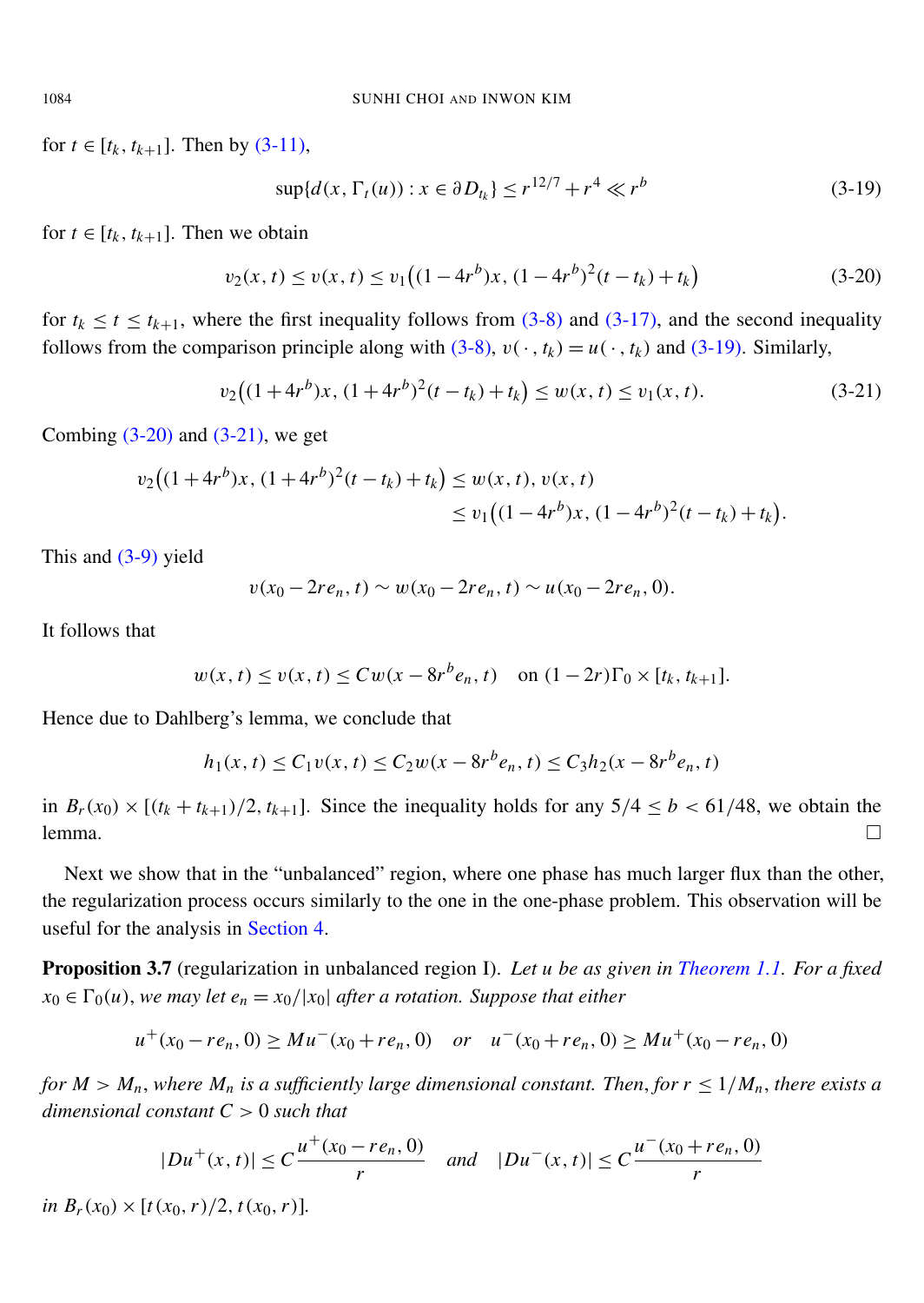for $t \in [t_k, t_{k+1}]$. Then by (3-11),

$$\sup\{d(x, \Gamma_t(u)) : x \in \partial D_{t_k}\} \leq r^{12/7} + r^4 \ll r^b \tag{3-19}$$

for $t \in [t_k, t_{k+1}]$. Then we obtain

$$v_2(x,t) \leq v(x,t) \leq v_1\big((1-4r^b)x, (1-4r^b)^2(t-t_k)+t_k\big) \tag{3-20}$$

for $t_k \leq t \leq t_{k+1}$, where the first inequality follows from (3-8) and (3-17), and the second inequality follows from the comparison principle along with (3-8), $v(\cdot, t_k) = u(\cdot, t_k)$ and (3-19). Similarly,

$$v_2\big((1+4r^b)x, (1+4r^b)^2(t-t_k)+t_k\big) \leq w(x,t) \leq v_1(x,t). \tag{3-21}$$

Combing (3-20) and (3-21), we get

$$\begin{aligned} v_2\big((1+4r^b)x, (1+4r^b)^2(t-t_k)+t_k\big) &\leq w(x,t), v(x,t) \\ &\leq v_1\big((1-4r^b)x, (1-4r^b)^2(t-t_k)+t_k\big). \end{aligned}$$

This and (3-9) yield

$$v(x_0 - 2re_n, t) \sim w(x_0 - 2re_n, t) \sim u(x_0 - 2re_n, 0).$$

It follows that

$$w(x,t) \leq v(x,t) \leq Cw(x - 8r^b e_n, t) \quad \text{on } (1-2r)\Gamma_0 \times [t_k, t_{k+1}].$$

Hence due to Dahlberg's lemma, we conclude that

$$h_1(x,t) \leq C_1 v(x,t) \leq C_2 w(x - 8r^b e_n, t) \leq C_3 h_2(x - 8r^b e_n, t)$$

in $B_r(x_0) \times [(t_k + t_{k+1})/2, t_{k+1}]$. Since the inequality holds for any $5/4 \leq b < 61/48$, we obtain the lemma. □

Next we show that in the "unbalanced" region, where one phase has much larger flux than the other, the regularization process occurs similarly to the one in the one-phase problem. This observation will be useful for the analysis in Section 4.

**Proposition 3.7** (regularization in unbalanced region I). *Let $u$ be as given in Theorem 1.1. For a fixed $x_0 \in \Gamma_0(u)$, we may let $e_n = x_0/|x_0|$ after a rotation. Suppose that either*

$$u^+(x_0 - re_n, 0) \geq Mu^-(x_0 + re_n, 0) \quad \textit{or} \quad u^-(x_0 + re_n, 0) \geq Mu^+(x_0 - re_n, 0)$$

*for $M > M_n$, where $M_n$ is a sufficiently large dimensional constant. Then, for $r \leq 1/M_n$, there exists a dimensional constant $C > 0$ such that*

$$|Du^+(x,t)| \leq C\frac{u^+(x_0 - re_n, 0)}{r} \quad \textit{and} \quad |Du^-(x,t)| \leq C\frac{u^-(x_0 + re_n, 0)}{r}$$

*in $B_r(x_0) \times [t(x_0, r)/2, t(x_0, r)]$.*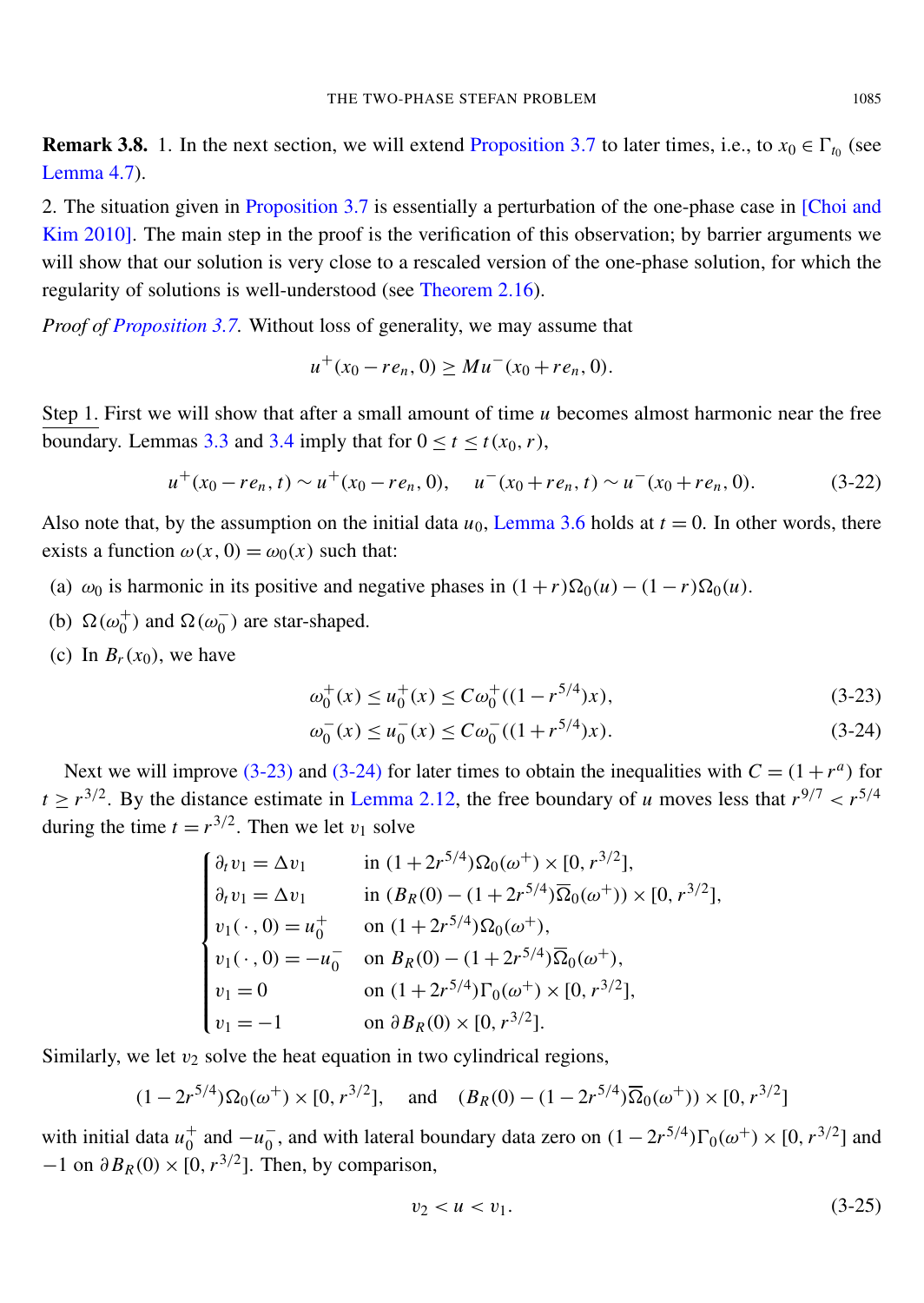**Remark 3.8.** 1. In the next section, we will extend Proposition 3.7 to later times, i.e., to $x_0 \in \Gamma_{t_0}$ (see Lemma 4.7).

2. The situation given in Proposition 3.7 is essentially a perturbation of the one-phase case in [Choi and Kim 2010]. The main step in the proof is the verification of this observation; by barrier arguments we will show that our solution is very close to a rescaled version of the one-phase solution, for which the regularity of solutions is well-understood (see Theorem 2.16).

*Proof of Proposition 3.7.* Without loss of generality, we may assume that

$$u^+(x_0 - re_n, 0) \geq Mu^-(x_0 + re_n, 0).$$

Step 1. First we will show that after a small amount of time $u$ becomes almost harmonic near the free boundary. Lemmas 3.3 and 3.4 imply that for $0 \leq t \leq t(x_0, r)$,

$$u^+(x_0 - re_n, t) \sim u^+(x_0 - re_n, 0), \quad u^-(x_0 + re_n, t) \sim u^-(x_0 + re_n, 0). \tag{3-22}$$

Also note that, by the assumption on the initial data $u_0$, Lemma 3.6 holds at $t = 0$. In other words, there exists a function $\omega(x, 0) = \omega_0(x)$ such that:

(a) $\omega_0$ is harmonic in its positive and negative phases in $(1 + r)\Omega_0(u) - (1 - r)\Omega_0(u)$.

(b) $\Omega(\omega_0^+)$ and $\Omega(\omega_0^-)$ are star-shaped.

(c) In $B_r(x_0)$, we have

$$\omega_0^+(x) \leq u_0^+(x) \leq C\omega_0^+((1 - r^{5/4})x), \tag{3-23}$$

$$\omega_0^-(x) \leq u_0^-(x) \leq C\omega_0^-((1 + r^{5/4})x). \tag{3-24}$$

Next we will improve (3-23) and (3-24) for later times to obtain the inequalities with $C = (1 + r^a)$ for $t \geq r^{3/2}$. By the distance estimate in Lemma 2.12, the free boundary of $u$ moves less that $r^{9/7} < r^{5/4}$ during the time $t = r^{3/2}$. Then we let $v_1$ solve

$$\begin{cases} \partial_t v_1 = \Delta v_1 & \text{in } (1 + 2r^{5/4})\Omega_0(\omega^+) \times [0, r^{3/2}], \\ \partial_t v_1 = \Delta v_1 & \text{in } (B_R(0) - (1 + 2r^{5/4})\overline{\Omega}_0(\omega^+)) \times [0, r^{3/2}], \\ v_1(\cdot, 0) = u_0^+ & \text{on } (1 + 2r^{5/4})\Omega_0(\omega^+), \\ v_1(\cdot, 0) = -u_0^- & \text{on } B_R(0) - (1 + 2r^{5/4})\overline{\Omega}_0(\omega^+), \\ v_1 = 0 & \text{on } (1 + 2r^{5/4})\Gamma_0(\omega^+) \times [0, r^{3/2}], \\ v_1 = -1 & \text{on } \partial B_R(0) \times [0, r^{3/2}]. \end{cases}$$

Similarly, we let $v_2$ solve the heat equation in two cylindrical regions,

$$(1 - 2r^{5/4})\Omega_0(\omega^+) \times [0, r^{3/2}], \quad \text{and} \quad (B_R(0) - (1 - 2r^{5/4})\overline{\Omega}_0(\omega^+)) \times [0, r^{3/2}]$$

with initial data $u_0^+$ and $-u_0^-$, and with lateral boundary data zero on $(1 - 2r^{5/4})\Gamma_0(\omega^+) \times [0, r^{3/2}]$ and $-1$ on $\partial B_R(0) \times [0, r^{3/2}]$. Then, by comparison,

$$v_2 < u < v_1. \tag{3-25}$$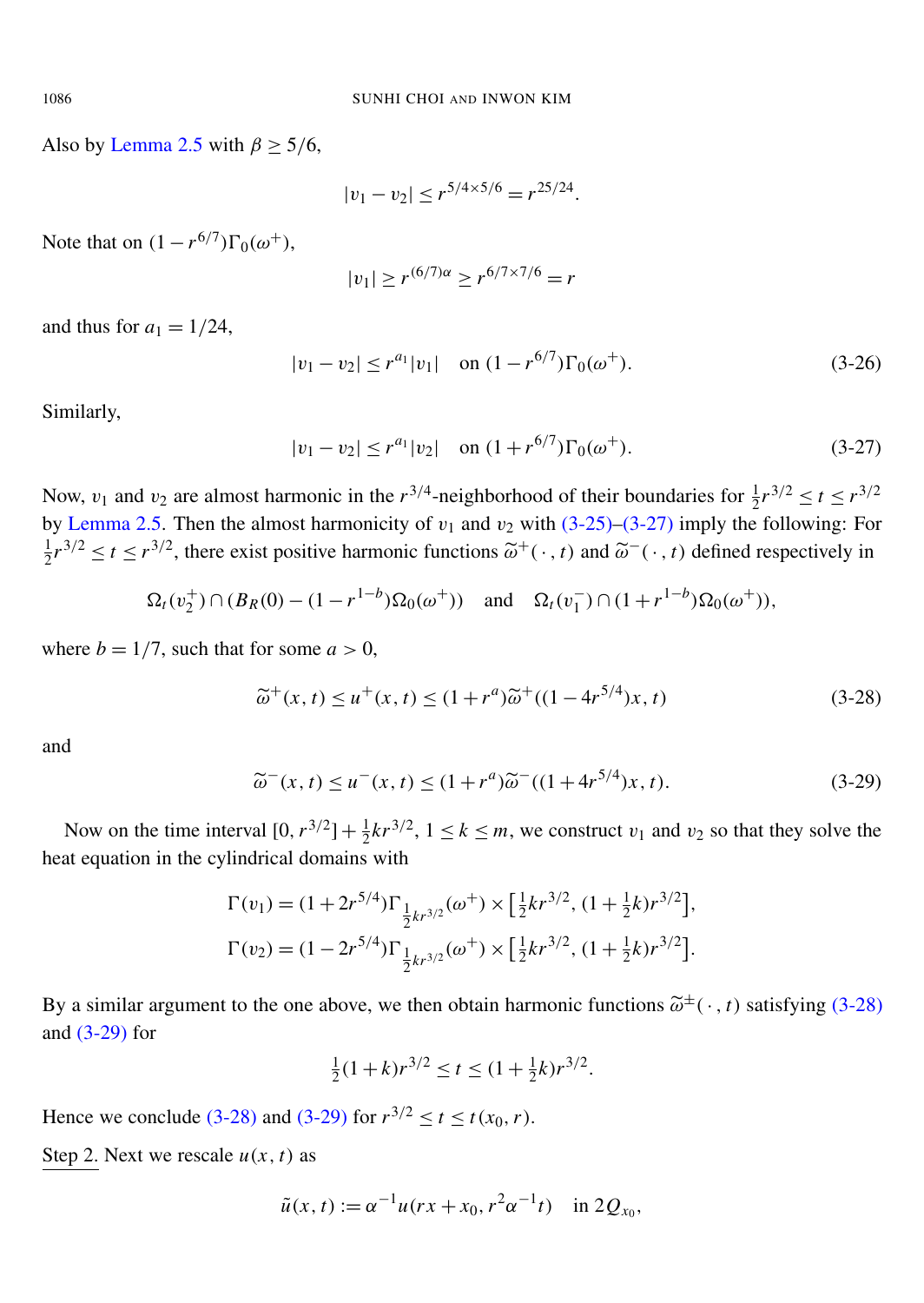Also by Lemma 2.5 with $\beta \geq 5/6$,

$$|v_1 - v_2| \leq r^{5/4 \times 5/6} = r^{25/24}.$$

Note that on $(1 - r^{6/7})\Gamma_0(\omega^+)$,

$$|v_1| \geq r^{(6/7)\alpha} \geq r^{6/7 \times 7/6} = r$$

and thus for $a_1 = 1/24$,

$$|v_1 - v_2| \leq r^{a_1}|v_1| \quad \text{on } (1 - r^{6/7})\Gamma_0(\omega^+). \tag{3-26}$$

Similarly,

$$|v_1 - v_2| \leq r^{a_1}|v_2| \quad \text{on } (1 + r^{6/7})\Gamma_0(\omega^+). \tag{3-27}$$

Now, $v_1$ and $v_2$ are almost harmonic in the $r^{3/4}$-neighborhood of their boundaries for $\frac{1}{2}r^{3/2} \leq t \leq r^{3/2}$ by Lemma 2.5. Then the almost harmonicity of $v_1$ and $v_2$ with (3-25)–(3-27) imply the following: For $\frac{1}{2}r^{3/2} \leq t \leq r^{3/2}$, there exist positive harmonic functions $\widetilde{\omega}^+(\cdot, t)$ and $\widetilde{\omega}^-(\cdot, t)$ defined respectively in

$$\Omega_t(v_2^+) \cap (B_R(0) - (1 - r^{1-b})\Omega_0(\omega^+)) \quad \text{and} \quad \Omega_t(v_1^-) \cap (1 + r^{1-b})\Omega_0(\omega^+)),$$

where $b = 1/7$, such that for some $a > 0$,

$$\widetilde{\omega}^+(x, t) \leq u^+(x, t) \leq (1 + r^a)\widetilde{\omega}^+((1 - 4r^{5/4})x, t) \tag{3-28}$$

and

$$\widetilde{\omega}^-(x, t) \leq u^-(x, t) \leq (1 + r^a)\widetilde{\omega}^-((1 + 4r^{5/4})x, t). \tag{3-29}$$

Now on the time interval $[0, r^{3/2}] + \frac{1}{2}kr^{3/2}$, $1 \leq k \leq m$, we construct $v_1$ and $v_2$ so that they solve the heat equation in the cylindrical domains with

$$\Gamma(v_1) = (1 + 2r^{5/4})\Gamma_{\frac{1}{2}kr^{3/2}}(\omega^+) \times \left[\tfrac{1}{2}kr^{3/2}, (1 + \tfrac{1}{2}k)r^{3/2}\right],$$
$$\Gamma(v_2) = (1 - 2r^{5/4})\Gamma_{\frac{1}{2}kr^{3/2}}(\omega^+) \times \left[\tfrac{1}{2}kr^{3/2}, (1 + \tfrac{1}{2}k)r^{3/2}\right].$$

By a similar argument to the one above, we then obtain harmonic functions $\widetilde{\omega}^\pm(\cdot, t)$ satisfying (3-28) and (3-29) for

$$\tfrac{1}{2}(1 + k)r^{3/2} \leq t \leq (1 + \tfrac{1}{2}k)r^{3/2}.$$

Hence we conclude (3-28) and (3-29) for $r^{3/2} \leq t \leq t(x_0, r)$.

<u>Step 2.</u> Next we rescale $u(x, t)$ as

$$\tilde{u}(x, t) := \alpha^{-1}u(rx + x_0, r^2\alpha^{-1}t) \quad \text{in } 2Q_{x_0},$$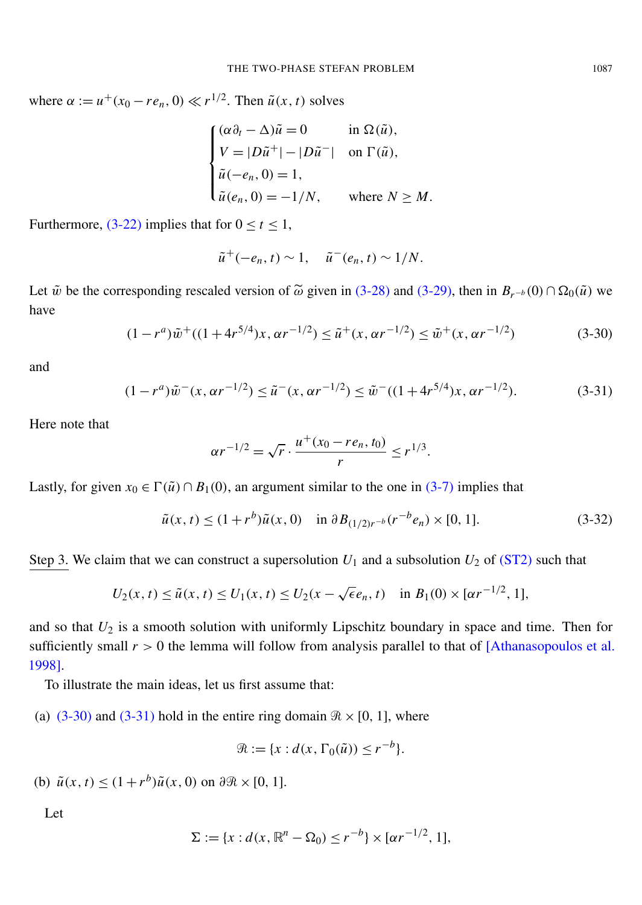where $\alpha := u^+(x_0 - re_n, 0) \ll r^{1/2}$. Then $\tilde{u}(x,t)$ solves

$$\begin{cases} (\alpha\partial_t - \Delta)\tilde{u} = 0 & \text{in } \Omega(\tilde{u}), \\ V = |D\tilde{u}^+| - |D\tilde{u}^-| & \text{on } \Gamma(\tilde{u}), \\ \tilde{u}(-e_n, 0) = 1, \\ \tilde{u}(e_n, 0) = -1/N, & \text{where } N \geq M. \end{cases}$$

Furthermore, (3-22) implies that for $0 \leq t \leq 1$,

$$\tilde{u}^+(-e_n, t) \sim 1, \quad \tilde{u}^-(e_n, t) \sim 1/N.$$

Let $\tilde{w}$ be the corresponding rescaled version of $\widetilde{\omega}$ given in (3-28) and (3-29), then in $B_{r^{-b}}(0) \cap \Omega_0(\tilde{u})$ we have

$$(1 - r^a)\tilde{w}^+((1 + 4r^{5/4})x, \alpha r^{-1/2}) \leq \tilde{u}^+(x, \alpha r^{-1/2}) \leq \tilde{w}^+(x, \alpha r^{-1/2}) \tag{3-30}$$

and

$$(1 - r^a)\tilde{w}^-(x, \alpha r^{-1/2}) \leq \tilde{u}^-(x, \alpha r^{-1/2}) \leq \tilde{w}^-((1 + 4r^{5/4})x, \alpha r^{-1/2}). \tag{3-31}$$

Here note that

$$\alpha r^{-1/2} = \sqrt{r} \cdot \frac{u^+(x_0 - re_n, t_0)}{r} \leq r^{1/3}.$$

Lastly, for given $x_0 \in \Gamma(\tilde{u}) \cap B_1(0)$, an argument similar to the one in (3-7) implies that

$$\tilde{u}(x,t) \leq (1 + r^b)\tilde{u}(x, 0) \quad \text{in } \partial B_{(1/2)r^{-b}}(r^{-b}e_n) \times [0, 1]. \tag{3-32}$$

<u>Step 3</u>. We claim that we can construct a supersolution $U_1$ and a subsolution $U_2$ of (ST2) such that

$$U_2(x,t) \leq \tilde{u}(x,t) \leq U_1(x,t) \leq U_2(x - \sqrt{\epsilon}e_n, t) \quad \text{in } B_1(0) \times [\alpha r^{-1/2}, 1],$$

and so that $U_2$ is a smooth solution with uniformly Lipschitz boundary in space and time. Then for sufficiently small $r > 0$ the lemma will follow from analysis parallel to that of [Athanasopoulos et al. 1998].

To illustrate the main ideas, let us first assume that:

(a) (3-30) and (3-31) hold in the entire ring domain $\mathcal{R} \times [0, 1]$, where

$$\mathcal{R} := \{x : d(x, \Gamma_0(\tilde{u})) \leq r^{-b}\}.$$

(b) $\tilde{u}(x,t) \leq (1 + r^b)\tilde{u}(x, 0)$ on $\partial\mathcal{R} \times [0, 1]$.

Let

$$\Sigma := \{x : d(x, \mathbb{R}^n - \Omega_0) \leq r^{-b}\} \times [\alpha r^{-1/2}, 1],$$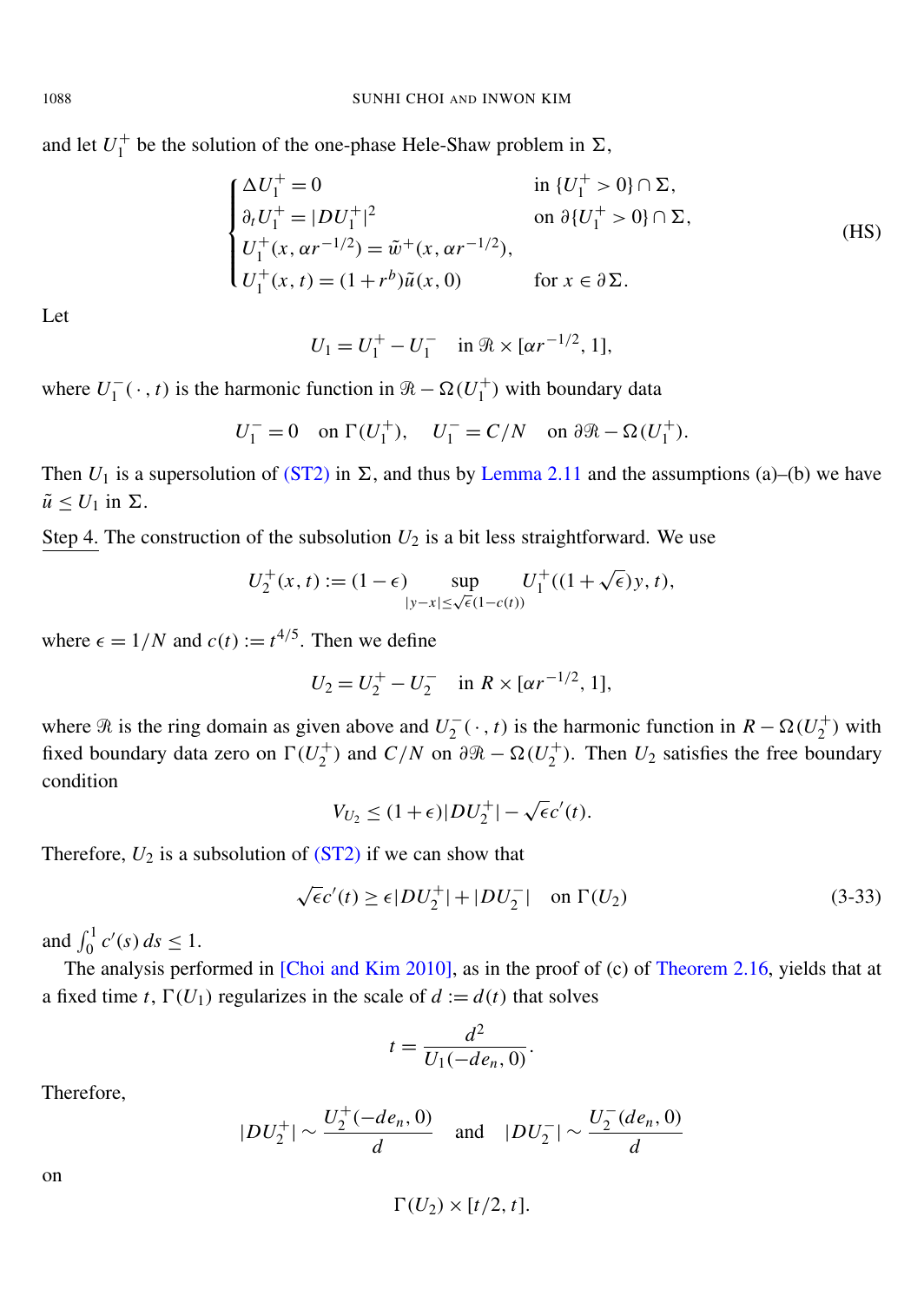and let $U_1^+$ be the solution of the one-phase Hele-Shaw problem in $\Sigma$,

$$
\begin{cases}
\Delta U_1^+ = 0 & \text{in } \{U_1^+ > 0\} \cap \Sigma, \\
\partial_t U_1^+ = |DU_1^+|^2 & \text{on } \partial\{U_1^+ > 0\} \cap \Sigma, \\
U_1^+(x, \alpha r^{-1/2}) = \tilde{w}^+(x, \alpha r^{-1/2}), & \\
U_1^+(x,t) = (1 + r^b)\tilde{u}(x, 0) & \text{for } x \in \partial\Sigma.
\end{cases}
\tag{HS}
$$

Let

$$
U_1 = U_1^+ - U_1^- \quad \text{in } \mathcal{R} \times [\alpha r^{-1/2}, 1],
$$

where $U_1^-(\cdot, t)$ is the harmonic function in $\mathcal{R} - \Omega(U_1^+)$ with boundary data

$$
U_1^- = 0 \quad \text{on } \Gamma(U_1^+), \qquad U_1^- = C/N \quad \text{on } \partial\mathcal{R} - \Omega(U_1^+).
$$

Then $U_1$ is a supersolution of (ST2) in $\Sigma$, and thus by Lemma 2.11 and the assumptions (a)–(b) we have $\tilde{u} \le U_1$ in $\Sigma$.

Step 4. The construction of the subsolution $U_2$ is a bit less straightforward. We use

$$
U_2^+(x,t) := (1-\epsilon) \sup_{|y-x| \le \sqrt{\epsilon}(1-c(t))} U_1^+((1+\sqrt{\epsilon})y, t),
$$

where $\epsilon = 1/N$ and $c(t) := t^{4/5}$. Then we define

$$
U_2 = U_2^+ - U_2^- \quad \text{in } R \times [\alpha r^{-1/2}, 1],
$$

where $\mathcal{R}$ is the ring domain as given above and $U_2^-(\cdot, t)$ is the harmonic function in $R - \Omega(U_2^+)$ with fixed boundary data zero on $\Gamma(U_2^+)$ and $C/N$ on $\partial\mathcal{R} - \Omega(U_2^+)$. Then $U_2$ satisfies the free boundary condition

$$
V_{U_2} \le (1+\epsilon)|DU_2^+| - \sqrt{\epsilon}c'(t).
$$

Therefore, $U_2$ is a subsolution of (ST2) if we can show that

$$
\sqrt{\epsilon}c'(t) \ge \epsilon|DU_2^+| + |DU_2^-| \quad \text{on } \Gamma(U_2) \tag{3-33}
$$

and $\int_0^1 c'(s)\,ds \le 1$.

The analysis performed in [Choi and Kim 2010], as in the proof of (c) of Theorem 2.16, yields that at a fixed time $t$, $\Gamma(U_1)$ regularizes in the scale of $d := d(t)$ that solves

$$
t = \frac{d^2}{U_1(-de_n, 0)}.
$$

Therefore,

$$
|DU_2^+| \sim \frac{U_2^+(-de_n, 0)}{d} \quad \text{and} \quad |DU_2^-| \sim \frac{U_2^-(de_n, 0)}{d}
$$

on

$$
\Gamma(U_2) \times [t/2, t].
$$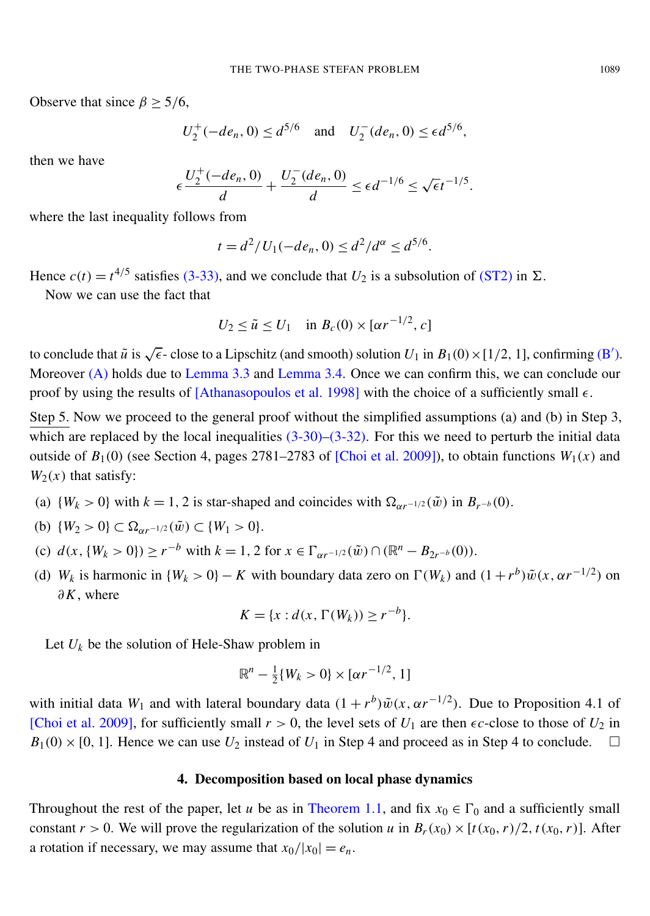Observe that since $\beta \geq 5/6$,

$$U_2^+(-de_n, 0) \leq d^{5/6} \quad \text{and} \quad U_2^-(de_n, 0) \leq \epsilon d^{5/6},$$

then we have

$$\epsilon \frac{U_2^+(-de_n, 0)}{d} + \frac{U_2^-(de_n, 0)}{d} \leq \epsilon d^{-1/6} \leq \sqrt{\epsilon} t^{-1/5}.$$

where the last inequality follows from

$$t = d^2/U_1(-de_n, 0) \leq d^2/d^\alpha \leq d^{5/6}.$$

Hence $c(t) = t^{4/5}$ satisfies (3-33), and we conclude that $U_2$ is a subsolution of (ST2) in $\Sigma$.

Now we can use the fact that

$$U_2 \leq \tilde{u} \leq U_1 \quad \text{in } B_c(0) \times [\alpha r^{-1/2}, c]$$

to conclude that $\tilde{u}$ is $\sqrt{\epsilon}$- close to a Lipschitz (and smooth) solution $U_1$ in $B_1(0) \times [1/2, 1]$, confirming (B′). Moreover (A) holds due to Lemma 3.3 and Lemma 3.4. Once we can confirm this, we can conclude our proof by using the results of [Athanasopoulos et al. 1998] with the choice of a sufficiently small $\epsilon$.

Step 5. Now we proceed to the general proof without the simplified assumptions (a) and (b) in Step 3, which are replaced by the local inequalities (3-30)–(3-32). For this we need to perturb the initial data outside of $B_1(0)$ (see Section 4, pages 2781–2783 of [Choi et al. 2009]), to obtain functions $W_1(x)$ and $W_2(x)$ that satisfy:

(a) $\{W_k > 0\}$ with $k = 1, 2$ is star-shaped and coincides with $\Omega_{\alpha r^{-1/2}}(\tilde{w})$ in $B_{r^{-b}}(0)$.

(b) $\{W_2 > 0\} \subset \Omega_{\alpha r^{-1/2}}(\tilde{w}) \subset \{W_1 > 0\}$.

(c) $d(x, \{W_k > 0\}) \geq r^{-b}$ with $k = 1, 2$ for $x \in \Gamma_{\alpha r^{-1/2}}(\tilde{w}) \cap (\mathbb{R}^n - B_{2r^{-b}}(0))$.

(d) $W_k$ is harmonic in $\{W_k > 0\} - K$ with boundary data zero on $\Gamma(W_k)$ and $(1 + r^b)\tilde{w}(x, \alpha r^{-1/2})$ on $\partial K$, where

$$K = \{x : d(x, \Gamma(W_k)) \geq r^{-b}\}.$$

Let $U_k$ be the solution of Hele-Shaw problem in

$$\mathbb{R}^n - \tfrac{1}{2}\{W_k > 0\} \times [\alpha r^{-1/2}, 1]$$

with initial data $W_1$ and with lateral boundary data $(1 + r^b)\tilde{w}(x, \alpha r^{-1/2})$. Due to Proposition 4.1 of [Choi et al. 2009], for sufficiently small $r > 0$, the level sets of $U_1$ are then $\epsilon c$-close to those of $U_2$ in $B_1(0) \times [0, 1]$. Hence we can use $U_2$ instead of $U_1$ in Step 4 and proceed as in Step 4 to conclude. □

## 4. Decomposition based on local phase dynamics

Throughout the rest of the paper, let $u$ be as in Theorem 1.1, and fix $x_0 \in \Gamma_0$ and a sufficiently small constant $r > 0$. We will prove the regularization of the solution $u$ in $B_r(x_0) \times [t(x_0, r)/2, t(x_0, r)]$. After a rotation if necessary, we may assume that $x_0/|x_0| = e_n$.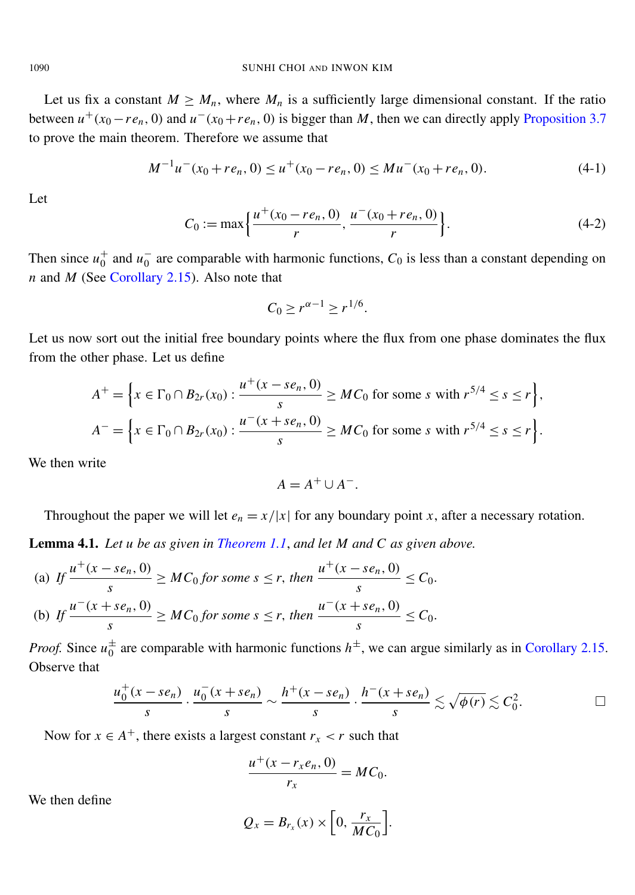Let us fix a constant $M \geq M_n$, where $M_n$ is a sufficiently large dimensional constant. If the ratio between $u^+(x_0 - re_n, 0)$ and $u^-(x_0 + re_n, 0)$ is bigger than $M$, then we can directly apply Proposition 3.7 to prove the main theorem. Therefore we assume that

$$M^{-1} u^-(x_0 + re_n, 0) \leq u^+(x_0 - re_n, 0) \leq M u^-(x_0 + re_n, 0). \tag{4-1}$$

Let

$$C_0 := \max\left\{ \frac{u^+(x_0 - re_n, 0)}{r}, \frac{u^-(x_0 + re_n, 0)}{r} \right\}. \tag{4-2}$$

Then since $u_0^+$ and $u_0^-$ are comparable with harmonic functions, $C_0$ is less than a constant depending on $n$ and $M$ (See Corollary 2.15). Also note that

$$C_0 \geq r^{\alpha - 1} \geq r^{1/6}.$$

Let us now sort out the initial free boundary points where the flux from one phase dominates the flux from the other phase. Let us define

$$A^+ = \left\{ x \in \Gamma_0 \cap B_{2r}(x_0) : \frac{u^+(x - se_n, 0)}{s} \geq MC_0 \text{ for some } s \text{ with } r^{5/4} \leq s \leq r \right\},$$

$$A^- = \left\{ x \in \Gamma_0 \cap B_{2r}(x_0) : \frac{u^-(x + se_n, 0)}{s} \geq MC_0 \text{ for some } s \text{ with } r^{5/4} \leq s \leq r \right\}.$$

We then write

$$A = A^+ \cup A^-.$$

Throughout the paper we will let $e_n = x/|x|$ for any boundary point $x$, after a necessary rotation.

**Lemma 4.1.** *Let $u$ be as given in Theorem 1.1, and let $M$ and $C$ as given above.*

(a) *If* $\dfrac{u^+(x - se_n, 0)}{s} \geq MC_0$ *for some* $s \leq r$, *then* $\dfrac{u^+(x - se_n, 0)}{s} \leq C_0$.

(b) *If* $\dfrac{u^-(x + se_n, 0)}{s} \geq MC_0$ *for some* $s \leq r$, *then* $\dfrac{u^-(x + se_n, 0)}{s} \leq C_0$.

*Proof.* Since $u_0^\pm$ are comparable with harmonic functions $h^\pm$, we can argue similarly as in Corollary 2.15. Observe that

$$\frac{u_0^+(x - se_n)}{s} \cdot \frac{u_0^-(x + se_n)}{s} \sim \frac{h^+(x - se_n)}{s} \cdot \frac{h^-(x + se_n)}{s} \lesssim \sqrt{\phi(r)} \lesssim C_0^2. \qquad \square$$

Now for $x \in A^+$, there exists a largest constant $r_x < r$ such that

$$\frac{u^+(x - r_x e_n, 0)}{r_x} = MC_0.$$

We then define

$$Q_x = B_{r_x}(x) \times \left[0, \frac{r_x}{MC_0}\right].$$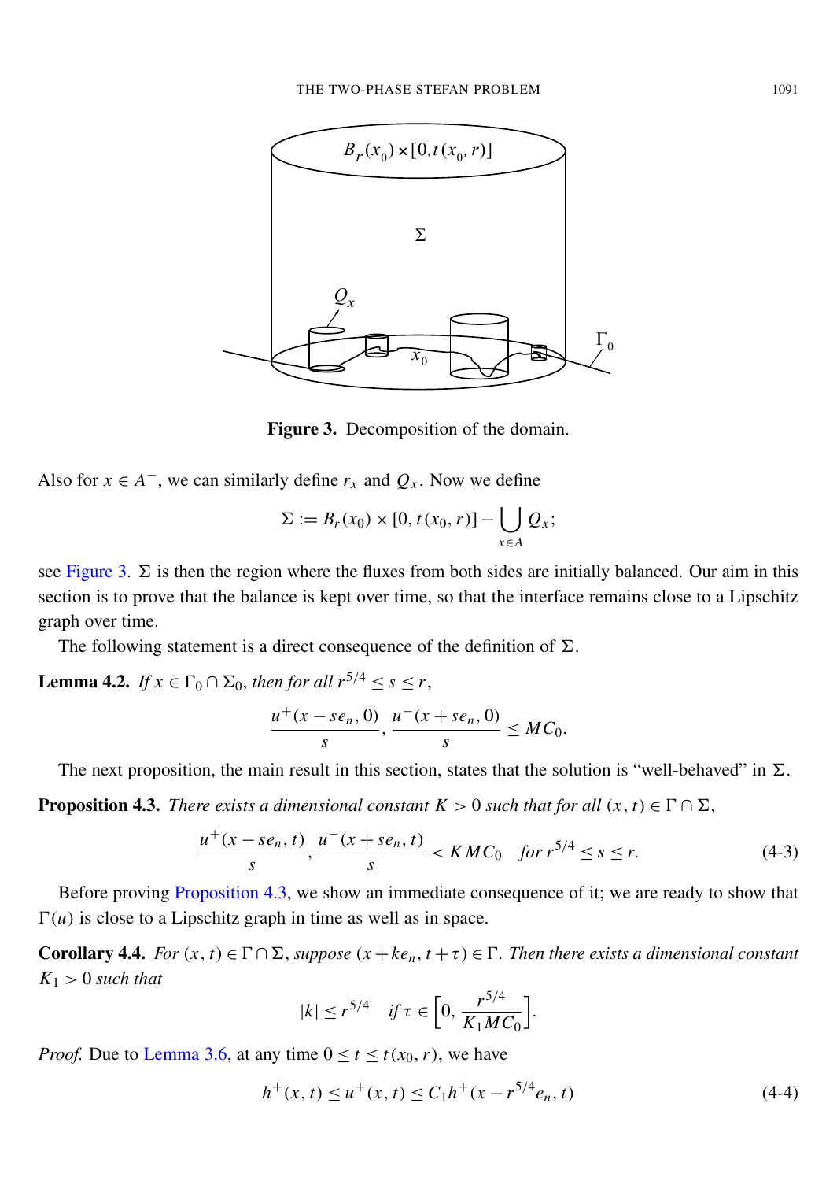**Figure 3.** Decomposition of the domain.

Also for $x \in A^-$, we can similarly define $r_x$ and $Q_x$. Now we define

$$\Sigma := B_r(x_0) \times [0, t(x_0, r)] - \bigcup_{x \in A} Q_x;$$

see Figure 3. $\Sigma$ is then the region where the fluxes from both sides are initially balanced. Our aim in this section is to prove that the balance is kept over time, so that the interface remains close to a Lipschitz graph over time.

The following statement is a direct consequence of the definition of $\Sigma$.

**Lemma 4.2.** *If $x \in \Gamma_0 \cap \Sigma_0$, then for all $r^{5/4} \le s \le r$,*

$$\frac{u^+(x - se_n, 0)}{s}, \frac{u^-(x + se_n, 0)}{s} \le MC_0.$$

The next proposition, the main result in this section, states that the solution is "well-behaved" in $\Sigma$.

**Proposition 4.3.** *There exists a dimensional constant $K > 0$ such that for all $(x, t) \in \Gamma \cap \Sigma$,*

$$\frac{u^+(x - se_n, t)}{s}, \frac{u^-(x + se_n, t)}{s} < KMC_0 \quad \text{for } r^{5/4} \le s \le r. \tag{4-3}$$

Before proving Proposition 4.3, we show an immediate consequence of it; we are ready to show that $\Gamma(u)$ is close to a Lipschitz graph in time as well as in space.

**Corollary 4.4.** *For $(x, t) \in \Gamma \cap \Sigma$, suppose $(x + ke_n, t + \tau) \in \Gamma$. Then there exists a dimensional constant $K_1 > 0$ such that*

$$|k| \le r^{5/4} \quad \text{if } \tau \in \left[0, \frac{r^{5/4}}{K_1 MC_0}\right].$$

*Proof.* Due to Lemma 3.6, at any time $0 \le t \le t(x_0, r)$, we have

$$h^+(x, t) \le u^+(x, t) \le C_1 h^+(x - r^{5/4} e_n, t) \tag{4-4}$$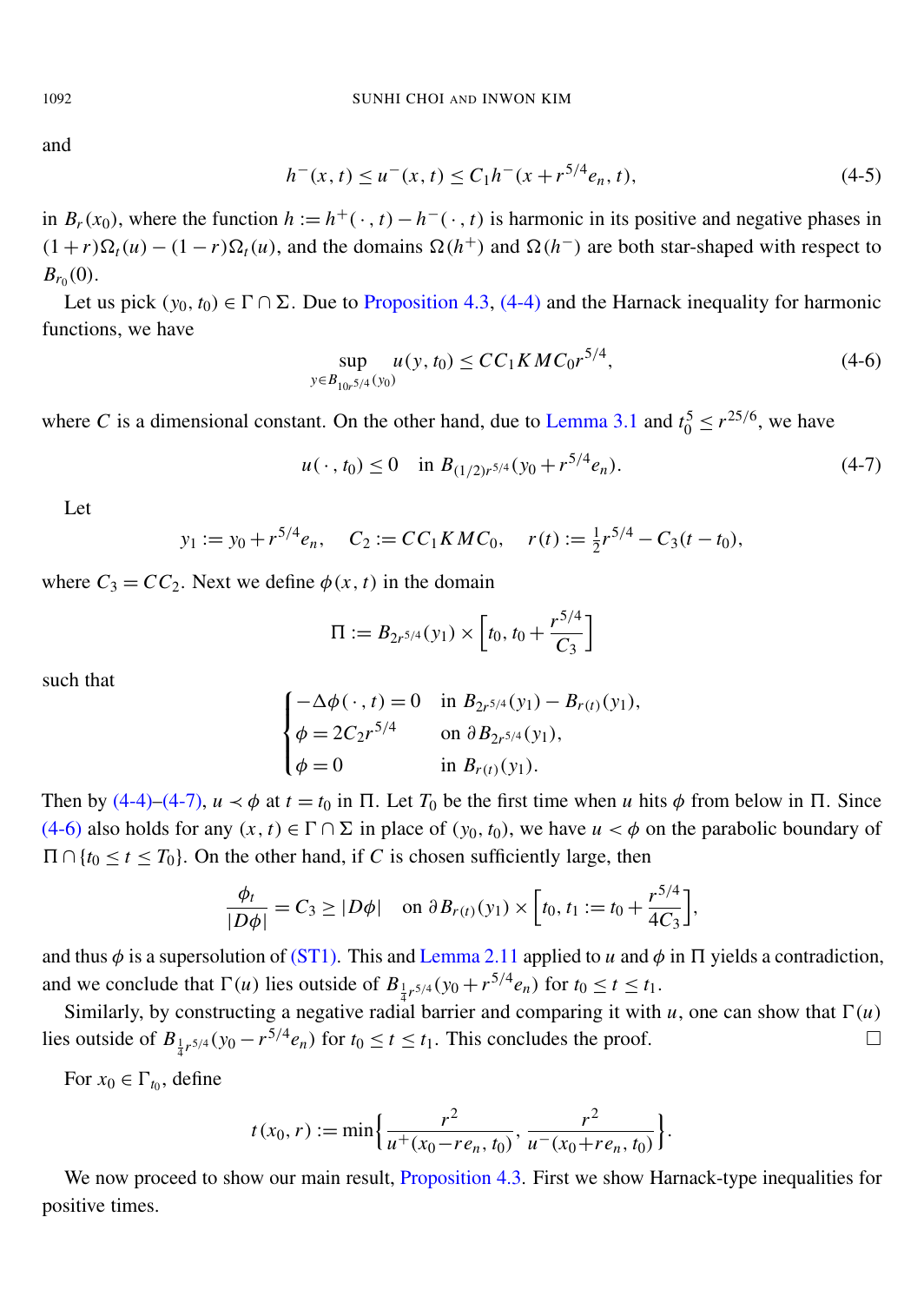and

$$h^-(x,t) \le u^-(x,t) \le C_1 h^-(x + r^{5/4} e_n, t), \tag{4-5}$$

in $B_r(x_0)$, where the function $h := h^+(\cdot, t) - h^-(\cdot, t)$ is harmonic in its positive and negative phases in $(1+r)\Omega_t(u) - (1-r)\Omega_t(u)$, and the domains $\Omega(h^+)$ and $\Omega(h^-)$ are both star-shaped with respect to $B_{r_0}(0)$.

Let us pick $(y_0, t_0) \in \Gamma \cap \Sigma$. Due to Proposition 4.3, (4-4) and the Harnack inequality for harmonic functions, we have

$$\sup_{y \in B_{10r^{5/4}}(y_0)} u(y, t_0) \le C C_1 K M C_0 r^{5/4}, \tag{4-6}$$

where $C$ is a dimensional constant. On the other hand, due to Lemma 3.1 and $t_0^5 \le r^{25/6}$, we have

$$u(\cdot, t_0) \le 0 \quad \text{in } B_{(1/2)r^{5/4}}(y_0 + r^{5/4} e_n). \tag{4-7}$$

Let

$$y_1 := y_0 + r^{5/4} e_n, \quad C_2 := C C_1 K M C_0, \quad r(t) := \tfrac{1}{2} r^{5/4} - C_3(t - t_0),$$

where $C_3 = C C_2$. Next we define $\phi(x,t)$ in the domain

$$\Pi := B_{2r^{5/4}}(y_1) \times \left[t_0, t_0 + \frac{r^{5/4}}{C_3}\right]$$

such that

$$\begin{cases} -\Delta \phi(\cdot, t) = 0 & \text{in } B_{2r^{5/4}}(y_1) - B_{r(t)}(y_1), \\ \phi = 2C_2 r^{5/4} & \text{on } \partial B_{2r^{5/4}}(y_1), \\ \phi = 0 & \text{in } B_{r(t)}(y_1). \end{cases}$$

Then by (4-4)–(4-7), $u \prec \phi$ at $t = t_0$ in $\Pi$. Let $T_0$ be the first time when $u$ hits $\phi$ from below in $\Pi$. Since (4-6) also holds for any $(x,t) \in \Gamma \cap \Sigma$ in place of $(y_0, t_0)$, we have $u < \phi$ on the parabolic boundary of $\Pi \cap \{t_0 \le t \le T_0\}$. On the other hand, if $C$ is chosen sufficiently large, then

$$\frac{\phi_t}{|D\phi|} = C_3 \ge |D\phi| \quad \text{on } \partial B_{r(t)}(y_1) \times \left[t_0, t_1 := t_0 + \frac{r^{5/4}}{4C_3}\right],$$

and thus $\phi$ is a supersolution of (ST1). This and Lemma 2.11 applied to $u$ and $\phi$ in $\Pi$ yields a contradiction, and we conclude that $\Gamma(u)$ lies outside of $B_{\frac{1}{4}r^{5/4}}(y_0 + r^{5/4} e_n)$ for $t_0 \le t \le t_1$.

Similarly, by constructing a negative radial barrier and comparing it with $u$, one can show that $\Gamma(u)$ lies outside of $B_{\frac{1}{4}r^{5/4}}(y_0 - r^{5/4} e_n)$ for $t_0 \le t \le t_1$. This concludes the proof. □

For $x_0 \in \Gamma_{t_0}$, define

$$t(x_0, r) := \min\left\{ \frac{r^2}{u^+(x_0 - r e_n, t_0)}, \frac{r^2}{u^-(x_0 + r e_n, t_0)} \right\}.$$

We now proceed to show our main result, Proposition 4.3. First we show Harnack-type inequalities for positive times.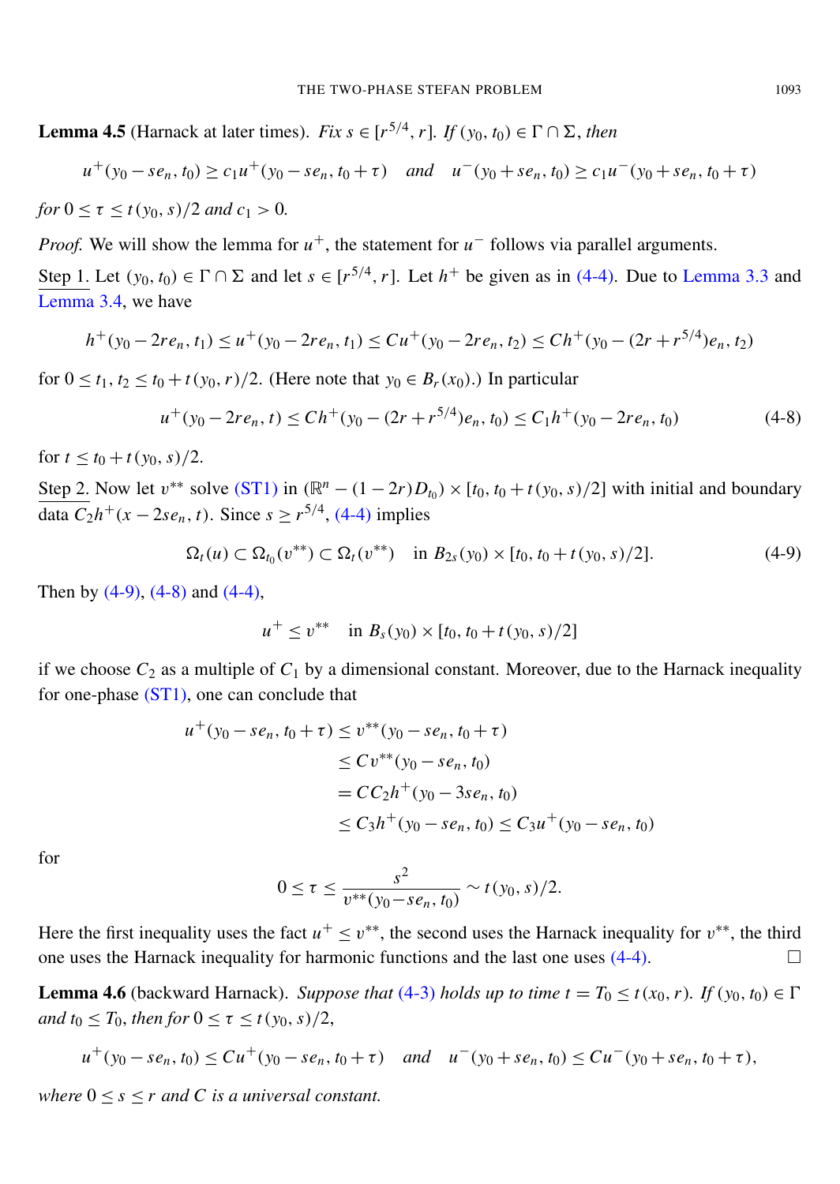**Lemma 4.5** (Harnack at later times). *Fix $s \in [r^{5/4}, r]$. If $(y_0, t_0) \in \Gamma \cap \Sigma$, then*

$$u^+(y_0 - se_n, t_0) \geq c_1 u^+(y_0 - se_n, t_0 + \tau) \quad \textit{and} \quad u^-(y_0 + se_n, t_0) \geq c_1 u^-(y_0 + se_n, t_0 + \tau)$$

*for $0 \leq \tau \leq t(y_0, s)/2$ and $c_1 > 0$.*

*Proof.* We will show the lemma for $u^+$, the statement for $u^-$ follows via parallel arguments.

Step 1. Let $(y_0, t_0) \in \Gamma \cap \Sigma$ and let $s \in [r^{5/4}, r]$. Let $h^+$ be given as in (4-4). Due to Lemma 3.3 and Lemma 3.4, we have

$$h^+(y_0 - 2re_n, t_1) \leq u^+(y_0 - 2re_n, t_1) \leq Cu^+(y_0 - 2re_n, t_2) \leq Ch^+(y_0 - (2r + r^{5/4})e_n, t_2)$$

for $0 \leq t_1, t_2 \leq t_0 + t(y_0, r)/2$. (Here note that $y_0 \in B_r(x_0)$.) In particular

$$u^+(y_0 - 2re_n, t) \leq Ch^+(y_0 - (2r + r^{5/4})e_n, t_0) \leq C_1 h^+(y_0 - 2re_n, t_0) \tag{4-8}$$

for $t \leq t_0 + t(y_0, s)/2$.

Step 2. Now let $v^{**}$ solve (ST1) in $(\mathbb{R}^n - (1 - 2r)D_{t_0}) \times [t_0, t_0 + t(y_0, s)/2]$ with initial and boundary data $C_2 h^+(x - 2se_n, t)$. Since $s \geq r^{5/4}$, (4-4) implies

$$\Omega_t(u) \subset \Omega_{t_0}(v^{**}) \subset \Omega_t(v^{**}) \quad \text{in } B_{2s}(y_0) \times [t_0, t_0 + t(y_0, s)/2]. \tag{4-9}$$

Then by (4-9), (4-8) and (4-4),

$$u^+ \leq v^{**} \quad \text{in } B_s(y_0) \times [t_0, t_0 + t(y_0, s)/2]$$

if we choose $C_2$ as a multiple of $C_1$ by a dimensional constant. Moreover, due to the Harnack inequality for one-phase (ST1), one can conclude that

$$\begin{aligned}
u^+(y_0 - se_n, t_0 + \tau) &\leq v^{**}(y_0 - se_n, t_0 + \tau) \\
&\leq Cv^{**}(y_0 - se_n, t_0) \\
&= CC_2 h^+(y_0 - 3se_n, t_0) \\
&\leq C_3 h^+(y_0 - se_n, t_0) \leq C_3 u^+(y_0 - se_n, t_0)
\end{aligned}$$

for

$$0 \leq \tau \leq \frac{s^2}{v^{**}(y_0 - se_n, t_0)} \sim t(y_0, s)/2.$$

Here the first inequality uses the fact $u^+ \leq v^{**}$, the second uses the Harnack inequality for $v^{**}$, the third one uses the Harnack inequality for harmonic functions and the last one uses (4-4). □

**Lemma 4.6** (backward Harnack). *Suppose that (4-3) holds up to time $t = T_0 \leq t(x_0, r)$. If $(y_0, t_0) \in \Gamma$ and $t_0 \leq T_0$, then for $0 \leq \tau \leq t(y_0, s)/2$,*

$$u^+(y_0 - se_n, t_0) \leq Cu^+(y_0 - se_n, t_0 + \tau) \quad \textit{and} \quad u^-(y_0 + se_n, t_0) \leq Cu^-(y_0 + se_n, t_0 + \tau),$$

*where $0 \leq s \leq r$ and $C$ is a universal constant.*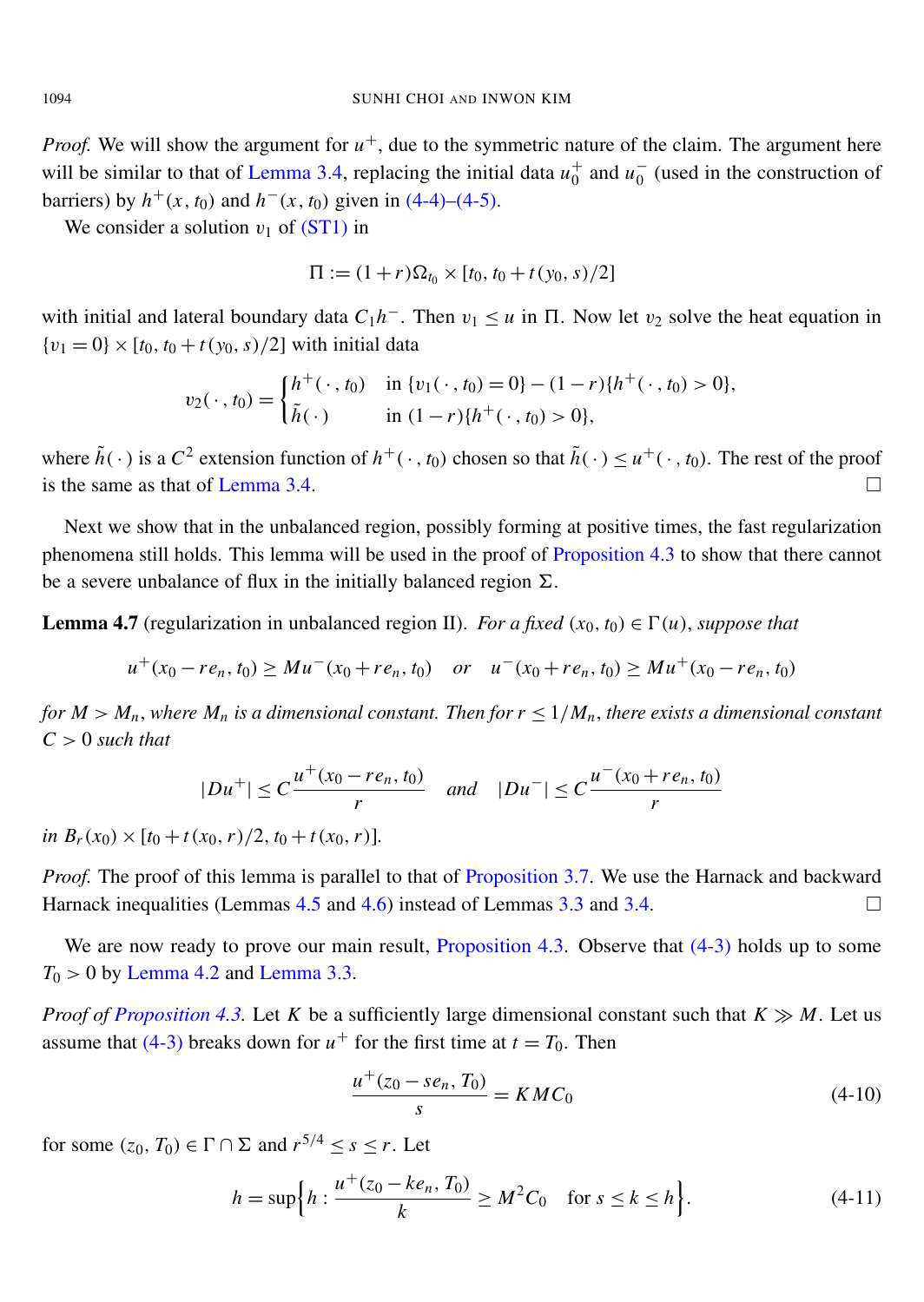*Proof.* We will show the argument for $u^+$, due to the symmetric nature of the claim. The argument here will be similar to that of Lemma 3.4, replacing the initial data $u_0^+$ and $u_0^-$ (used in the construction of barriers) by $h^+(x, t_0)$ and $h^-(x, t_0)$ given in (4-4)–(4-5).

We consider a solution $v_1$ of (ST1) in

$$\Pi := (1+r)\Omega_{t_0} \times [t_0, t_0 + t(y_0, s)/2]$$

with initial and lateral boundary data $C_1 h^-$. Then $v_1 \leq u$ in $\Pi$. Now let $v_2$ solve the heat equation in $\{v_1 = 0\} \times [t_0, t_0 + t(y_0, s)/2]$ with initial data

$$v_2(\cdot\,, t_0) = \begin{cases} h^+(\cdot\,, t_0) & \text{in } \{v_1(\cdot\,, t_0) = 0\} - (1-r)\{h^+(\cdot\,, t_0) > 0\}, \\ \tilde{h}(\cdot) & \text{in } (1-r)\{h^+(\cdot\,, t_0) > 0\}, \end{cases}$$

where $\tilde{h}(\cdot)$ is a $C^2$ extension function of $h^+(\cdot\,, t_0)$ chosen so that $\tilde{h}(\cdot) \leq u^+(\cdot\,, t_0)$. The rest of the proof is the same as that of Lemma 3.4. □

Next we show that in the unbalanced region, possibly forming at positive times, the fast regularization phenomena still holds. This lemma will be used in the proof of Proposition 4.3 to show that there cannot be a severe unbalance of flux in the initially balanced region $\Sigma$.

**Lemma 4.7** (regularization in unbalanced region II). *For a fixed $(x_0, t_0) \in \Gamma(u)$, suppose that*

$$u^+(x_0 - re_n, t_0) \geq M u^-(x_0 + re_n, t_0) \quad \text{or} \quad u^-(x_0 + re_n, t_0) \geq M u^+(x_0 - re_n, t_0)$$

*for $M > M_n$, where $M_n$ is a dimensional constant. Then for $r \leq 1/M_n$, there exists a dimensional constant $C > 0$ such that*

$$|Du^+| \leq C \frac{u^+(x_0 - re_n, t_0)}{r} \quad \text{and} \quad |Du^-| \leq C \frac{u^-(x_0 + re_n, t_0)}{r}$$

*in $B_r(x_0) \times [t_0 + t(x_0, r)/2, t_0 + t(x_0, r)]$.*

*Proof.* The proof of this lemma is parallel to that of Proposition 3.7. We use the Harnack and backward Harnack inequalities (Lemmas 4.5 and 4.6) instead of Lemmas 3.3 and 3.4. □

We are now ready to prove our main result, Proposition 4.3. Observe that (4-3) holds up to some $T_0 > 0$ by Lemma 4.2 and Lemma 3.3.

*Proof of Proposition 4.3.* Let $K$ be a sufficiently large dimensional constant such that $K \gg M$. Let us assume that (4-3) breaks down for $u^+$ for the first time at $t = T_0$. Then

$$\frac{u^+(z_0 - se_n, T_0)}{s} = KMC_0 \tag{4-10}$$

for some $(z_0, T_0) \in \Gamma \cap \Sigma$ and $r^{5/4} \leq s \leq r$. Let

$$h = \sup\left\{h : \frac{u^+(z_0 - ke_n, T_0)}{k} \geq M^2 C_0 \quad \text{for } s \leq k \leq h\right\}. \tag{4-11}$$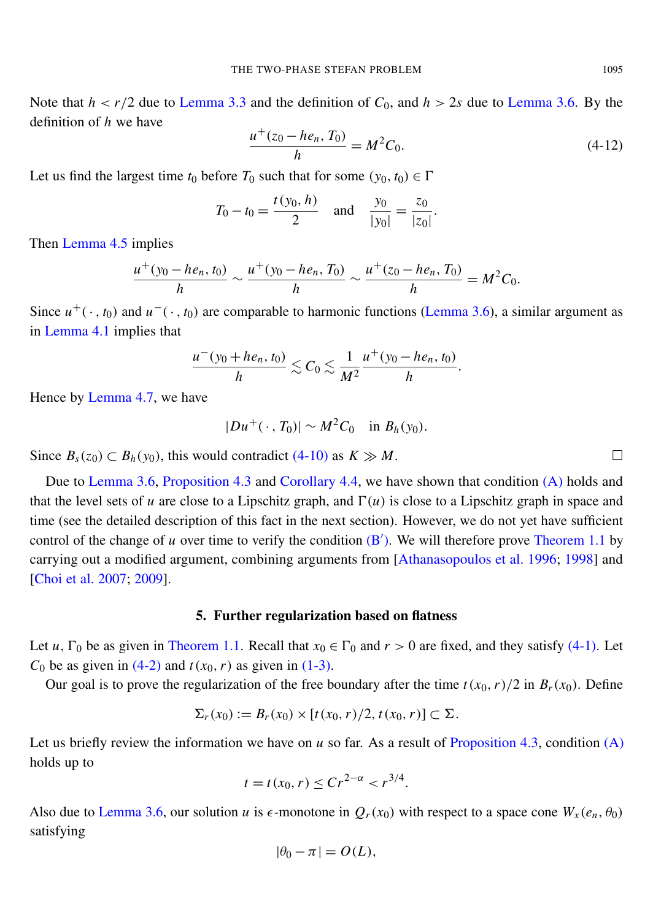Note that $h < r/2$ due to Lemma 3.3 and the definition of $C_0$, and $h > 2s$ due to Lemma 3.6. By the definition of $h$ we have

$$\frac{u^+(z_0 - he_n, T_0)}{h} = M^2 C_0. \tag{4-12}$$

Let us find the largest time $t_0$ before $T_0$ such that for some $(y_0, t_0) \in \Gamma$

$$T_0 - t_0 = \frac{t(y_0, h)}{2} \quad \text{and} \quad \frac{y_0}{|y_0|} = \frac{z_0}{|z_0|}.$$

Then Lemma 4.5 implies

$$\frac{u^+(y_0 - he_n, t_0)}{h} \sim \frac{u^+(y_0 - he_n, T_0)}{h} \sim \frac{u^+(z_0 - he_n, T_0)}{h} = M^2 C_0.$$

Since $u^+(\cdot, t_0)$ and $u^-(\cdot, t_0)$ are comparable to harmonic functions (Lemma 3.6), a similar argument as in Lemma 4.1 implies that

$$\frac{u^-(y_0 + he_n, t_0)}{h} \lesssim C_0 \lesssim \frac{1}{M^2} \frac{u^+(y_0 - he_n, t_0)}{h}.$$

Hence by Lemma 4.7, we have

$$|Du^+(\cdot, T_0)| \sim M^2 C_0 \quad \text{in } B_h(y_0).$$

Since $B_s(z_0) \subset B_h(y_0)$, this would contradict (4-10) as $K \gg M$. □

Due to Lemma 3.6, Proposition 4.3 and Corollary 4.4, we have shown that condition (A) holds and that the level sets of $u$ are close to a Lipschitz graph, and $\Gamma(u)$ is close to a Lipschitz graph in space and time (see the detailed description of this fact in the next section). However, we do not yet have sufficient control of the change of $u$ over time to verify the condition (B′). We will therefore prove Theorem 1.1 by carrying out a modified argument, combining arguments from [Athanasopoulos et al. 1996; 1998] and [Choi et al. 2007; 2009].

## 5. Further regularization based on flatness

Let $u$, $\Gamma_0$ be as given in Theorem 1.1. Recall that $x_0 \in \Gamma_0$ and $r > 0$ are fixed, and they satisfy (4-1). Let $C_0$ be as given in (4-2) and $t(x_0, r)$ as given in (1-3).

Our goal is to prove the regularization of the free boundary after the time $t(x_0, r)/2$ in $B_r(x_0)$. Define

$$\Sigma_r(x_0) := B_r(x_0) \times [t(x_0, r)/2, t(x_0, r)] \subset \Sigma.$$

Let us briefly review the information we have on $u$ so far. As a result of Proposition 4.3, condition (A) holds up to

$$t = t(x_0, r) \leq Cr^{2-\alpha} < r^{3/4}.$$

Also due to Lemma 3.6, our solution $u$ is $\epsilon$-monotone in $Q_r(x_0)$ with respect to a space cone $W_x(e_n, \theta_0)$ satisfying

$$|\theta_0 - \pi| = O(L),$$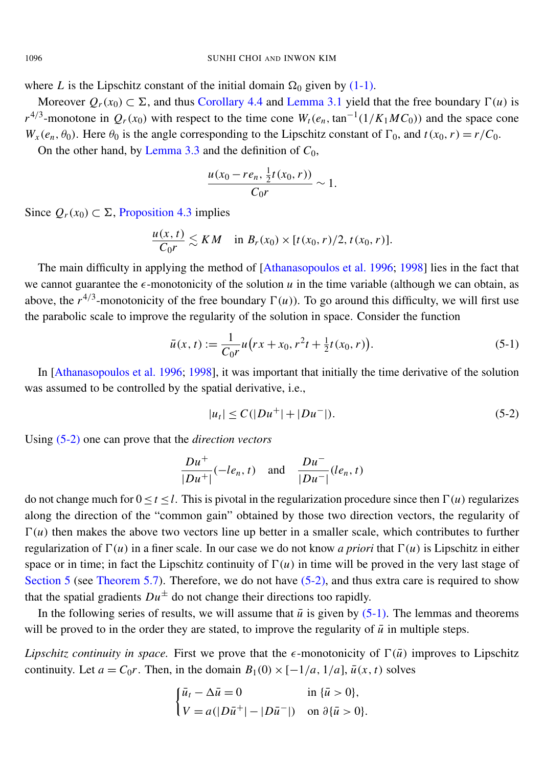where $L$ is the Lipschitz constant of the initial domain $\Omega_0$ given by (1-1).

Moreover $Q_r(x_0) \subset \Sigma$, and thus Corollary 4.4 and Lemma 3.1 yield that the free boundary $\Gamma(u)$ is $r^{4/3}$-monotone in $Q_r(x_0)$ with respect to the time cone $W_t(e_n, \tan^{-1}(1/K_1 M C_0))$ and the space cone $W_x(e_n, \theta_0)$. Here $\theta_0$ is the angle corresponding to the Lipschitz constant of $\Gamma_0$, and $t(x_0, r) = r/C_0$.

On the other hand, by Lemma 3.3 and the definition of $C_0$,

$$\frac{u(x_0 - re_n, \frac{1}{2}t(x_0, r))}{C_0 r} \sim 1.$$

Since $Q_r(x_0) \subset \Sigma$, Proposition 4.3 implies

$$\frac{u(x,t)}{C_0 r} \lesssim KM \quad \text{in } B_r(x_0) \times [t(x_0, r)/2, t(x_0, r)].$$

The main difficulty in applying the method of [Athanasopoulos et al. 1996; 1998] lies in the fact that we cannot guarantee the $\epsilon$-monotonicity of the solution $u$ in the time variable (although we can obtain, as above, the $r^{4/3}$-monotonicity of the free boundary $\Gamma(u)$). To go around this difficulty, we will first use the parabolic scale to improve the regularity of the solution in space. Consider the function

$$\bar{u}(x,t) := \frac{1}{C_0 r} u\big(rx + x_0, r^2 t + \tfrac{1}{2}t(x_0, r)\big). \tag{5-1}$$

In [Athanasopoulos et al. 1996; 1998], it was important that initially the time derivative of the solution was assumed to be controlled by the spatial derivative, i.e.,

$$|u_t| \le C(|Du^+| + |Du^-|). \tag{5-2}$$

Using (5-2) one can prove that the *direction vectors*

$$\frac{Du^+}{|Du^+|}(-le_n, t) \quad \text{and} \quad \frac{Du^-}{|Du^-|}(le_n, t)$$

do not change much for $0 \le t \le l$. This is pivotal in the regularization procedure since then $\Gamma(u)$ regularizes along the direction of the "common gain" obtained by those two direction vectors, the regularity of $\Gamma(u)$ then makes the above two vectors line up better in a smaller scale, which contributes to further regularization of $\Gamma(u)$ in a finer scale. In our case we do not know *a priori* that $\Gamma(u)$ is Lipschitz in either space or in time; in fact the Lipschitz continuity of $\Gamma(u)$ in time will be proved in the very last stage of Section 5 (see Theorem 5.7). Therefore, we do not have (5-2), and thus extra care is required to show that the spatial gradients $Du^\pm$ do not change their directions too rapidly.

In the following series of results, we will assume that $\bar{u}$ is given by (5-1). The lemmas and theorems will be proved to in the order they are stated, to improve the regularity of $\bar{u}$ in multiple steps.

*Lipschitz continuity in space.* First we prove that the $\epsilon$-monotonicity of $\Gamma(\bar{u})$ improves to Lipschitz continuity. Let $a = C_0 r$. Then, in the domain $B_1(0) \times [-1/a, 1/a]$, $\bar{u}(x,t)$ solves

$$\begin{cases} \bar{u}_t - \Delta \bar{u} = 0 & \text{in } \{\bar{u} > 0\}, \\ V = a(|D\bar{u}^+| - |D\bar{u}^-|) & \text{on } \partial\{\bar{u} > 0\}. \end{cases}$$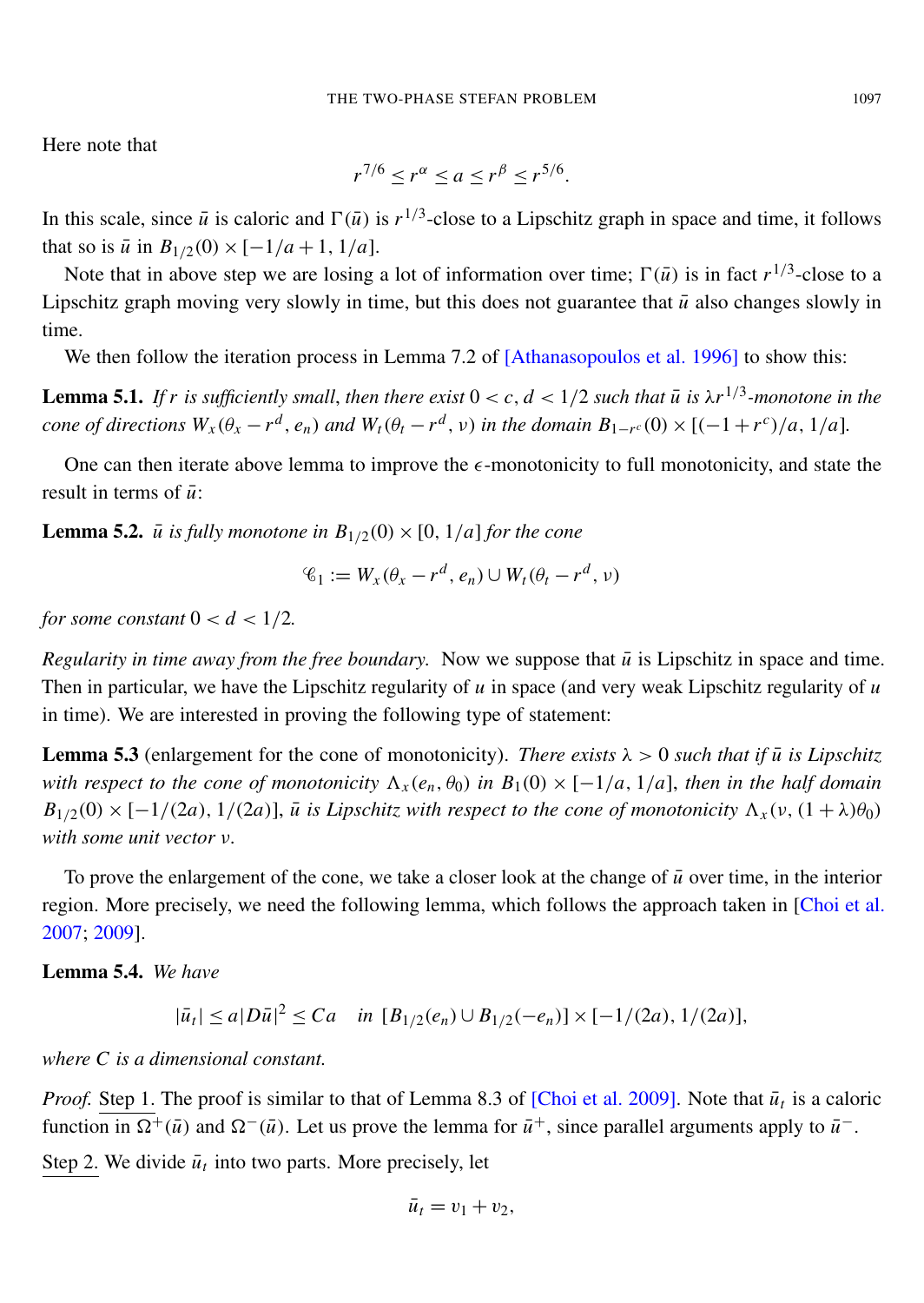Here note that

$$r^{7/6} \leq r^{\alpha} \leq a \leq r^{\beta} \leq r^{5/6}.$$

In this scale, since $\bar{u}$ is caloric and $\Gamma(\bar{u})$ is $r^{1/3}$-close to a Lipschitz graph in space and time, it follows that so is $\bar{u}$ in $B_{1/2}(0) \times [-1/a+1, 1/a]$.

Note that in above step we are losing a lot of information over time; $\Gamma(\bar{u})$ is in fact $r^{1/3}$-close to a Lipschitz graph moving very slowly in time, but this does not guarantee that $\bar{u}$ also changes slowly in time.

We then follow the iteration process in Lemma 7.2 of [Athanasopoulos et al. 1996] to show this:

**Lemma 5.1.** *If $r$ is sufficiently small, then there exist $0 < c, d < 1/2$ such that $\bar{u}$ is $\lambda r^{1/3}$-monotone in the cone of directions $W_x(\theta_x - r^d, e_n)$ and $W_t(\theta_t - r^d, \nu)$ in the domain $B_{1-r^c}(0) \times [(-1+r^c)/a, 1/a]$.*

One can then iterate above lemma to improve the $\epsilon$-monotonicity to full monotonicity, and state the result in terms of $\bar{u}$:

**Lemma 5.2.** *$\bar{u}$ is fully monotone in $B_{1/2}(0) \times [0, 1/a]$ for the cone*

$$\mathscr{C}_1 := W_x(\theta_x - r^d, e_n) \cup W_t(\theta_t - r^d, \nu)$$

*for some constant $0 < d < 1/2$.*

*Regularity in time away from the free boundary.* Now we suppose that $\bar{u}$ is Lipschitz in space and time. Then in particular, we have the Lipschitz regularity of $u$ in space (and very weak Lipschitz regularity of $u$ in time). We are interested in proving the following type of statement:

**Lemma 5.3** (enlargement for the cone of monotonicity). *There exists $\lambda > 0$ such that if $\bar{u}$ is Lipschitz with respect to the cone of monotonicity $\Lambda_x(e_n, \theta_0)$ in $B_1(0) \times [-1/a, 1/a]$, then in the half domain $B_{1/2}(0) \times [-1/(2a), 1/(2a)]$, $\bar{u}$ is Lipschitz with respect to the cone of monotonicity $\Lambda_x(\nu, (1+\lambda)\theta_0)$ with some unit vector $\nu$.*

To prove the enlargement of the cone, we take a closer look at the change of $\bar{u}$ over time, in the interior region. More precisely, we need the following lemma, which follows the approach taken in [Choi et al. 2007; 2009].

**Lemma 5.4.** *We have*

$$|\bar{u}_t| \leq a|D\bar{u}|^2 \leq Ca \quad \text{in } [B_{1/2}(e_n) \cup B_{1/2}(-e_n)] \times [-1/(2a), 1/(2a)],$$

*where $C$ is a dimensional constant.*

*Proof.* Step 1. The proof is similar to that of Lemma 8.3 of [Choi et al. 2009]. Note that $\bar{u}_t$ is a caloric function in $\Omega^+(\bar{u})$ and $\Omega^-(\bar{u})$. Let us prove the lemma for $\bar{u}^+$, since parallel arguments apply to $\bar{u}^-$.

Step 2. We divide $\bar{u}_t$ into two parts. More precisely, let

$$\bar{u}_t = v_1 + v_2,$$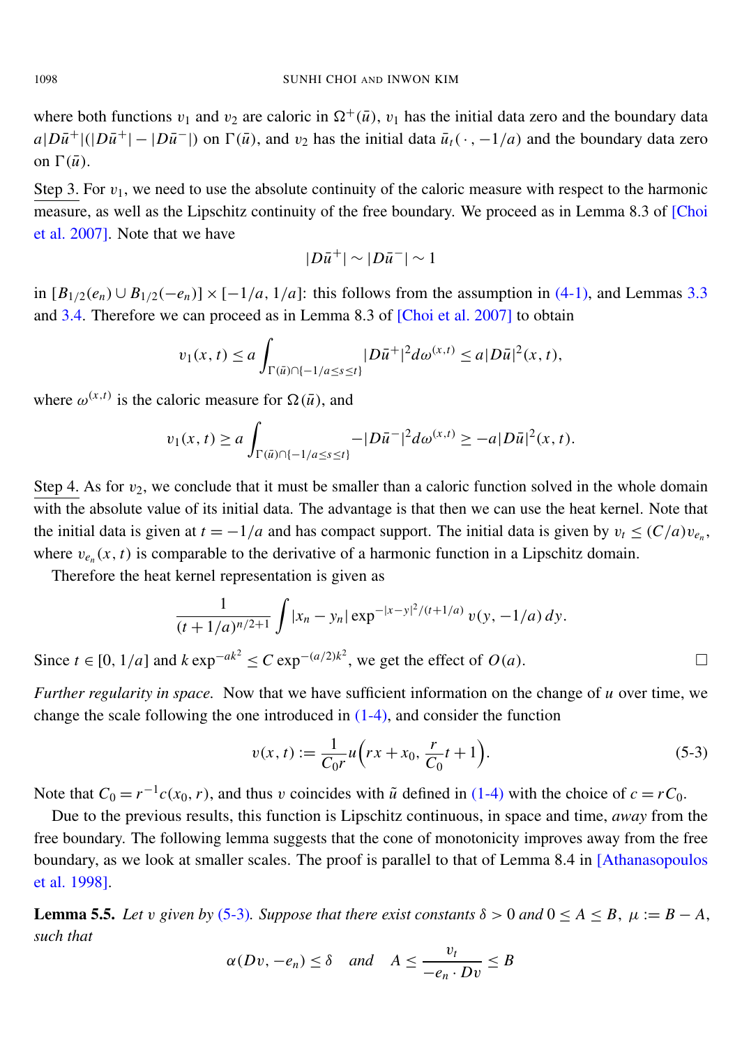where both functions $v_1$ and $v_2$ are caloric in $\Omega^+(\bar{u})$, $v_1$ has the initial data zero and the boundary data $a|D\bar{u}^+|(|D\bar{u}^+| - |D\bar{u}^-|)$ on $\Gamma(\bar{u})$, and $v_2$ has the initial data $\bar{u}_t(\cdot, -1/a)$ and the boundary data zero on $\Gamma(\bar{u})$.

Step 3. For $v_1$, we need to use the absolute continuity of the caloric measure with respect to the harmonic measure, as well as the Lipschitz continuity of the free boundary. We proceed as in Lemma 8.3 of [Choi et al. 2007]. Note that we have

$$|D\bar{u}^+| \sim |D\bar{u}^-| \sim 1$$

in $[B_{1/2}(e_n) \cup B_{1/2}(-e_n)] \times [-1/a, 1/a]$: this follows from the assumption in (4-1), and Lemmas 3.3 and 3.4. Therefore we can proceed as in Lemma 8.3 of [Choi et al. 2007] to obtain

$$v_1(x,t) \le a \int_{\Gamma(\bar{u}) \cap \{-1/a \le s \le t\}} |D\bar{u}^+|^2 d\omega^{(x,t)} \le a|D\bar{u}|^2(x,t),$$

where $\omega^{(x,t)}$ is the caloric measure for $\Omega(\bar{u})$, and

$$v_1(x,t) \ge a \int_{\Gamma(\bar{u}) \cap \{-1/a \le s \le t\}} -|D\bar{u}^-|^2 d\omega^{(x,t)} \ge -a|D\bar{u}|^2(x,t).$$

Step 4. As for $v_2$, we conclude that it must be smaller than a caloric function solved in the whole domain with the absolute value of its initial data. The advantage is that then we can use the heat kernel. Note that the initial data is given at $t = -1/a$ and has compact support. The initial data is given by $v_t \le (C/a)v_{e_n}$, where $v_{e_n}(x,t)$ is comparable to the derivative of a harmonic function in a Lipschitz domain.

Therefore the heat kernel representation is given as

$$\frac{1}{(t+1/a)^{n/2+1}} \int |x_n - y_n| \exp^{-|x-y|^2/(t+1/a)} v(y, -1/a)\, dy.$$

Since $t \in [0, 1/a]$ and $k \exp^{-ak^2} \le C \exp^{-(a/2)k^2}$, we get the effect of $O(a)$. □

*Further regularity in space.* Now that we have sufficient information on the change of $u$ over time, we change the scale following the one introduced in (1-4), and consider the function

$$v(x,t) := \frac{1}{C_0 r} u\Big(rx + x_0, \frac{r}{C_0} t + 1\Big). \tag{5-3}$$

Note that $C_0 = r^{-1}c(x_0, r)$, and thus $v$ coincides with $\tilde{u}$ defined in (1-4) with the choice of $c = rC_0$.

Due to the previous results, this function is Lipschitz continuous, in space and time, *away* from the free boundary. The following lemma suggests that the cone of monotonicity improves away from the free boundary, as we look at smaller scales. The proof is parallel to that of Lemma 8.4 in [Athanasopoulos et al. 1998].

**Lemma 5.5.** *Let $v$ given by (5-3). Suppose that there exist constants $\delta > 0$ and $0 \le A \le B$, $\mu := B - A$, such that*

$$\alpha(Dv, -e_n) \le \delta \quad \text{and} \quad A \le \frac{v_t}{-e_n \cdot Dv} \le B$$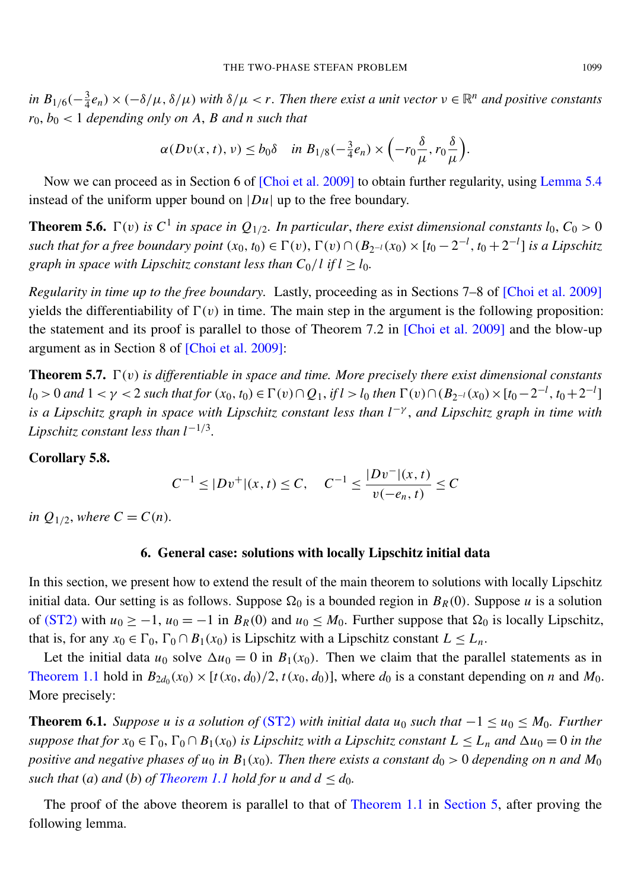*in* $B_{1/6}(-\frac{3}{4}e_n) \times (-\delta/\mu, \delta/\mu)$ *with* $\delta/\mu < r$. *Then there exist a unit vector* $\nu \in \mathbb{R}^n$ *and positive constants* $r_0, b_0 < 1$ *depending only on* $A$, $B$ *and* $n$ *such that*

$$\alpha(Dv(x,t), \nu) \le b_0 \delta \quad \text{in } B_{1/8}(-\tfrac{3}{4}e_n) \times \left(-r_0\frac{\delta}{\mu}, r_0\frac{\delta}{\mu}\right).$$

Now we can proceed as in Section 6 of [Choi et al. 2009] to obtain further regularity, using Lemma 5.4 instead of the uniform upper bound on $|Du|$ up to the free boundary.

**Theorem 5.6.** *$\Gamma(v)$ is $C^1$ in space in $Q_{1/2}$. In particular, there exist dimensional constants $l_0, C_0 > 0$ such that for a free boundary point $(x_0, t_0) \in \Gamma(v)$, $\Gamma(v) \cap (B_{2^{-l}}(x_0) \times [t_0 - 2^{-l}, t_0 + 2^{-l}]$ is a Lipschitz graph in space with Lipschitz constant less than $C_0/l$ if $l \ge l_0$.*

*Regularity in time up to the free boundary.* Lastly, proceeding as in Sections 7–8 of [Choi et al. 2009] yields the differentiability of $\Gamma(v)$ in time. The main step in the argument is the following proposition: the statement and its proof is parallel to those of Theorem 7.2 in [Choi et al. 2009] and the blow-up argument as in Section 8 of [Choi et al. 2009]:

**Theorem 5.7.** *$\Gamma(v)$ is differentiable in space and time. More precisely there exist dimensional constants $l_0 > 0$ and $1 < \gamma < 2$ such that for $(x_0, t_0) \in \Gamma(v) \cap Q_1$, if $l > l_0$ then $\Gamma(v) \cap (B_{2^{-l}}(x_0) \times [t_0 - 2^{-l}, t_0 + 2^{-l}]$ is a Lipschitz graph in space with Lipschitz constant less than $l^{-\gamma}$, and Lipschitz graph in time with Lipschitz constant less than $l^{-1/3}$.*

**Corollary 5.8.**

$$C^{-1} \le |Dv^+|(x,t) \le C, \quad C^{-1} \le \frac{|Dv^-|(x,t)}{v(-e_n, t)} \le C$$

*in* $Q_{1/2}$, *where* $C = C(n)$.

## 6. General case: solutions with locally Lipschitz initial data

In this section, we present how to extend the result of the main theorem to solutions with locally Lipschitz initial data. Our setting is as follows. Suppose $\Omega_0$ is a bounded region in $B_R(0)$. Suppose $u$ is a solution of (ST2) with $u_0 \ge -1$, $u_0 = -1$ in $B_R(0)$ and $u_0 \le M_0$. Further suppose that $\Omega_0$ is locally Lipschitz, that is, for any $x_0 \in \Gamma_0$, $\Gamma_0 \cap B_1(x_0)$ is Lipschitz with a Lipschitz constant $L \le L_n$.

Let the initial data $u_0$ solve $\Delta u_0 = 0$ in $B_1(x_0)$. Then we claim that the parallel statements as in Theorem 1.1 hold in $B_{2d_0}(x_0) \times [t(x_0, d_0)/2, t(x_0, d_0)]$, where $d_0$ is a constant depending on $n$ and $M_0$. More precisely:

**Theorem 6.1.** *Suppose $u$ is a solution of (ST2) with initial data $u_0$ such that $-1 \le u_0 \le M_0$. Further suppose that for $x_0 \in \Gamma_0$, $\Gamma_0 \cap B_1(x_0)$ is Lipschitz with a Lipschitz constant $L \le L_n$ and $\Delta u_0 = 0$ in the positive and negative phases of $u_0$ in $B_1(x_0)$. Then there exists a constant $d_0 > 0$ depending on $n$ and $M_0$ such that (a) and (b) of Theorem 1.1 hold for $u$ and $d \le d_0$.*

The proof of the above theorem is parallel to that of Theorem 1.1 in Section 5, after proving the following lemma.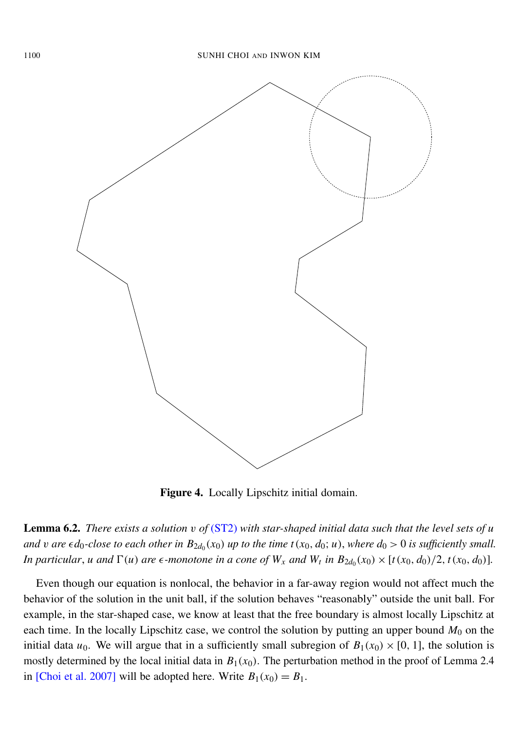**Figure 4.** Locally Lipschitz initial domain.

**Lemma 6.2.** *There exists a solution $v$ of (ST2) with star-shaped initial data such that the level sets of $u$ and $v$ are $\epsilon d_0$-close to each other in $B_{2d_0}(x_0)$ up to the time $t(x_0, d_0; u)$, where $d_0 > 0$ is sufficiently small. In particular, $u$ and $\Gamma(u)$ are $\epsilon$-monotone in a cone of $W_x$ and $W_t$ in $B_{2d_0}(x_0) \times [t(x_0, d_0)/2, t(x_0, d_0)]$.*

Even though our equation is nonlocal, the behavior in a far-away region would not affect much the behavior of the solution in the unit ball, if the solution behaves "reasonably" outside the unit ball. For example, in the star-shaped case, we know at least that the free boundary is almost locally Lipschitz at each time. In the locally Lipschitz case, we control the solution by putting an upper bound $M_0$ on the initial data $u_0$. We will argue that in a sufficiently small subregion of $B_1(x_0) \times [0, 1]$, the solution is mostly determined by the local initial data in $B_1(x_0)$. The perturbation method in the proof of Lemma 2.4 in [Choi et al. 2007] will be adopted here. Write $B_1(x_0) = B_1$.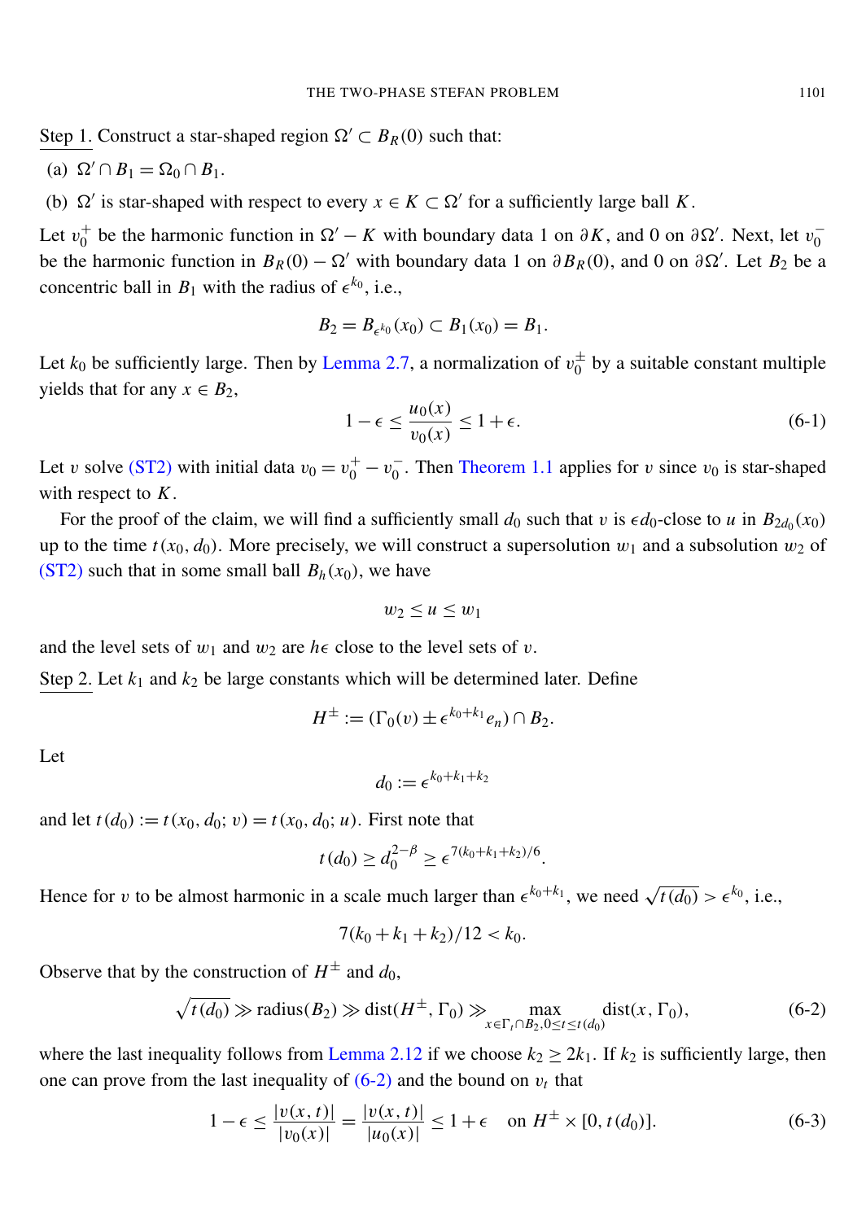Step 1. Construct a star-shaped region $\Omega' \subset B_R(0)$ such that:

(a) $\Omega' \cap B_1 = \Omega_0 \cap B_1$.

(b) $\Omega'$ is star-shaped with respect to every $x \in K \subset \Omega'$ for a sufficiently large ball $K$.

Let $v_0^+$ be the harmonic function in $\Omega' - K$ with boundary data 1 on $\partial K$, and 0 on $\partial\Omega'$. Next, let $v_0^-$ be the harmonic function in $B_R(0) - \Omega'$ with boundary data 1 on $\partial B_R(0)$, and 0 on $\partial\Omega'$. Let $B_2$ be a concentric ball in $B_1$ with the radius of $\epsilon^{k_0}$, i.e.,

$$B_2 = B_{\epsilon^{k_0}}(x_0) \subset B_1(x_0) = B_1.$$

Let $k_0$ be sufficiently large. Then by Lemma 2.7, a normalization of $v_0^{\pm}$ by a suitable constant multiple yields that for any $x \in B_2$,

$$1-\epsilon \le \frac{u_0(x)}{v_0(x)} \le 1+\epsilon. \tag{6-1}$$

Let $v$ solve (ST2) with initial data $v_0 = v_0^+ - v_0^-$. Then Theorem 1.1 applies for $v$ since $v_0$ is star-shaped with respect to $K$.

For the proof of the claim, we will find a sufficiently small $d_0$ such that $v$ is $\epsilon d_0$-close to $u$ in $B_{2d_0}(x_0)$ up to the time $t(x_0, d_0)$. More precisely, we will construct a supersolution $w_1$ and a subsolution $w_2$ of (ST2) such that in some small ball $B_h(x_0)$, we have

$$w_2 \le u \le w_1$$

and the level sets of $w_1$ and $w_2$ are $h\epsilon$ close to the level sets of $v$.

Step 2. Let $k_1$ and $k_2$ be large constants which will be determined later. Define

$$H^{\pm} := (\Gamma_0(v) \pm \epsilon^{k_0+k_1} e_n) \cap B_2.$$

Let

$$d_0 := \epsilon^{k_0+k_1+k_2}$$

and let $t(d_0) := t(x_0, d_0; v) = t(x_0, d_0; u)$. First note that

$$t(d_0) \ge d_0^{2-\beta} \ge \epsilon^{7(k_0+k_1+k_2)/6}.$$

Hence for $v$ to be almost harmonic in a scale much larger than $\epsilon^{k_0+k_1}$, we need $\sqrt{t(d_0)} > \epsilon^{k_0}$, i.e.,

$$7(k_0+k_1+k_2)/12 < k_0.$$

Observe that by the construction of $H^{\pm}$ and $d_0$,

$$\sqrt{t(d_0)} \gg \text{radius}(B_2) \gg \text{dist}(H^{\pm}, \Gamma_0) \gg \max_{x \in \Gamma_t \cap B_2, 0 \le t \le t(d_0)} \text{dist}(x, \Gamma_0), \tag{6-2}$$

where the last inequality follows from Lemma 2.12 if we choose $k_2 \ge 2k_1$. If $k_2$ is sufficiently large, then one can prove from the last inequality of (6-2) and the bound on $v_t$ that

$$1-\epsilon \le \frac{|v(x,t)|}{|v_0(x)|} = \frac{|v(x,t)|}{|u_0(x)|} \le 1+\epsilon \quad \text{on } H^{\pm} \times [0, t(d_0)]. \tag{6-3}$$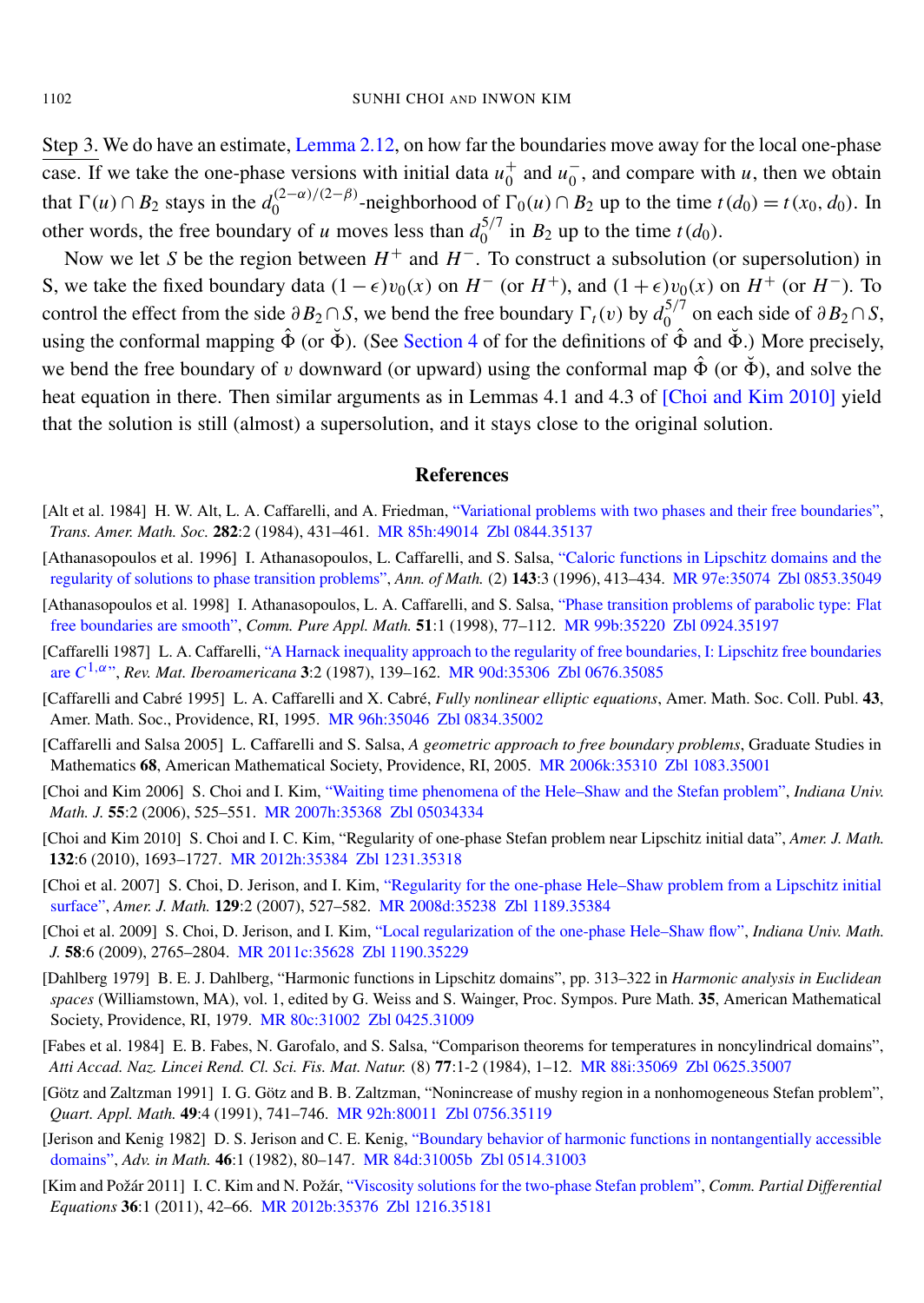Step 3. We do have an estimate, Lemma 2.12, on how far the boundaries move away for the local one-phase case. If we take the one-phase versions with initial data $u_0^+$ and $u_0^-$, and compare with $u$, then we obtain that $\Gamma(u) \cap B_2$ stays in the $d_0^{(2-\alpha)/(2-\beta)}$-neighborhood of $\Gamma_0(u) \cap B_2$ up to the time $t(d_0) = t(x_0, d_0)$. In other words, the free boundary of $u$ moves less than $d_0^{5/7}$ in $B_2$ up to the time $t(d_0)$.

Now we let $S$ be the region between $H^+$ and $H^-$. To construct a subsolution (or supersolution) in S, we take the fixed boundary data $(1-\epsilon)v_0(x)$ on $H^-$ (or $H^+$), and $(1+\epsilon)v_0(x)$ on $H^+$ (or $H^-$). To control the effect from the side $\partial B_2 \cap S$, we bend the free boundary $\Gamma_t(v)$ by $d_0^{5/7}$ on each side of $\partial B_2 \cap S$, using the conformal mapping $\hat{\Phi}$ (or $\check{\Phi}$). (See Section 4 of for the definitions of $\hat{\Phi}$ and $\check{\Phi}$.) More precisely, we bend the free boundary of $v$ downward (or upward) using the conformal map $\hat{\Phi}$ (or $\check{\Phi}$), and solve the heat equation in there. Then similar arguments as in Lemmas 4.1 and 4.3 of [Choi and Kim 2010] yield that the solution is still (almost) a supersolution, and it stays close to the original solution.

## References

[Alt et al. 1984] H. W. Alt, L. A. Caffarelli, and A. Friedman, "Variational problems with two phases and their free boundaries", *Trans. Amer. Math. Soc.* **282**:2 (1984), 431–461. MR 85h:49014 Zbl 0844.35137

[Athanasopoulos et al. 1996] I. Athanasopoulos, L. Caffarelli, and S. Salsa, "Caloric functions in Lipschitz domains and the regularity of solutions to phase transition problems", *Ann. of Math.* (2) **143**:3 (1996), 413–434. MR 97e:35074 Zbl 0853.35049

[Athanasopoulos et al. 1998] I. Athanasopoulos, L. A. Caffarelli, and S. Salsa, "Phase transition problems of parabolic type: Flat free boundaries are smooth", *Comm. Pure Appl. Math.* **51**:1 (1998), 77–112. MR 99b:35220 Zbl 0924.35197

[Caffarelli 1987] L. A. Caffarelli, "A Harnack inequality approach to the regularity of free boundaries, I: Lipschitz free boundaries are $C^{1,\alpha}$", *Rev. Mat. Iberoamericana* **3**:2 (1987), 139–162. MR 90d:35306 Zbl 0676.35085

[Caffarelli and Cabré 1995] L. A. Caffarelli and X. Cabré, *Fully nonlinear elliptic equations*, Amer. Math. Soc. Coll. Publ. **43**, Amer. Math. Soc., Providence, RI, 1995. MR 96h:35046 Zbl 0834.35002

[Caffarelli and Salsa 2005] L. Caffarelli and S. Salsa, *A geometric approach to free boundary problems*, Graduate Studies in Mathematics **68**, American Mathematical Society, Providence, RI, 2005. MR 2006k:35310 Zbl 1083.35001

[Choi and Kim 2006] S. Choi and I. Kim, "Waiting time phenomena of the Hele–Shaw and the Stefan problem", *Indiana Univ. Math. J.* **55**:2 (2006), 525–551. MR 2007h:35368 Zbl 05034334

[Choi and Kim 2010] S. Choi and I. C. Kim, "Regularity of one-phase Stefan problem near Lipschitz initial data", *Amer. J. Math.* **132**:6 (2010), 1693–1727. MR 2012h:35384 Zbl 1231.35318

[Choi et al. 2007] S. Choi, D. Jerison, and I. Kim, "Regularity for the one-phase Hele–Shaw problem from a Lipschitz initial surface", *Amer. J. Math.* **129**:2 (2007), 527–582. MR 2008d:35238 Zbl 1189.35384

[Choi et al. 2009] S. Choi, D. Jerison, and I. Kim, "Local regularization of the one-phase Hele–Shaw flow", *Indiana Univ. Math. J.* **58**:6 (2009), 2765–2804. MR 2011c:35628 Zbl 1190.35229

[Dahlberg 1979] B. E. J. Dahlberg, "Harmonic functions in Lipschitz domains", pp. 313–322 in *Harmonic analysis in Euclidean spaces* (Williamstown, MA), vol. 1, edited by G. Weiss and S. Wainger, Proc. Sympos. Pure Math. **35**, American Mathematical Society, Providence, RI, 1979. MR 80c:31002 Zbl 0425.31009

[Fabes et al. 1984] E. B. Fabes, N. Garofalo, and S. Salsa, "Comparison theorems for temperatures in noncylindrical domains", *Atti Accad. Naz. Lincei Rend. Cl. Sci. Fis. Mat. Natur.* (8) **77**:1-2 (1984), 1–12. MR 88i:35069 Zbl 0625.35007

[Götz and Zaltzman 1991] I. G. Götz and B. B. Zaltzman, "Nonincrease of mushy region in a nonhomogeneous Stefan problem", *Quart. Appl. Math.* **49**:4 (1991), 741–746. MR 92h:80011 Zbl 0756.35119

[Jerison and Kenig 1982] D. S. Jerison and C. E. Kenig, "Boundary behavior of harmonic functions in nontangentially accessible domains", *Adv. in Math.* **46**:1 (1982), 80–147. MR 84d:31005b Zbl 0514.31003

[Kim and Požár 2011] I. C. Kim and N. Požár, "Viscosity solutions for the two-phase Stefan problem", *Comm. Partial Differential Equations* **36**:1 (2011), 42–66. MR 2012b:35376 Zbl 1216.35181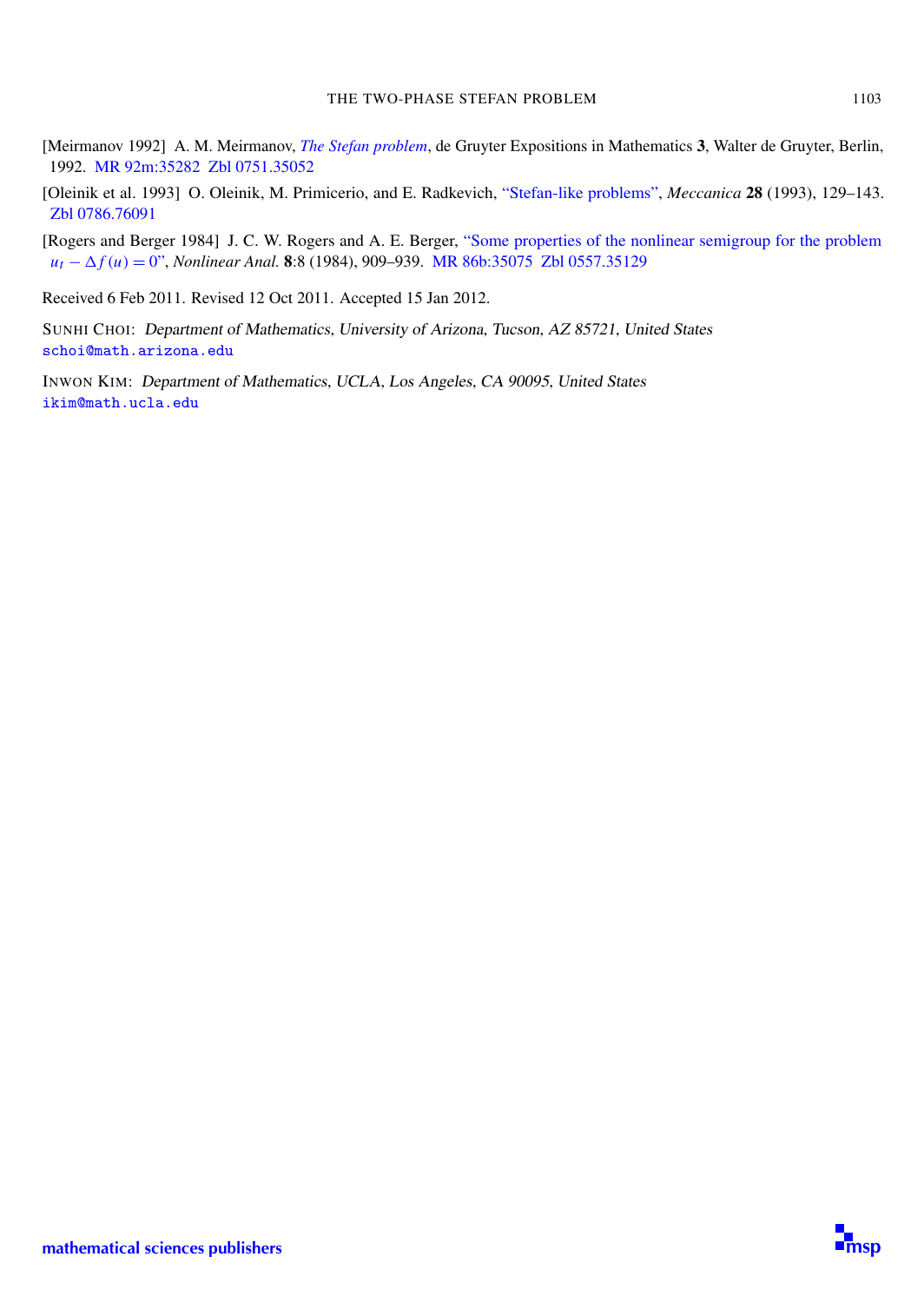[Meirmanov 1992] A. M. Meirmanov, *The Stefan problem*, de Gruyter Expositions in Mathematics **3**, Walter de Gruyter, Berlin, 1992. MR 92m:35282 Zbl 0751.35052

[Oleinik et al. 1993] O. Oleinik, M. Primicerio, and E. Radkevich, "Stefan-like problems", *Meccanica* **28** (1993), 129–143. Zbl 0786.76091

[Rogers and Berger 1984] J. C. W. Rogers and A. E. Berger, "Some properties of the nonlinear semigroup for the problem $u_t - \Delta f(u) = 0$", *Nonlinear Anal.* **8**:8 (1984), 909–939. MR 86b:35075 Zbl 0557.35129

Received 6 Feb 2011. Revised 12 Oct 2011. Accepted 15 Jan 2012.

SUNHI CHOI: *Department of Mathematics, University of Arizona, Tucson, AZ 85721, United States*
schoi@math.arizona.edu

INWON KIM: *Department of Mathematics, UCLA, Los Angeles, CA 90095, United States*
ikim@math.ucla.edu

mathematical sciences publishers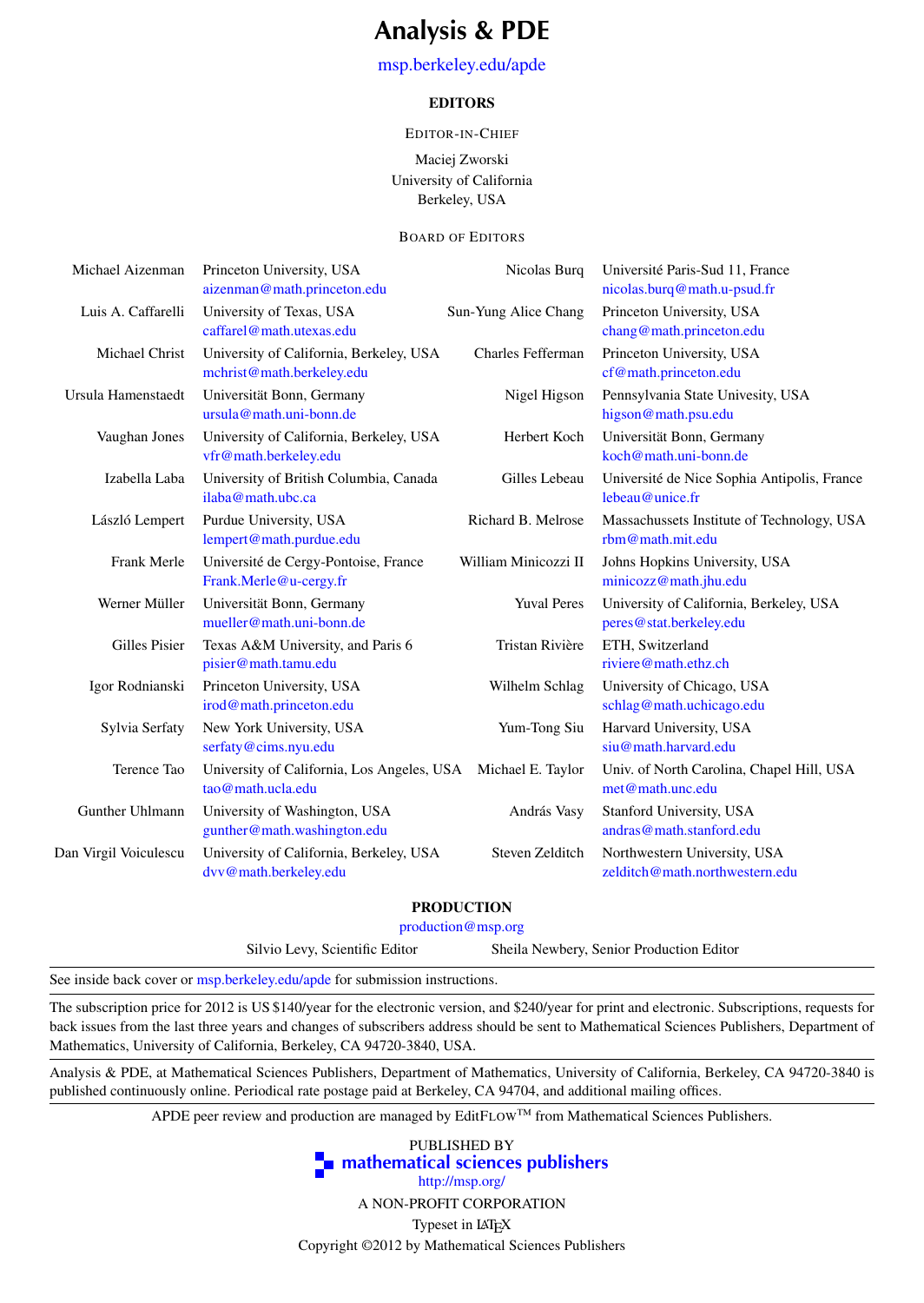# Analysis & PDE

msp.berkeley.edu/apde

## EDITORS

EDITOR-IN-CHIEF

Maciej Zworski
University of California
Berkeley, USA

BOARD OF EDITORS

| | | | |
|---|---|---|---|
| Michael Aizenman | Princeton University, USA<br>aizenman@math.princeton.edu | Nicolas Burq | Université Paris-Sud 11, France<br>nicolas.burq@math.u-psud.fr |
| Luis A. Caffarelli | University of Texas, USA<br>caffarel@math.utexas.edu | Sun-Yung Alice Chang | Princeton University, USA<br>chang@math.princeton.edu |
| Michael Christ | University of California, Berkeley, USA<br>mchrist@math.berkeley.edu | Charles Fefferman | Princeton University, USA<br>cf@math.princeton.edu |
| Ursula Hamenstaedt | Universität Bonn, Germany<br>ursula@math.uni-bonn.de | Nigel Higson | Pennsylvania State Univesity, USA<br>higson@math.psu.edu |
| Vaughan Jones | University of California, Berkeley, USA<br>vfr@math.berkeley.edu | Herbert Koch | Universität Bonn, Germany<br>koch@math.uni-bonn.de |
| Izabella Laba | University of British Columbia, Canada<br>ilaba@math.ubc.ca | Gilles Lebeau | Université de Nice Sophia Antipolis, France<br>lebeau@unice.fr |
| László Lempert | Purdue University, USA<br>lempert@math.purdue.edu | Richard B. Melrose | Massachussets Institute of Technology, USA<br>rbm@math.mit.edu |
| Frank Merle | Université de Cergy-Pontoise, France<br>Frank.Merle@u-cergy.fr | William Minicozzi II | Johns Hopkins University, USA<br>minicozz@math.jhu.edu |
| Werner Müller | Universität Bonn, Germany<br>mueller@math.uni-bonn.de | Yuval Peres | University of California, Berkeley, USA<br>peres@stat.berkeley.edu |
| Gilles Pisier | Texas A&M University, and Paris 6<br>pisier@math.tamu.edu | Tristan Rivière | ETH, Switzerland<br>riviere@math.ethz.ch |
| Igor Rodnianski | Princeton University, USA<br>irod@math.princeton.edu | Wilhelm Schlag | University of Chicago, USA<br>schlag@math.uchicago.edu |
| Sylvia Serfaty | New York University, USA<br>serfaty@cims.nyu.edu | Yum-Tong Siu | Harvard University, USA<br>siu@math.harvard.edu |
| Terence Tao | University of California, Los Angeles, USA<br>tao@math.ucla.edu | Michael E. Taylor | Univ. of North Carolina, Chapel Hill, USA<br>met@math.unc.edu |
| Gunther Uhlmann | University of Washington, USA<br>gunther@math.washington.edu | András Vasy | Stanford University, USA<br>andras@math.stanford.edu |
| Dan Virgil Voiculescu | University of California, Berkeley, USA<br>dvv@math.berkeley.edu | Steven Zelditch | Northwestern University, USA<br>zelditch@math.northwestern.edu |

## PRODUCTION

production@msp.org

Silvio Levy, Scientific Editor    Sheila Newbery, Senior Production Editor

---

See inside back cover or msp.berkeley.edu/apde for submission instructions.

---

The subscription price for 2012 is US $140/year for the electronic version, and $240/year for print and electronic. Subscriptions, requests for back issues from the last three years and changes of subscribers address should be sent to Mathematical Sciences Publishers, Department of Mathematics, University of California, Berkeley, CA 94720-3840, USA.

---

Analysis & PDE, at Mathematical Sciences Publishers, Department of Mathematics, University of California, Berkeley, CA 94720-3840 is published continuously online. Periodical rate postage paid at Berkeley, CA 94704, and additional mailing offices.

---

APDE peer review and production are managed by EditFLOW™ from Mathematical Sciences Publishers.

PUBLISHED BY
**mathematical sciences publishers**
http://msp.org/
A NON-PROFIT CORPORATION
Typeset in LaTeX
Copyright ©2012 by Mathematical Sciences Publishers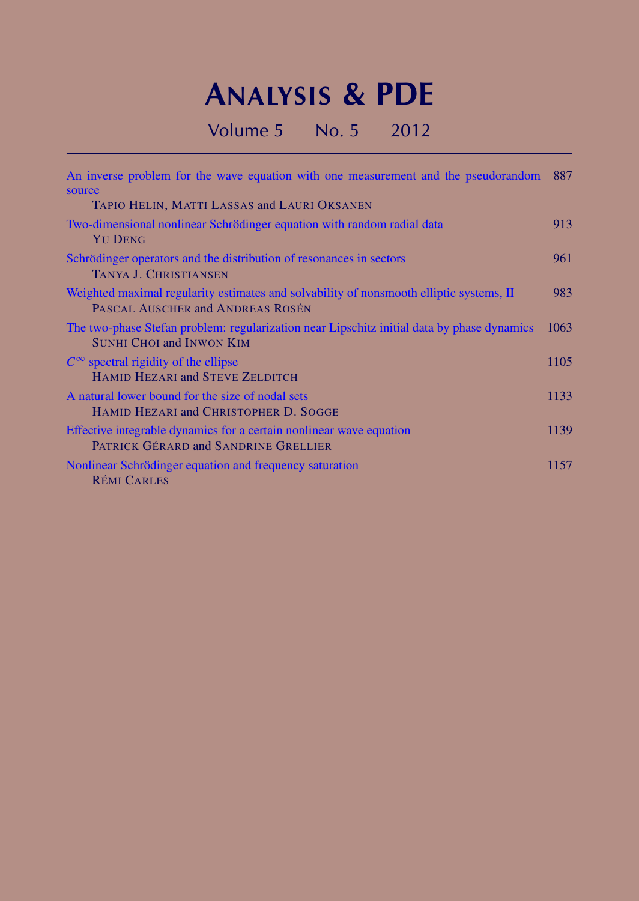# Analysis & PDE

Volume 5 No. 5 2012

---

An inverse problem for the wave equation with one measurement and the pseudorandom source — 887
Tapio Helin, Matti Lassas and Lauri Oksanen

Two-dimensional nonlinear Schrödinger equation with random radial data — 913
Yu Deng

Schrödinger operators and the distribution of resonances in sectors — 961
Tanya J. Christiansen

Weighted maximal regularity estimates and solvability of nonsmooth elliptic systems, II — 983
Pascal Auscher and Andreas Rosén

The two-phase Stefan problem: regularization near Lipschitz initial data by phase dynamics — 1063
Sunhi Choi and Inwon Kim

$C^\infty$ spectral rigidity of the ellipse — 1105
Hamid Hezari and Steve Zelditch

A natural lower bound for the size of nodal sets — 1133
Hamid Hezari and Christopher D. Sogge

Effective integrable dynamics for a certain nonlinear wave equation — 1139
Patrick Gérard and Sandrine Grellier

Nonlinear Schrödinger equation and frequency saturation — 1157
Rémi Carles